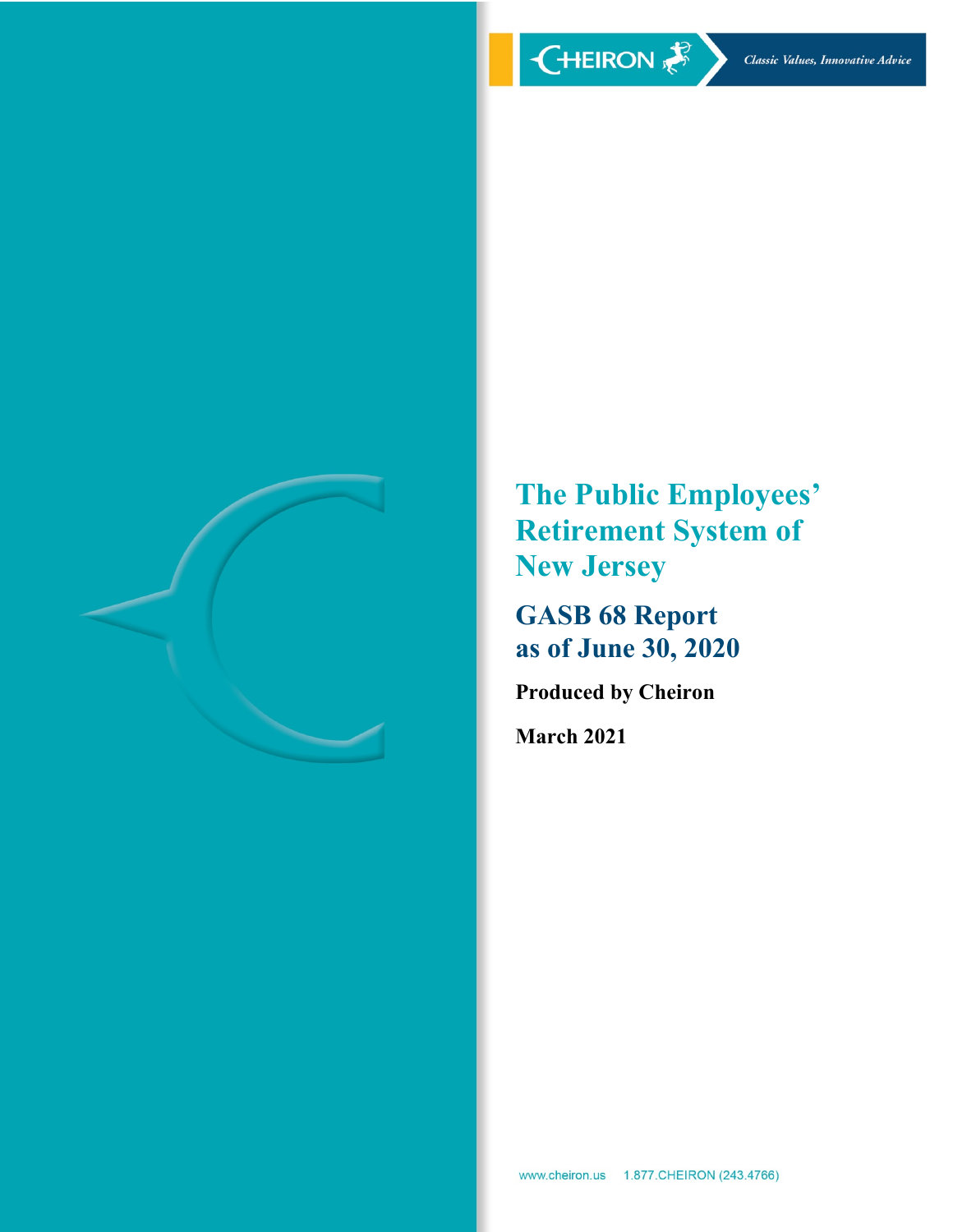CHEIRON

*Classic Values, Innovative Advice*

# The Public Employees' Retirement System of New Jersey

## GASB 68 Report as of June 30, 2020

**Produced by Cheiron**

**March 2021**

www.cheiron.us 1.877.CHEIRON (243.4766)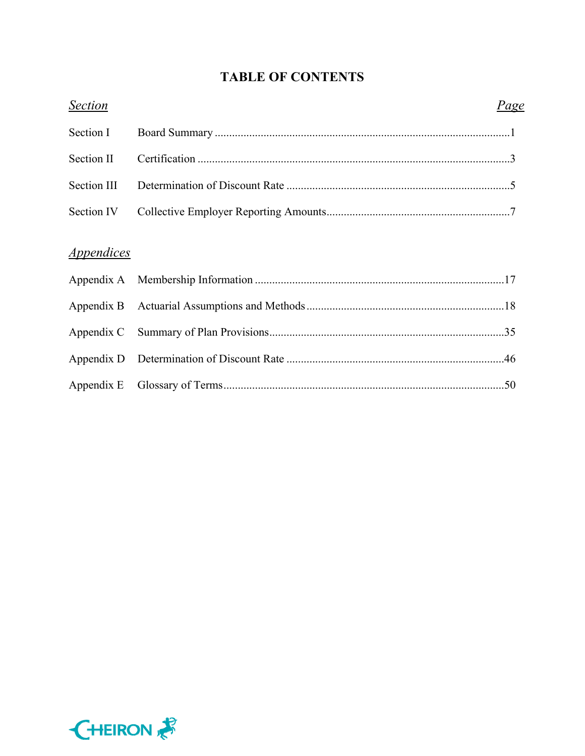# TABLE OF CONTENTS

| *Section* | | *Page* |
|---|---|---|
| Section I | Board Summary | 1 |
| Section II | Certification | 3 |
| Section III | Determination of Discount Rate | 5 |
| Section IV | Collective Employer Reporting Amounts | 7 |

| *Appendices* | | |
|---|---|---|
| Appendix A | Membership Information | 17 |
| Appendix B | Actuarial Assumptions and Methods | 18 |
| Appendix C | Summary of Plan Provisions | 35 |
| Appendix D | Determination of Discount Rate | 46 |
| Appendix E | Glossary of Terms | 50 |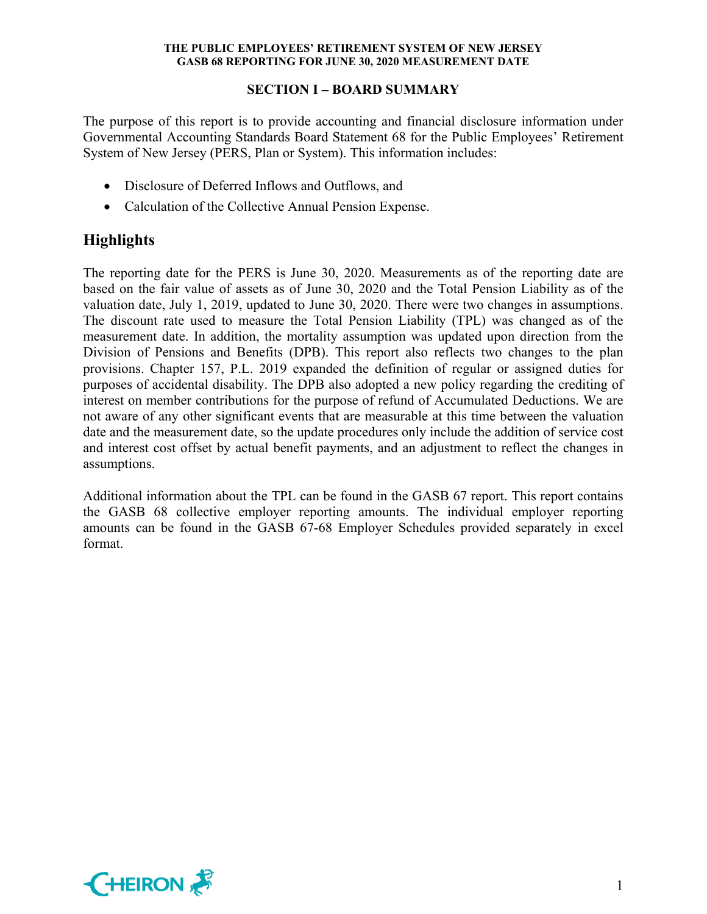## SECTION I – BOARD SUMMARY

The purpose of this report is to provide accounting and financial disclosure information under Governmental Accounting Standards Board Statement 68 for the Public Employees' Retirement System of New Jersey (PERS, Plan or System). This information includes:

- Disclosure of Deferred Inflows and Outflows, and
- Calculation of the Collective Annual Pension Expense.

## Highlights

The reporting date for the PERS is June 30, 2020. Measurements as of the reporting date are based on the fair value of assets as of June 30, 2020 and the Total Pension Liability as of the valuation date, July 1, 2019, updated to June 30, 2020. There were two changes in assumptions. The discount rate used to measure the Total Pension Liability (TPL) was changed as of the measurement date. In addition, the mortality assumption was updated upon direction from the Division of Pensions and Benefits (DPB). This report also reflects two changes to the plan provisions. Chapter 157, P.L. 2019 expanded the definition of regular or assigned duties for purposes of accidental disability. The DPB also adopted a new policy regarding the crediting of interest on member contributions for the purpose of refund of Accumulated Deductions. We are not aware of any other significant events that are measurable at this time between the valuation date and the measurement date, so the update procedures only include the addition of service cost and interest cost offset by actual benefit payments, and an adjustment to reflect the changes in assumptions.

Additional information about the TPL can be found in the GASB 67 report. This report contains the GASB 68 collective employer reporting amounts. The individual employer reporting amounts can be found in the GASB 67-68 Employer Schedules provided separately in excel format.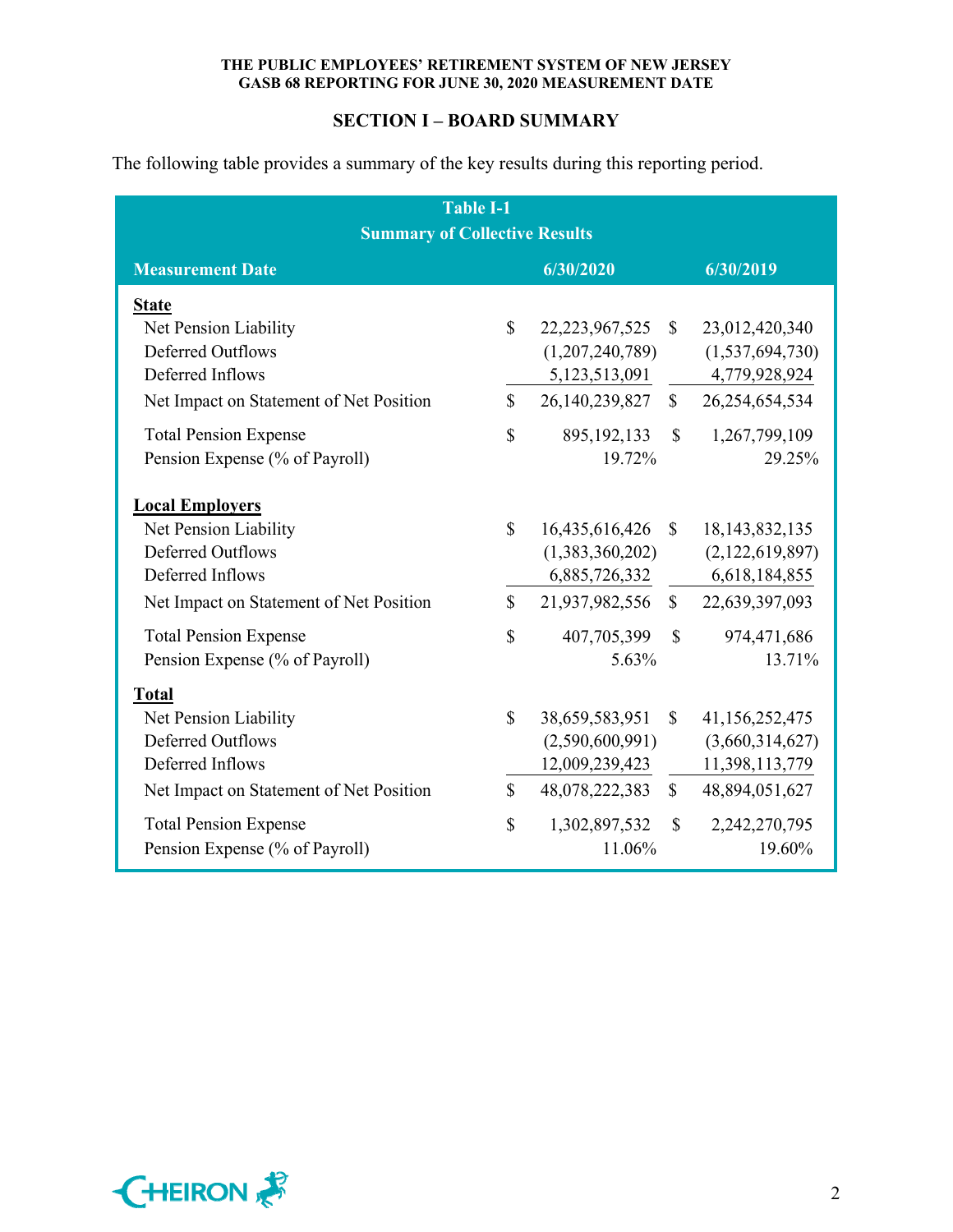## SECTION I – BOARD SUMMARY

The following table provides a summary of the key results during this reporting period.

**Table I-1**
**Summary of Collective Results**

| Measurement Date | 6/30/2020 | 6/30/2019 |
|---|---|---|
| **State** | | |
| Net Pension Liability | $ 22,223,967,525 | $ 23,012,420,340 |
| Deferred Outflows | (1,207,240,789) | (1,537,694,730) |
| Deferred Inflows | 5,123,513,091 | 4,779,928,924 |
| Net Impact on Statement of Net Position | $ 26,140,239,827 | $ 26,254,654,534 |
| Total Pension Expense | $ 895,192,133 | $ 1,267,799,109 |
| Pension Expense (% of Payroll) | 19.72% | 29.25% |
| **Local Employers** | | |
| Net Pension Liability | $ 16,435,616,426 | $ 18,143,832,135 |
| Deferred Outflows | (1,383,360,202) | (2,122,619,897) |
| Deferred Inflows | 6,885,726,332 | 6,618,184,855 |
| Net Impact on Statement of Net Position | $ 21,937,982,556 | $ 22,639,397,093 |
| Total Pension Expense | $ 407,705,399 | $ 974,471,686 |
| Pension Expense (% of Payroll) | 5.63% | 13.71% |
| **Total** | | |
| Net Pension Liability | $ 38,659,583,951 | $ 41,156,252,475 |
| Deferred Outflows | (2,590,600,991) | (3,660,314,627) |
| Deferred Inflows | 12,009,239,423 | 11,398,113,779 |
| Net Impact on Statement of Net Position | $ 48,078,222,383 | $ 48,894,051,627 |
| Total Pension Expense | $ 1,302,897,532 | $ 2,242,270,795 |
| Pension Expense (% of Payroll) | 11.06% | 19.60% |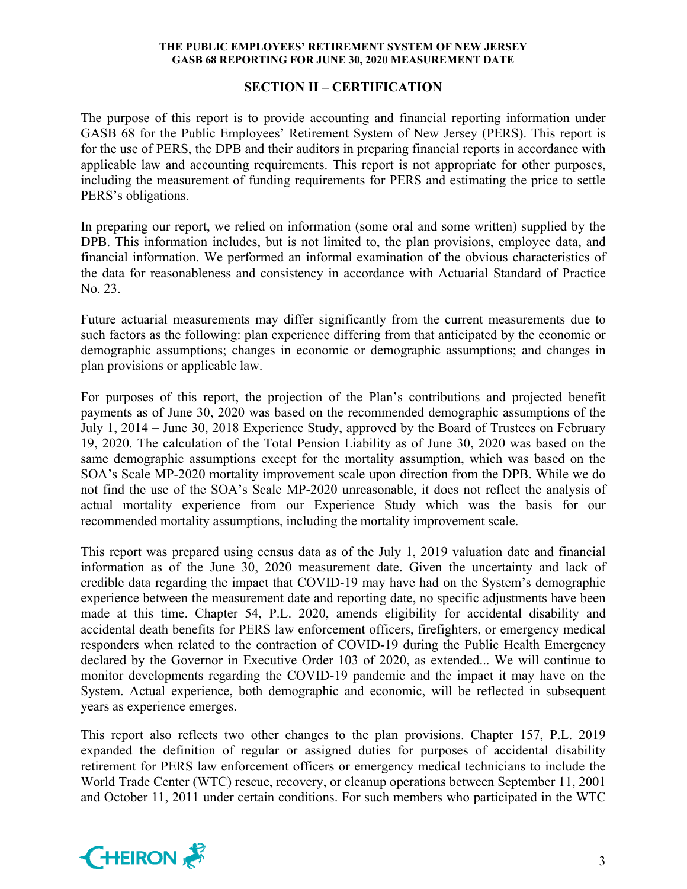## SECTION II – CERTIFICATION

The purpose of this report is to provide accounting and financial reporting information under GASB 68 for the Public Employees' Retirement System of New Jersey (PERS). This report is for the use of PERS, the DPB and their auditors in preparing financial reports in accordance with applicable law and accounting requirements. This report is not appropriate for other purposes, including the measurement of funding requirements for PERS and estimating the price to settle PERS's obligations.

In preparing our report, we relied on information (some oral and some written) supplied by the DPB. This information includes, but is not limited to, the plan provisions, employee data, and financial information. We performed an informal examination of the obvious characteristics of the data for reasonableness and consistency in accordance with Actuarial Standard of Practice No. 23.

Future actuarial measurements may differ significantly from the current measurements due to such factors as the following: plan experience differing from that anticipated by the economic or demographic assumptions; changes in economic or demographic assumptions; and changes in plan provisions or applicable law.

For purposes of this report, the projection of the Plan's contributions and projected benefit payments as of June 30, 2020 was based on the recommended demographic assumptions of the July 1, 2014 – June 30, 2018 Experience Study, approved by the Board of Trustees on February 19, 2020. The calculation of the Total Pension Liability as of June 30, 2020 was based on the same demographic assumptions except for the mortality assumption, which was based on the SOA's Scale MP-2020 mortality improvement scale upon direction from the DPB. While we do not find the use of the SOA's Scale MP-2020 unreasonable, it does not reflect the analysis of actual mortality experience from our Experience Study which was the basis for our recommended mortality assumptions, including the mortality improvement scale.

This report was prepared using census data as of the July 1, 2019 valuation date and financial information as of the June 30, 2020 measurement date. Given the uncertainty and lack of credible data regarding the impact that COVID-19 may have had on the System's demographic experience between the measurement date and reporting date, no specific adjustments have been made at this time. Chapter 54, P.L. 2020, amends eligibility for accidental disability and accidental death benefits for PERS law enforcement officers, firefighters, or emergency medical responders when related to the contraction of COVID-19 during the Public Health Emergency declared by the Governor in Executive Order 103 of 2020, as extended... We will continue to monitor developments regarding the COVID-19 pandemic and the impact it may have on the System. Actual experience, both demographic and economic, will be reflected in subsequent years as experience emerges.

This report also reflects two other changes to the plan provisions. Chapter 157, P.L. 2019 expanded the definition of regular or assigned duties for purposes of accidental disability retirement for PERS law enforcement officers or emergency medical technicians to include the World Trade Center (WTC) rescue, recovery, or cleanup operations between September 11, 2001 and October 11, 2011 under certain conditions. For such members who participated in the WTC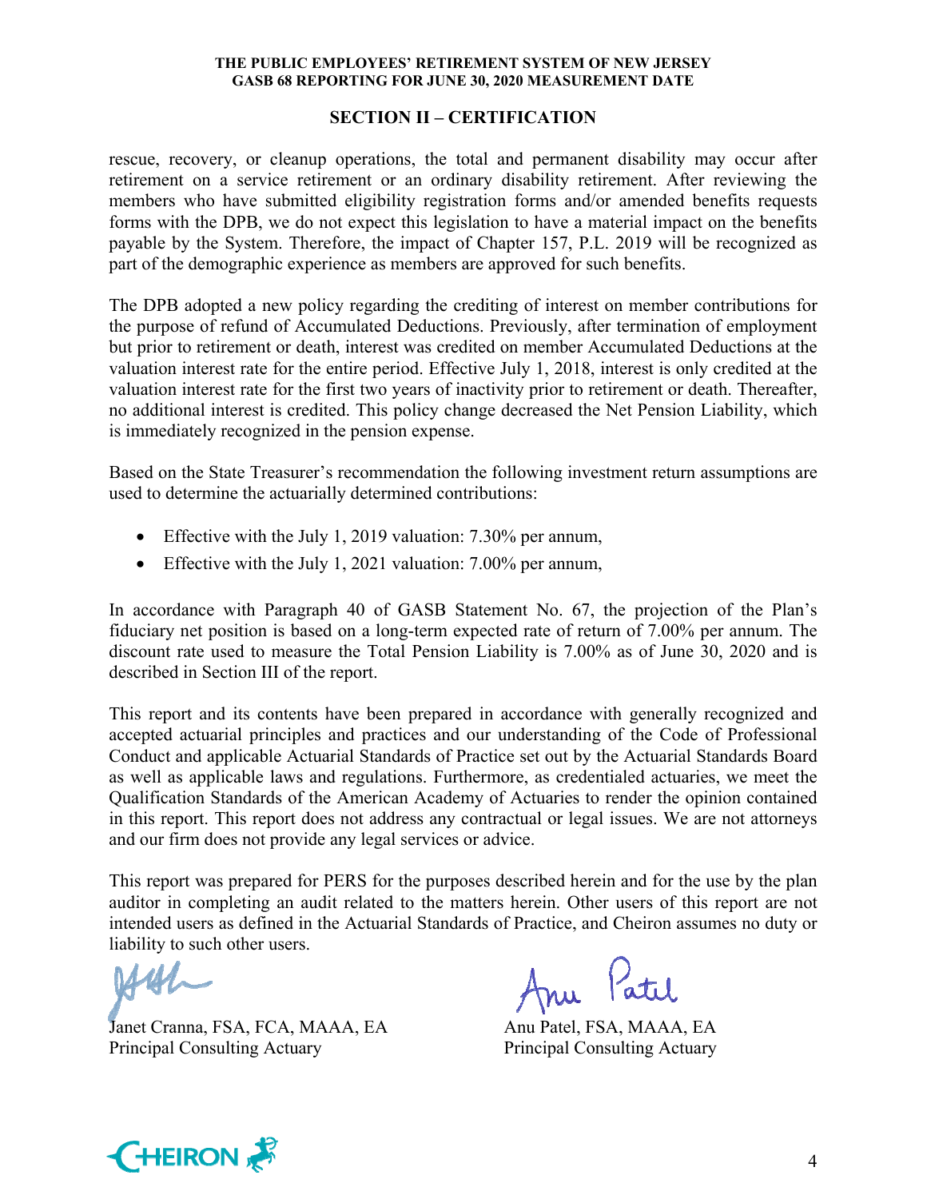## SECTION II – CERTIFICATION

rescue, recovery, or cleanup operations, the total and permanent disability may occur after retirement on a service retirement or an ordinary disability retirement. After reviewing the members who have submitted eligibility registration forms and/or amended benefits requests forms with the DPB, we do not expect this legislation to have a material impact on the benefits payable by the System. Therefore, the impact of Chapter 157, P.L. 2019 will be recognized as part of the demographic experience as members are approved for such benefits.

The DPB adopted a new policy regarding the crediting of interest on member contributions for the purpose of refund of Accumulated Deductions. Previously, after termination of employment but prior to retirement or death, interest was credited on member Accumulated Deductions at the valuation interest rate for the entire period. Effective July 1, 2018, interest is only credited at the valuation interest rate for the first two years of inactivity prior to retirement or death. Thereafter, no additional interest is credited. This policy change decreased the Net Pension Liability, which is immediately recognized in the pension expense.

Based on the State Treasurer's recommendation the following investment return assumptions are used to determine the actuarially determined contributions:

- Effective with the July 1, 2019 valuation: 7.30% per annum,
- Effective with the July 1, 2021 valuation: 7.00% per annum,

In accordance with Paragraph 40 of GASB Statement No. 67, the projection of the Plan's fiduciary net position is based on a long-term expected rate of return of 7.00% per annum. The discount rate used to measure the Total Pension Liability is 7.00% as of June 30, 2020 and is described in Section III of the report.

This report and its contents have been prepared in accordance with generally recognized and accepted actuarial principles and practices and our understanding of the Code of Professional Conduct and applicable Actuarial Standards of Practice set out by the Actuarial Standards Board as well as applicable laws and regulations. Furthermore, as credentialed actuaries, we meet the Qualification Standards of the American Academy of Actuaries to render the opinion contained in this report. This report does not address any contractual or legal issues. We are not attorneys and our firm does not provide any legal services or advice.

This report was prepared for PERS for the purposes described herein and for the use by the plan auditor in completing an audit related to the matters herein. Other users of this report are not intended users as defined in the Actuarial Standards of Practice, and Cheiron assumes no duty or liability to such other users.

Janet Cranna, FSA, FCA, MAAA, EA
Principal Consulting Actuary

Anu Patel, FSA, MAAA, EA
Principal Consulting Actuary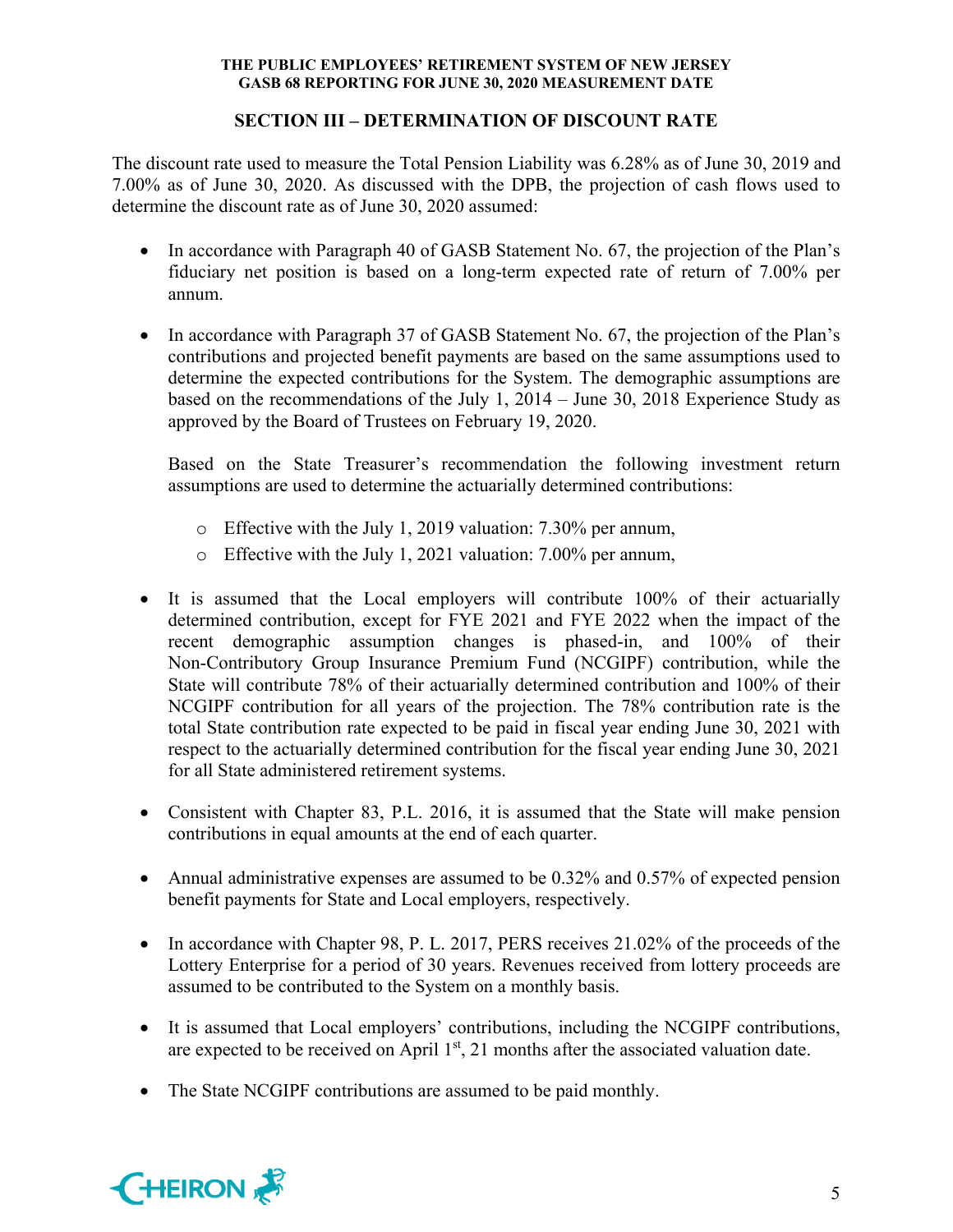## SECTION III – DETERMINATION OF DISCOUNT RATE

The discount rate used to measure the Total Pension Liability was 6.28% as of June 30, 2019 and 7.00% as of June 30, 2020. As discussed with the DPB, the projection of cash flows used to determine the discount rate as of June 30, 2020 assumed:

- In accordance with Paragraph 40 of GASB Statement No. 67, the projection of the Plan's fiduciary net position is based on a long-term expected rate of return of 7.00% per annum.

- In accordance with Paragraph 37 of GASB Statement No. 67, the projection of the Plan's contributions and projected benefit payments are based on the same assumptions used to determine the expected contributions for the System. The demographic assumptions are based on the recommendations of the July 1, 2014 – June 30, 2018 Experience Study as approved by the Board of Trustees on February 19, 2020.

  Based on the State Treasurer's recommendation the following investment return assumptions are used to determine the actuarially determined contributions:

  - Effective with the July 1, 2019 valuation: 7.30% per annum,
  - Effective with the July 1, 2021 valuation: 7.00% per annum,

- It is assumed that the Local employers will contribute 100% of their actuarially determined contribution, except for FYE 2021 and FYE 2022 when the impact of the recent demographic assumption changes is phased-in, and 100% of their Non-Contributory Group Insurance Premium Fund (NCGIPF) contribution, while the State will contribute 78% of their actuarially determined contribution and 100% of their NCGIPF contribution for all years of the projection. The 78% contribution rate is the total State contribution rate expected to be paid in fiscal year ending June 30, 2021 with respect to the actuarially determined contribution for the fiscal year ending June 30, 2021 for all State administered retirement systems.

- Consistent with Chapter 83, P.L. 2016, it is assumed that the State will make pension contributions in equal amounts at the end of each quarter.

- Annual administrative expenses are assumed to be 0.32% and 0.57% of expected pension benefit payments for State and Local employers, respectively.

- In accordance with Chapter 98, P. L. 2017, PERS receives 21.02% of the proceeds of the Lottery Enterprise for a period of 30 years. Revenues received from lottery proceeds are assumed to be contributed to the System on a monthly basis.

- It is assumed that Local employers' contributions, including the NCGIPF contributions, are expected to be received on April 1st, 21 months after the associated valuation date.

- The State NCGIPF contributions are assumed to be paid monthly.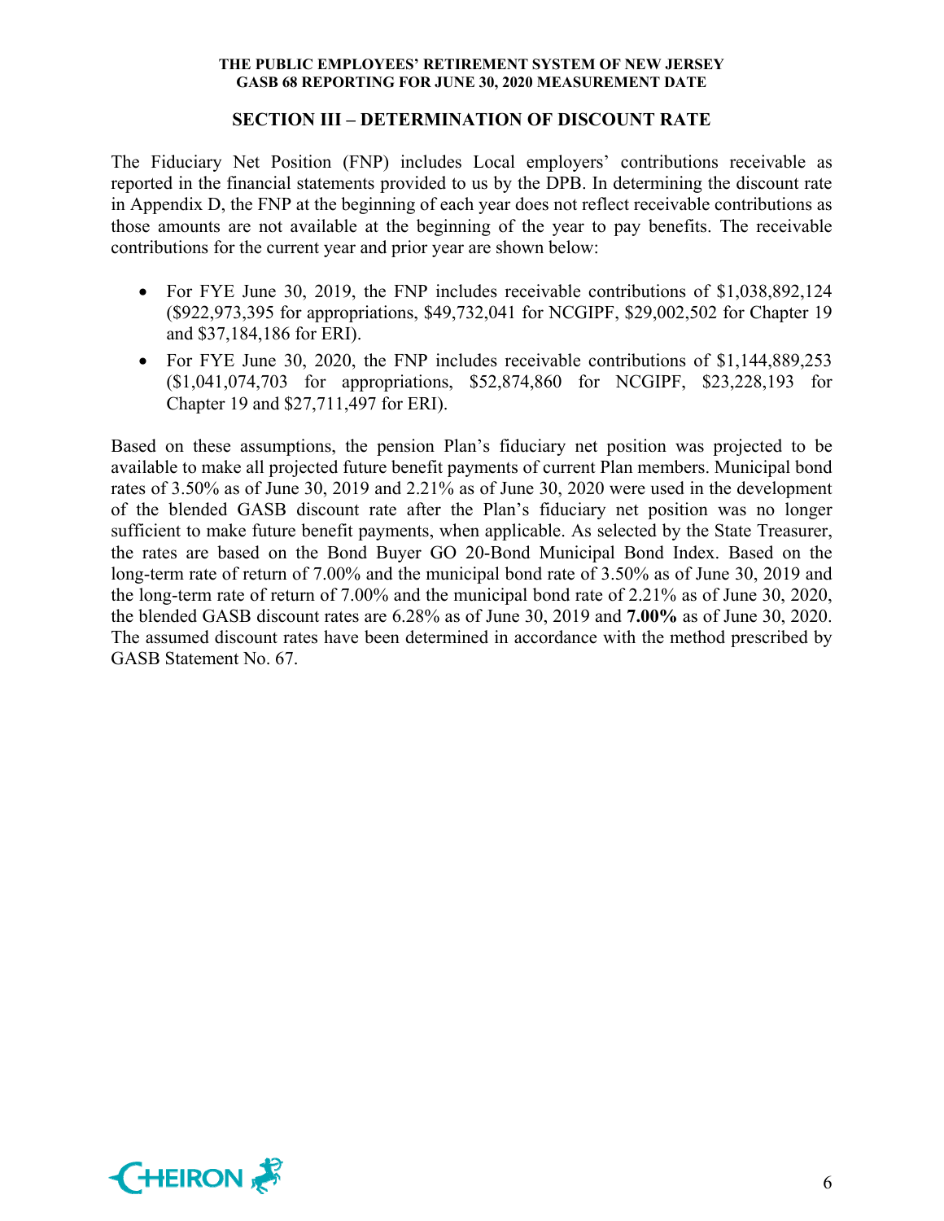## SECTION III – DETERMINATION OF DISCOUNT RATE

The Fiduciary Net Position (FNP) includes Local employers' contributions receivable as reported in the financial statements provided to us by the DPB. In determining the discount rate in Appendix D, the FNP at the beginning of each year does not reflect receivable contributions as those amounts are not available at the beginning of the year to pay benefits. The receivable contributions for the current year and prior year are shown below:

- For FYE June 30, 2019, the FNP includes receivable contributions of $1,038,892,124 ($922,973,395 for appropriations, $49,732,041 for NCGIPF, $29,002,502 for Chapter 19 and $37,184,186 for ERI).
- For FYE June 30, 2020, the FNP includes receivable contributions of $1,144,889,253 ($1,041,074,703 for appropriations, $52,874,860 for NCGIPF, $23,228,193 for Chapter 19 and $27,711,497 for ERI).

Based on these assumptions, the pension Plan's fiduciary net position was projected to be available to make all projected future benefit payments of current Plan members. Municipal bond rates of 3.50% as of June 30, 2019 and 2.21% as of June 30, 2020 were used in the development of the blended GASB discount rate after the Plan's fiduciary net position was no longer sufficient to make future benefit payments, when applicable. As selected by the State Treasurer, the rates are based on the Bond Buyer GO 20-Bond Municipal Bond Index. Based on the long-term rate of return of 7.00% and the municipal bond rate of 3.50% as of June 30, 2019 and the long-term rate of return of 7.00% and the municipal bond rate of 2.21% as of June 30, 2020, the blended GASB discount rates are 6.28% as of June 30, 2019 and **7.00%** as of June 30, 2020. The assumed discount rates have been determined in accordance with the method prescribed by GASB Statement No. 67.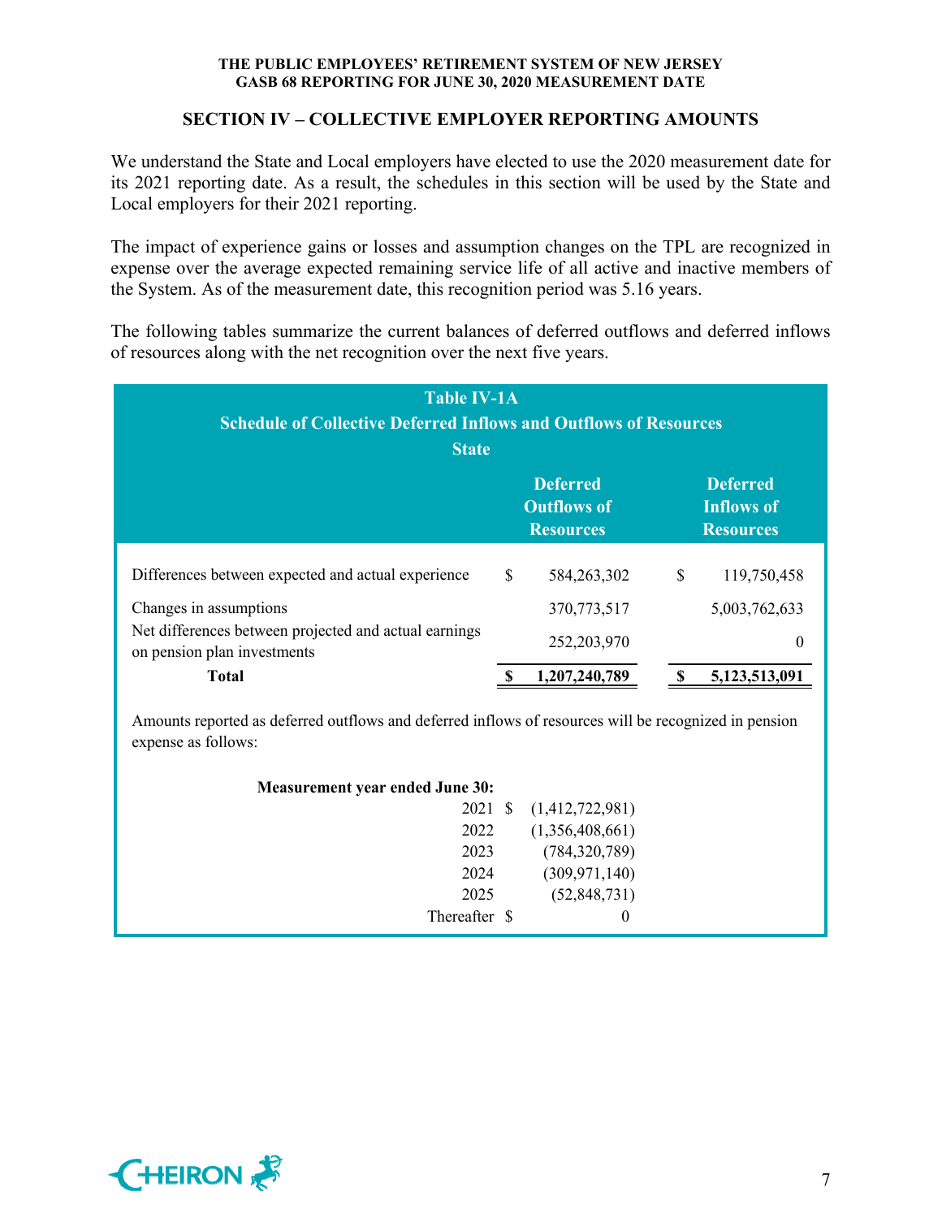## SECTION IV – COLLECTIVE EMPLOYER REPORTING AMOUNTS

We understand the State and Local employers have elected to use the 2020 measurement date for its 2021 reporting date. As a result, the schedules in this section will be used by the State and Local employers for their 2021 reporting.

The impact of experience gains or losses and assumption changes on the TPL are recognized in expense over the average expected remaining service life of all active and inactive members of the System. As of the measurement date, this recognition period was 5.16 years.

The following tables summarize the current balances of deferred outflows and deferred inflows of resources along with the net recognition over the next five years.

**Table IV-1A**
**Schedule of Collective Deferred Inflows and Outflows of Resources**
**State**

| | Deferred Outflows of Resources | Deferred Inflows of Resources |
|---|---|---|
| Differences between expected and actual experience | $ 584,263,302 | $ 119,750,458 |
| Changes in assumptions | 370,773,517 | 5,003,762,633 |
| Net differences between projected and actual earnings on pension plan investments | 252,203,970 | 0 |
| **Total** | **$ 1,207,240,789** | **$ 5,123,513,091** |

Amounts reported as deferred outflows and deferred inflows of resources will be recognized in pension expense as follows:

| **Measurement year ended June 30:** | |
|---|---|
| 2021 | $ (1,412,722,981) |
| 2022 | (1,356,408,661) |
| 2023 | (784,320,789) |
| 2024 | (309,971,140) |
| 2025 | (52,848,731) |
| Thereafter | $ 0 |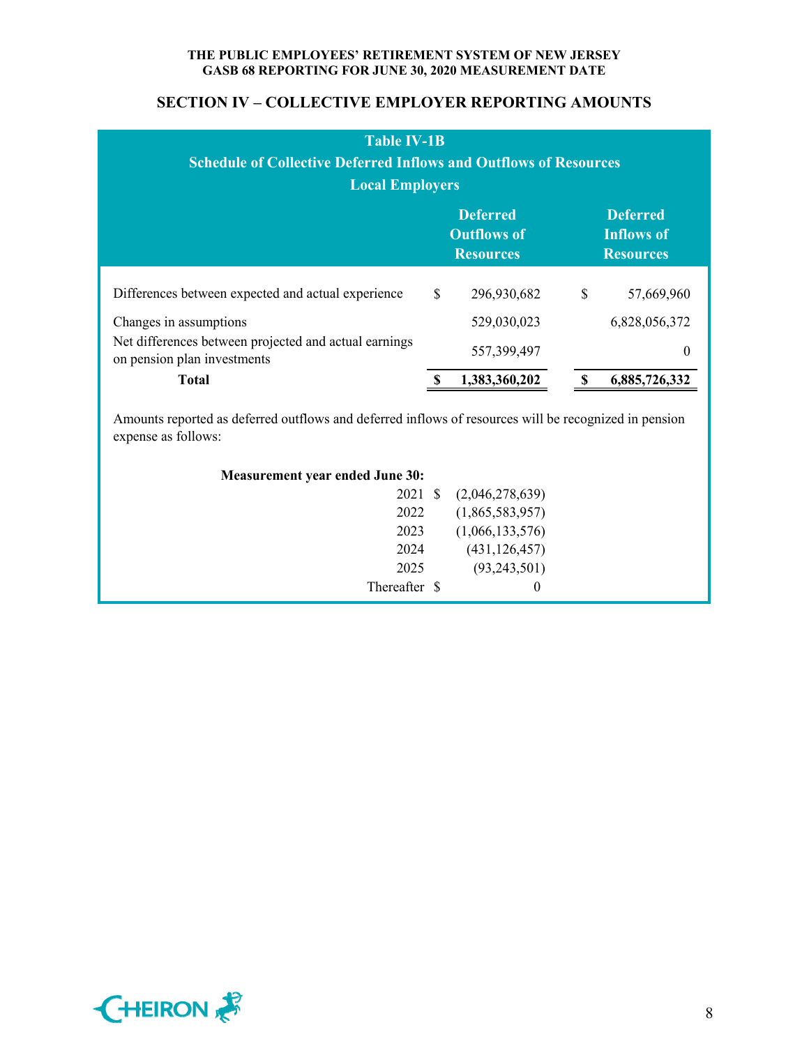## SECTION IV – COLLECTIVE EMPLOYER REPORTING AMOUNTS

**Table IV-1B**
**Schedule of Collective Deferred Inflows and Outflows of Resources**
**Local Employers**

| | Deferred Outflows of Resources | Deferred Inflows of Resources |
|---|---|---|
| Differences between expected and actual experience | $ 296,930,682 | $ 57,669,960 |
| Changes in assumptions | 529,030,023 | 6,828,056,372 |
| Net differences between projected and actual earnings on pension plan investments | 557,399,497 | 0 |
| **Total** | **$ 1,383,360,202** | **$ 6,885,726,332** |

Amounts reported as deferred outflows and deferred inflows of resources will be recognized in pension expense as follows:

| Measurement year ended June 30: | |
|---|---|
| 2021 | $ (2,046,278,639) |
| 2022 | (1,865,583,957) |
| 2023 | (1,066,133,576) |
| 2024 | (431,126,457) |
| 2025 | (93,243,501) |
| Thereafter | $ 0 |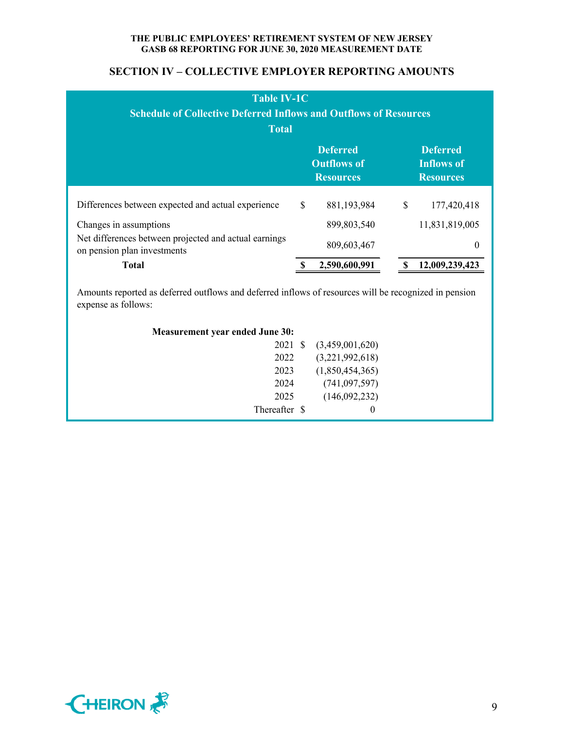## SECTION IV – COLLECTIVE EMPLOYER REPORTING AMOUNTS

**Table IV-1C**
**Schedule of Collective Deferred Inflows and Outflows of Resources**
**Total**

| | Deferred Outflows of Resources | Deferred Inflows of Resources |
|---|---|---|
| Differences between expected and actual experience | $ 881,193,984 | $ 177,420,418 |
| Changes in assumptions | 899,803,540 | 11,831,819,005 |
| Net differences between projected and actual earnings on pension plan investments | 809,603,467 | 0 |
| **Total** | **$ 2,590,600,991** | **$ 12,009,239,423** |

Amounts reported as deferred outflows and deferred inflows of resources will be recognized in pension expense as follows:

| **Measurement year ended June 30:** | |
|---|---|
| 2021 | $ (3,459,001,620) |
| 2022 | (3,221,992,618) |
| 2023 | (1,850,454,365) |
| 2024 | (741,097,597) |
| 2025 | (146,092,232) |
| Thereafter | $ 0 |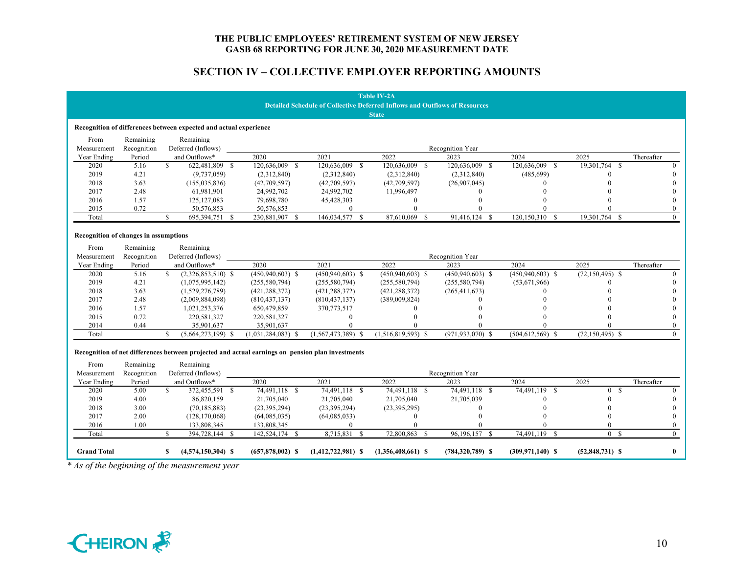# THE PUBLIC EMPLOYEES' RETIREMENT SYSTEM OF NEW JERSEY
## GASB 68 REPORTING FOR JUNE 30, 2020 MEASUREMENT DATE

## SECTION IV – COLLECTIVE EMPLOYER REPORTING AMOUNTS

**Table IV-2A**
**Detailed Schedule of Collective Deferred Inflows and Outflows of Resources**
**State**

**Recognition of differences between expected and actual experience**

| From Measurement Year Ending | Remaining Recognition Period | Remaining Deferred (Inflows) and Outflows* | 2020 | 2021 | 2022 | 2023 | 2024 | 2025 | Thereafter |
|---|---|---|---|---|---|---|---|---|---|
| 2020 | 5.16 | $ 622,481,809 | $ 120,636,009 | $ 120,636,009 | $ 120,636,009 | $ 120,636,009 | $ 120,636,009 | $ 19,301,764 | $ 0 |
| 2019 | 4.21 | (9,737,059) | (2,312,840) | (2,312,840) | (2,312,840) | (2,312,840) | (485,699) | 0 | 0 |
| 2018 | 3.63 | (155,035,836) | (42,709,597) | (42,709,597) | (42,709,597) | (26,907,045) | 0 | 0 | 0 |
| 2017 | 2.48 | 61,981,901 | 24,992,702 | 24,992,702 | 11,996,497 | 0 | 0 | 0 | 0 |
| 2016 | 1.57 | 125,127,083 | 79,698,780 | 45,428,303 | 0 | 0 | 0 | 0 | 0 |
| 2015 | 0.72 | 50,576,853 | 50,576,853 | 0 | 0 | 0 | 0 | 0 | 0 |
| Total | | $ 695,394,751 | $ 230,881,907 | $ 146,034,577 | $ 87,610,069 | $ 91,416,124 | $ 120,150,310 | $ 19,301,764 | $ 0 |

**Recognition of changes in assumptions**

| From Measurement Year Ending | Remaining Recognition Period | Remaining Deferred (Inflows) and Outflows* | 2020 | 2021 | 2022 | 2023 | 2024 | 2025 | Thereafter |
|---|---|---|---|---|---|---|---|---|---|
| 2020 | 5.16 | $ (2,326,853,510) | $ (450,940,603) | $ (450,940,603) | $ (450,940,603) | $ (450,940,603) | $ (450,940,603) | $ (72,150,495) | $ 0 |
| 2019 | 4.21 | (1,075,995,142) | (255,580,794) | (255,580,794) | (255,580,794) | (255,580,794) | (53,671,966) | 0 | 0 |
| 2018 | 3.63 | (1,529,276,789) | (421,288,372) | (421,288,372) | (421,288,372) | (265,411,673) | 0 | 0 | 0 |
| 2017 | 2.48 | (2,009,884,098) | (810,437,137) | (810,437,137) | (389,009,824) | 0 | 0 | 0 | 0 |
| 2016 | 1.57 | 1,021,253,376 | 650,479,859 | 370,773,517 | 0 | 0 | 0 | 0 | 0 |
| 2015 | 0.72 | 220,581,327 | 220,581,327 | 0 | 0 | 0 | 0 | 0 | 0 |
| 2014 | 0.44 | 35,901,637 | 35,901,637 | 0 | 0 | 0 | 0 | 0 | 0 |
| Total | | $ (5,664,273,199) | $ (1,031,284,083) | $ (1,567,473,389) | $ (1,516,819,593) | $ (971,933,070) | $ (504,612,569) | $ (72,150,495) | $ 0 |

**Recognition of net differences between projected and actual earnings on pension plan investments**

| From Measurement Year Ending | Remaining Recognition Period | Remaining Deferred (Inflows) and Outflows* | 2020 | 2021 | 2022 | 2023 | 2024 | 2025 | Thereafter |
|---|---|---|---|---|---|---|---|---|---|
| 2020 | 5.00 | $ 372,455,591 | $ 74,491,118 | $ 74,491,118 | $ 74,491,118 | $ 74,491,118 | $ 74,491,119 | $ 0 | $ 0 |
| 2019 | 4.00 | 86,820,159 | 21,705,040 | 21,705,040 | 21,705,040 | 21,705,039 | 0 | 0 | 0 |
| 2018 | 3.00 | (70,185,883) | (23,395,294) | (23,395,294) | (23,395,295) | 0 | 0 | 0 | 0 |
| 2017 | 2.00 | (128,170,068) | (64,085,035) | (64,085,033) | 0 | 0 | 0 | 0 | 0 |
| 2016 | 1.00 | 133,808,345 | 133,808,345 | 0 | 0 | 0 | 0 | 0 | 0 |
| Total | | $ 394,728,144 | $ 142,524,174 | $ 8,715,831 | $ 72,800,863 | $ 96,196,157 | $ 74,491,119 | $ 0 | $ 0 |
| **Grand Total** | | **$ (4,574,150,304)** | **$ (657,878,002)** | **$ (1,412,722,981)** | **$ (1,356,408,661)** | **$ (784,320,789)** | **$ (309,971,140)** | **$ (52,848,731)** | **$ 0** |

*\* As of the beginning of the measurement year*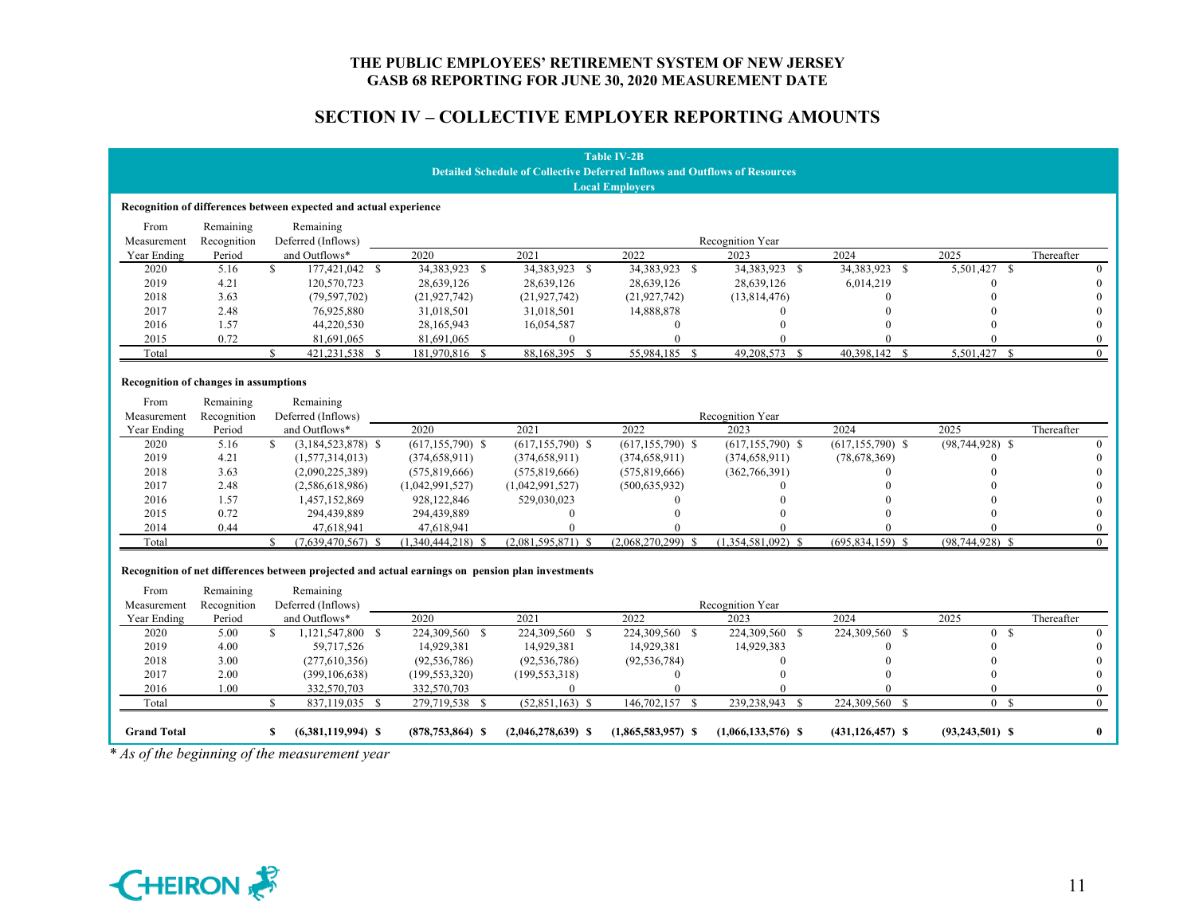THE PUBLIC EMPLOYEES' RETIREMENT SYSTEM OF NEW JERSEY
GASB 68 REPORTING FOR JUNE 30, 2020 MEASUREMENT DATE

## SECTION IV – COLLECTIVE EMPLOYER REPORTING AMOUNTS

**Table IV-2B**
**Detailed Schedule of Collective Deferred Inflows and Outflows of Resources**
**Local Employers**

**Recognition of differences between expected and actual experience**

| From Measurement Year Ending | Remaining Recognition Period | Remaining Deferred (Inflows) and Outflows* | Recognition Year 2020 | 2021 | 2022 | 2023 | 2024 | 2025 | Thereafter |
|---|---|---|---|---|---|---|---|---|---|
| 2020 | 5.16 | $ 177,421,042 | $ 34,383,923 | $ 34,383,923 | $ 34,383,923 | $ 34,383,923 | $ 34,383,923 | $ 5,501,427 | $ 0 |
| 2019 | 4.21 | 120,570,723 | 28,639,126 | 28,639,126 | 28,639,126 | 28,639,126 | 6,014,219 | 0 | 0 |
| 2018 | 3.63 | (79,597,702) | (21,927,742) | (21,927,742) | (21,927,742) | (13,814,476) | 0 | 0 | 0 |
| 2017 | 2.48 | 76,925,880 | 31,018,501 | 31,018,501 | 14,888,878 | 0 | 0 | 0 | 0 |
| 2016 | 1.57 | 44,220,530 | 28,165,943 | 16,054,587 | 0 | 0 | 0 | 0 | 0 |
| 2015 | 0.72 | 81,691,065 | 81,691,065 | 0 | 0 | 0 | 0 | 0 | 0 |
| Total | | $ 421,231,538 | $ 181,970,816 | $ 88,168,395 | $ 55,984,185 | $ 49,208,573 | $ 40,398,142 | $ 5,501,427 | $ 0 |

**Recognition of changes in assumptions**

| From Measurement Year Ending | Remaining Recognition Period | Remaining Deferred (Inflows) and Outflows* | Recognition Year 2020 | 2021 | 2022 | 2023 | 2024 | 2025 | Thereafter |
|---|---|---|---|---|---|---|---|---|---|
| 2020 | 5.16 | $ (3,184,523,878) | $ (617,155,790) | $ (617,155,790) | $ (617,155,790) | $ (617,155,790) | $ (617,155,790) | $ (98,744,928) | $ 0 |
| 2019 | 4.21 | (1,577,314,013) | (374,658,911) | (374,658,911) | (374,658,911) | (374,658,911) | (78,678,369) | 0 | 0 |
| 2018 | 3.63 | (2,090,225,389) | (575,819,666) | (575,819,666) | (575,819,666) | (362,766,391) | 0 | 0 | 0 |
| 2017 | 2.48 | (2,586,618,986) | (1,042,991,527) | (1,042,991,527) | (500,635,932) | 0 | 0 | 0 | 0 |
| 2016 | 1.57 | 1,457,152,869 | 928,122,846 | 529,030,023 | 0 | 0 | 0 | 0 | 0 |
| 2015 | 0.72 | 294,439,889 | 294,439,889 | 0 | 0 | 0 | 0 | 0 | 0 |
| 2014 | 0.44 | 47,618,941 | 47,618,941 | 0 | 0 | 0 | 0 | 0 | 0 |
| Total | | $ (7,639,470,567) | $ (1,340,444,218) | $ (2,081,595,871) | $ (2,068,270,299) | $ (1,354,581,092) | $ (695,834,159) | $ (98,744,928) | $ 0 |

**Recognition of net differences between projected and actual earnings on pension plan investments**

| From Measurement Year Ending | Remaining Recognition Period | Remaining Deferred (Inflows) and Outflows* | Recognition Year 2020 | 2021 | 2022 | 2023 | 2024 | 2025 | Thereafter |
|---|---|---|---|---|---|---|---|---|---|
| 2020 | 5.00 | $ 1,121,547,800 | $ 224,309,560 | $ 224,309,560 | $ 224,309,560 | $ 224,309,560 | $ 224,309,560 | $ 0 | $ 0 |
| 2019 | 4.00 | 59,717,526 | 14,929,381 | 14,929,381 | 14,929,381 | 14,929,383 | 0 | 0 | 0 |
| 2018 | 3.00 | (277,610,356) | (92,536,786) | (92,536,786) | (92,536,784) | 0 | 0 | 0 | 0 |
| 2017 | 2.00 | (399,106,638) | (199,553,320) | (199,553,318) | 0 | 0 | 0 | 0 | 0 |
| 2016 | 1.00 | 332,570,703 | 332,570,703 | 0 | 0 | 0 | 0 | 0 | 0 |
| Total | | $ 837,119,035 | $ 279,719,538 | $ (52,851,163) | $ 146,702,157 | $ 239,238,943 | $ 224,309,560 | $ 0 | $ 0 |
| **Grand Total** | | **$ (6,381,119,994)** | **$ (878,753,864)** | **$ (2,046,278,639)** | **$ (1,865,583,957)** | **$ (1,066,133,576)** | **$ (431,126,457)** | **$ (93,243,501)** | **$ 0** |

*\* As of the beginning of the measurement year*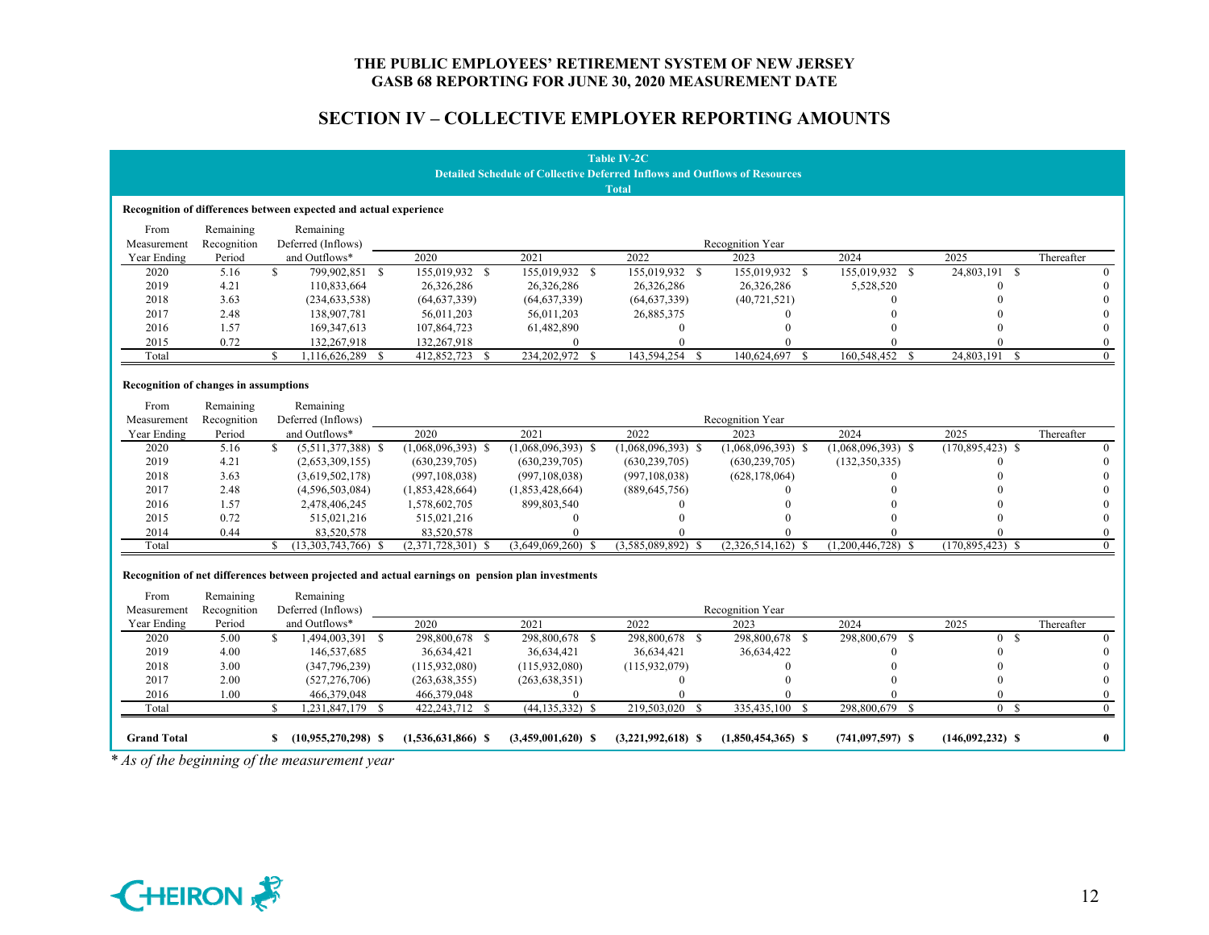# THE PUBLIC EMPLOYEES' RETIREMENT SYSTEM OF NEW JERSEY
## GASB 68 REPORTING FOR JUNE 30, 2020 MEASUREMENT DATE

## SECTION IV – COLLECTIVE EMPLOYER REPORTING AMOUNTS

**Table IV-2C**
**Detailed Schedule of Collective Deferred Inflows and Outflows of Resources**
**Total**

**Recognition of differences between expected and actual experience**

| From Measurement Year Ending | Remaining Recognition Period | Remaining Deferred (Inflows) and Outflows* | 2020 | 2021 | 2022 | 2023 | 2024 | 2025 | Thereafter |
|---|---|---|---|---|---|---|---|---|---|
| 2020 | 5.16 | $ 799,902,851 | $ 155,019,932 | $ 155,019,932 | $ 155,019,932 | $ 155,019,932 | $ 155,019,932 | $ 24,803,191 | $ 0 |
| 2019 | 4.21 | 110,833,664 | 26,326,286 | 26,326,286 | 26,326,286 | 26,326,286 | 5,528,520 | 0 | 0 |
| 2018 | 3.63 | (234,633,538) | (64,637,339) | (64,637,339) | (64,637,339) | (40,721,521) | 0 | 0 | 0 |
| 2017 | 2.48 | 138,907,781 | 56,011,203 | 56,011,203 | 26,885,375 | 0 | 0 | 0 | 0 |
| 2016 | 1.57 | 169,347,613 | 107,864,723 | 61,482,890 | 0 | 0 | 0 | 0 | 0 |
| 2015 | 0.72 | 132,267,918 | 132,267,918 | 0 | 0 | 0 | 0 | 0 | 0 |
| Total | | $ 1,116,626,289 | $ 412,852,723 | $ 234,202,972 | $ 143,594,254 | $ 140,624,697 | $ 160,548,452 | $ 24,803,191 | $ 0 |

**Recognition of changes in assumptions**

| From Measurement Year Ending | Remaining Recognition Period | Remaining Deferred (Inflows) and Outflows* | 2020 | 2021 | 2022 | 2023 | 2024 | 2025 | Thereafter |
|---|---|---|---|---|---|---|---|---|---|
| 2020 | 5.16 | $ (5,511,377,388) | $ (1,068,096,393) | $ (1,068,096,393) | $ (1,068,096,393) | $ (1,068,096,393) | $ (1,068,096,393) | $ (170,895,423) | $ 0 |
| 2019 | 4.21 | (2,653,309,155) | (630,239,705) | (630,239,705) | (630,239,705) | (630,239,705) | (132,350,335) | 0 | 0 |
| 2018 | 3.63 | (3,619,502,178) | (997,108,038) | (997,108,038) | (997,108,038) | (628,178,064) | 0 | 0 | 0 |
| 2017 | 2.48 | (4,596,503,084) | (1,853,428,664) | (1,853,428,664) | (889,645,756) | 0 | 0 | 0 | 0 |
| 2016 | 1.57 | 2,478,406,245 | 1,578,602,705 | 899,803,540 | 0 | 0 | 0 | 0 | 0 |
| 2015 | 0.72 | 515,021,216 | 515,021,216 | 0 | 0 | 0 | 0 | 0 | 0 |
| 2014 | 0.44 | 83,520,578 | 83,520,578 | 0 | 0 | 0 | 0 | 0 | 0 |
| Total | | $ (13,303,743,766) | $ (2,371,728,301) | $ (3,649,069,260) | $ (3,585,089,892) | $ (2,326,514,162) | $ (1,200,446,728) | $ (170,895,423) | $ 0 |

**Recognition of net differences between projected and actual earnings on pension plan investments**

| From Measurement Year Ending | Remaining Recognition Period | Remaining Deferred (Inflows) and Outflows* | 2020 | 2021 | 2022 | 2023 | 2024 | 2025 | Thereafter |
|---|---|---|---|---|---|---|---|---|---|
| 2020 | 5.00 | $ 1,494,003,391 | $ 298,800,678 | $ 298,800,678 | $ 298,800,678 | $ 298,800,678 | $ 298,800,679 | $ 0 | $ 0 |
| 2019 | 4.00 | 146,537,685 | 36,634,421 | 36,634,421 | 36,634,421 | 36,634,422 | 0 | 0 | 0 |
| 2018 | 3.00 | (347,796,239) | (115,932,080) | (115,932,080) | (115,932,079) | 0 | 0 | 0 | 0 |
| 2017 | 2.00 | (527,276,706) | (263,638,355) | (263,638,351) | 0 | 0 | 0 | 0 | 0 |
| 2016 | 1.00 | 466,379,048 | 466,379,048 | 0 | 0 | 0 | 0 | 0 | 0 |
| Total | | $ 1,231,847,179 | $ 422,243,712 | $ (44,135,332) | $ 219,503,020 | $ 335,435,100 | $ 298,800,679 | $ 0 | $ 0 |
| **Grand Total** | | **$ (10,955,270,298)** | **$ (1,536,631,866)** | **$ (3,459,001,620)** | **$ (3,221,992,618)** | **$ (1,850,454,365)** | **$ (741,097,597)** | **$ (146,092,232)** | **$ 0** |

*\* As of the beginning of the measurement year*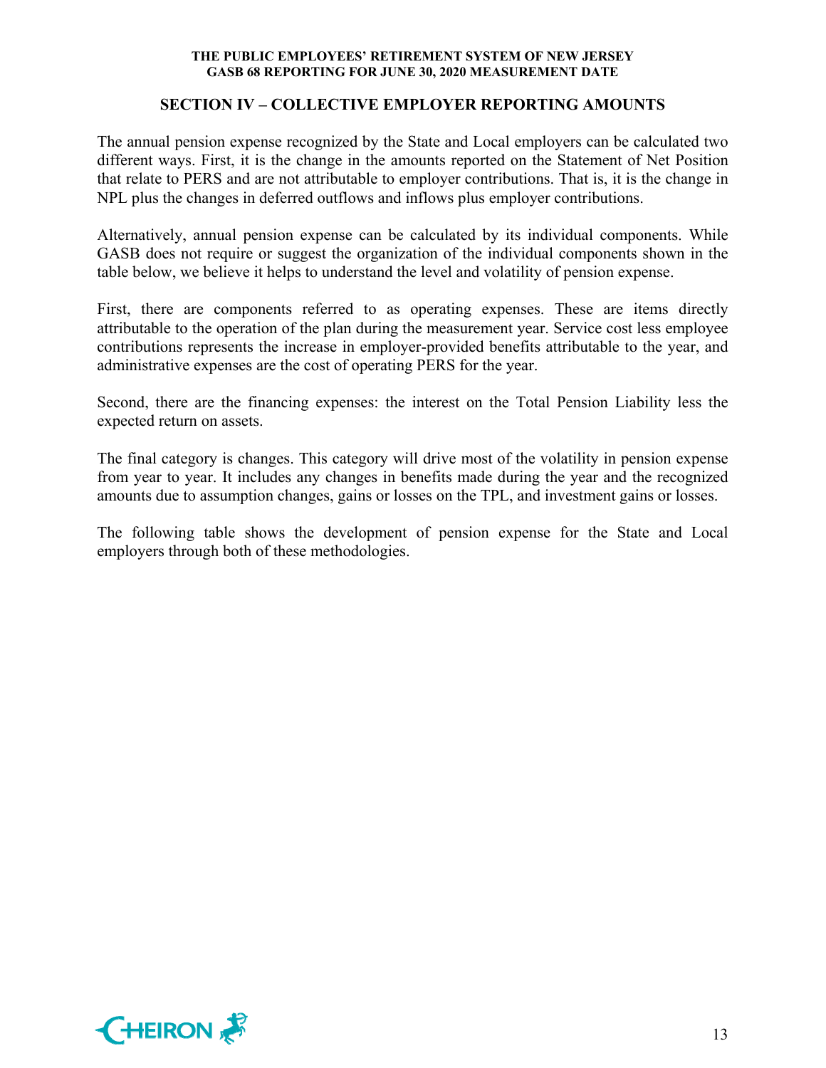## SECTION IV – COLLECTIVE EMPLOYER REPORTING AMOUNTS

The annual pension expense recognized by the State and Local employers can be calculated two different ways. First, it is the change in the amounts reported on the Statement of Net Position that relate to PERS and are not attributable to employer contributions. That is, it is the change in NPL plus the changes in deferred outflows and inflows plus employer contributions.

Alternatively, annual pension expense can be calculated by its individual components. While GASB does not require or suggest the organization of the individual components shown in the table below, we believe it helps to understand the level and volatility of pension expense.

First, there are components referred to as operating expenses. These are items directly attributable to the operation of the plan during the measurement year. Service cost less employee contributions represents the increase in employer-provided benefits attributable to the year, and administrative expenses are the cost of operating PERS for the year.

Second, there are the financing expenses: the interest on the Total Pension Liability less the expected return on assets.

The final category is changes. This category will drive most of the volatility in pension expense from year to year. It includes any changes in benefits made during the year and the recognized amounts due to assumption changes, gains or losses on the TPL, and investment gains or losses.

The following table shows the development of pension expense for the State and Local employers through both of these methodologies.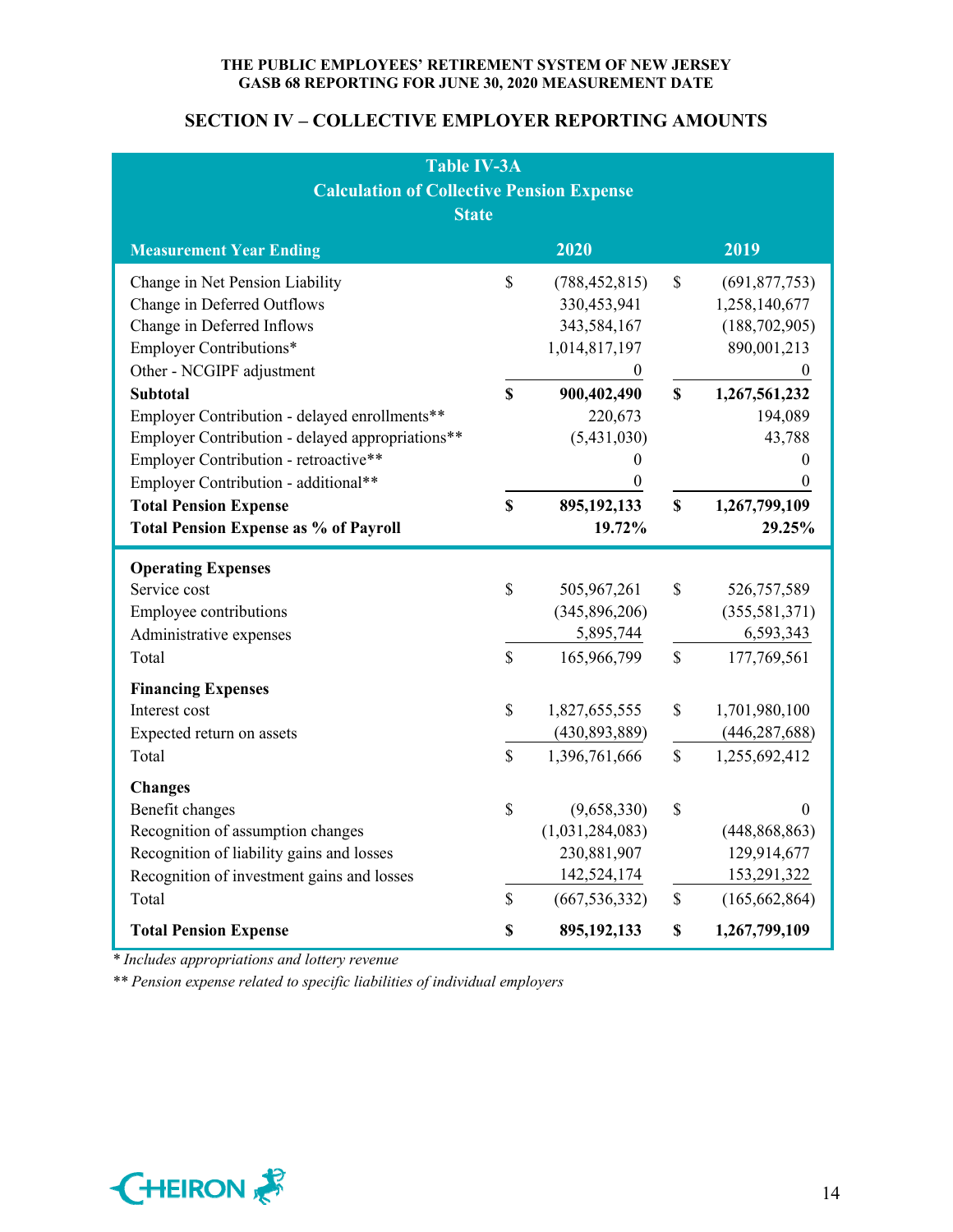## SECTION IV – COLLECTIVE EMPLOYER REPORTING AMOUNTS

**Table IV-3A**
**Calculation of Collective Pension Expense**
**State**

| Measurement Year Ending | 2020 | 2019 |
|---|---|---|
| Change in Net Pension Liability | $ (788,452,815) | $ (691,877,753) |
| Change in Deferred Outflows | 330,453,941 | 1,258,140,677 |
| Change in Deferred Inflows | 343,584,167 | (188,702,905) |
| Employer Contributions* | 1,014,817,197 | 890,001,213 |
| Other - NCGIPF adjustment | 0 | 0 |
| **Subtotal** | **$ 900,402,490** | **$ 1,267,561,232** |
| Employer Contribution - delayed enrollments** | 220,673 | 194,089 |
| Employer Contribution - delayed appropriations** | (5,431,030) | 43,788 |
| Employer Contribution - retroactive** | 0 | 0 |
| Employer Contribution - additional** | 0 | 0 |
| **Total Pension Expense** | **$ 895,192,133** | **$ 1,267,799,109** |
| **Total Pension Expense as % of Payroll** | **19.72%** | **29.25%** |
| **Operating Expenses** | | |
| Service cost | $ 505,967,261 | $ 526,757,589 |
| Employee contributions | (345,896,206) | (355,581,371) |
| Administrative expenses | 5,895,744 | 6,593,343 |
| Total | $ 165,966,799 | $ 177,769,561 |
| **Financing Expenses** | | |
| Interest cost | $ 1,827,655,555 | $ 1,701,980,100 |
| Expected return on assets | (430,893,889) | (446,287,688) |
| Total | $ 1,396,761,666 | $ 1,255,692,412 |
| **Changes** | | |
| Benefit changes | $ (9,658,330) | $ 0 |
| Recognition of assumption changes | (1,031,284,083) | (448,868,863) |
| Recognition of liability gains and losses | 230,881,907 | 129,914,677 |
| Recognition of investment gains and losses | 142,524,174 | 153,291,322 |
| Total | $ (667,536,332) | $ (165,662,864) |
| **Total Pension Expense** | **$ 895,192,133** | **$ 1,267,799,109** |

*\* Includes appropriations and lottery revenue*

*\*\* Pension expense related to specific liabilities of individual employers*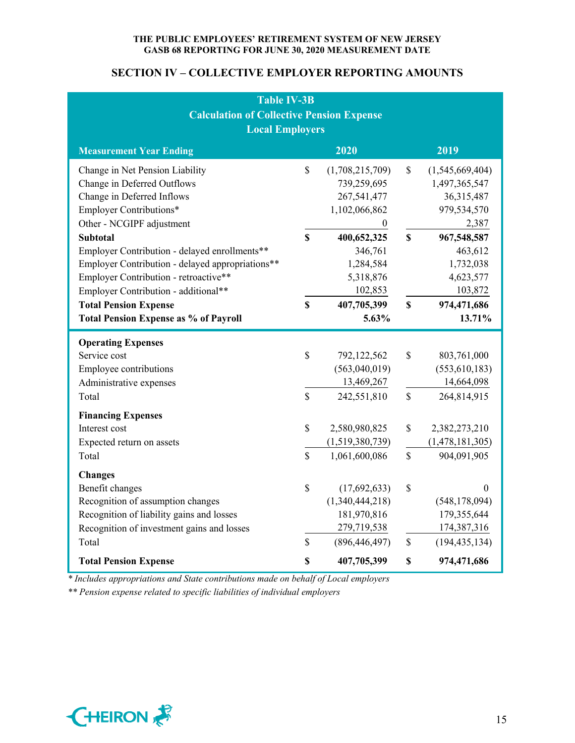THE PUBLIC EMPLOYEES' RETIREMENT SYSTEM OF NEW JERSEY
GASB 68 REPORTING FOR JUNE 30, 2020 MEASUREMENT DATE

## SECTION IV – COLLECTIVE EMPLOYER REPORTING AMOUNTS

**Table IV-3B**
**Calculation of Collective Pension Expense**
**Local Employers**

| Measurement Year Ending | 2020 | 2019 |
|---|---|---|
| Change in Net Pension Liability | $ (1,708,215,709) | $ (1,545,669,404) |
| Change in Deferred Outflows | 739,259,695 | 1,497,365,547 |
| Change in Deferred Inflows | 267,541,477 | 36,315,487 |
| Employer Contributions* | 1,102,066,862 | 979,534,570 |
| Other - NCGIPF adjustment | 0 | 2,387 |
| **Subtotal** | **$ 400,652,325** | **$ 967,548,587** |
| Employer Contribution - delayed enrollments** | 346,761 | 463,612 |
| Employer Contribution - delayed appropriations** | 1,284,584 | 1,732,038 |
| Employer Contribution - retroactive** | 5,318,876 | 4,623,577 |
| Employer Contribution - additional** | 102,853 | 103,872 |
| **Total Pension Expense** | **$ 407,705,399** | **$ 974,471,686** |
| **Total Pension Expense as % of Payroll** | **5.63%** | **13.71%** |
| **Operating Expenses** | | |
| Service cost | $ 792,122,562 | $ 803,761,000 |
| Employee contributions | (563,040,019) | (553,610,183) |
| Administrative expenses | 13,469,267 | 14,664,098 |
| Total | $ 242,551,810 | $ 264,814,915 |
| **Financing Expenses** | | |
| Interest cost | $ 2,580,980,825 | $ 2,382,273,210 |
| Expected return on assets | (1,519,380,739) | (1,478,181,305) |
| Total | $ 1,061,600,086 | $ 904,091,905 |
| **Changes** | | |
| Benefit changes | $ (17,692,633) | $ 0 |
| Recognition of assumption changes | (1,340,444,218) | (548,178,094) |
| Recognition of liability gains and losses | 181,970,816 | 179,355,644 |
| Recognition of investment gains and losses | 279,719,538 | 174,387,316 |
| Total | $ (896,446,497) | $ (194,435,134) |
| **Total Pension Expense** | **$ 407,705,399** | **$ 974,471,686** |

*\* Includes appropriations and State contributions made on behalf of Local employers*

*\*\* Pension expense related to specific liabilities of individual employers*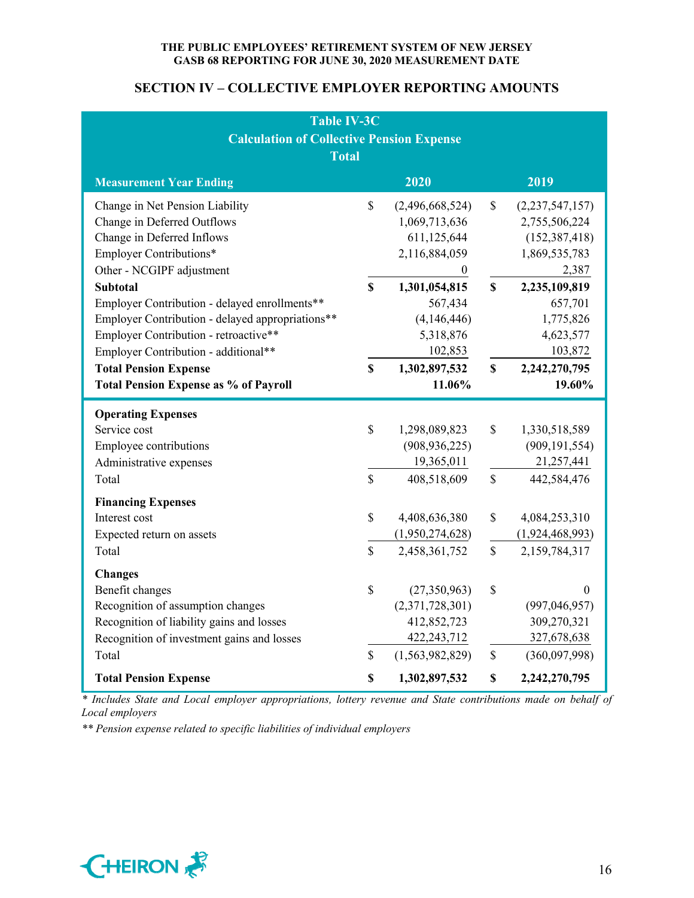THE PUBLIC EMPLOYEES' RETIREMENT SYSTEM OF NEW JERSEY
GASB 68 REPORTING FOR JUNE 30, 2020 MEASUREMENT DATE

## SECTION IV – COLLECTIVE EMPLOYER REPORTING AMOUNTS

**Table IV-3C**
**Calculation of Collective Pension Expense**
**Total**

| Measurement Year Ending | 2020 | 2019 |
|---|---|---|
| Change in Net Pension Liability | $ (2,496,668,524) | $ (2,237,547,157) |
| Change in Deferred Outflows | 1,069,713,636 | 2,755,506,224 |
| Change in Deferred Inflows | 611,125,644 | (152,387,418) |
| Employer Contributions* | 2,116,884,059 | 1,869,535,783 |
| Other - NCGIPF adjustment | 0 | 2,387 |
| **Subtotal** | **$ 1,301,054,815** | **$ 2,235,109,819** |
| Employer Contribution - delayed enrollments** | 567,434 | 657,701 |
| Employer Contribution - delayed appropriations** | (4,146,446) | 1,775,826 |
| Employer Contribution - retroactive** | 5,318,876 | 4,623,577 |
| Employer Contribution - additional** | 102,853 | 103,872 |
| **Total Pension Expense** | **$ 1,302,897,532** | **$ 2,242,270,795** |
| **Total Pension Expense as % of Payroll** | **11.06%** | **19.60%** |
| **Operating Expenses** | | |
| Service cost | $ 1,298,089,823 | $ 1,330,518,589 |
| Employee contributions | (908,936,225) | (909,191,554) |
| Administrative expenses | 19,365,011 | 21,257,441 |
| Total | $ 408,518,609 | $ 442,584,476 |
| **Financing Expenses** | | |
| Interest cost | $ 4,408,636,380 | $ 4,084,253,310 |
| Expected return on assets | (1,950,274,628) | (1,924,468,993) |
| Total | $ 2,458,361,752 | $ 2,159,784,317 |
| **Changes** | | |
| Benefit changes | $ (27,350,963) | $ 0 |
| Recognition of assumption changes | (2,371,728,301) | (997,046,957) |
| Recognition of liability gains and losses | 412,852,723 | 309,270,321 |
| Recognition of investment gains and losses | 422,243,712 | 327,678,638 |
| Total | $ (1,563,982,829) | $ (360,097,998) |
| **Total Pension Expense** | **$ 1,302,897,532** | **$ 2,242,270,795** |

*\* Includes State and Local employer appropriations, lottery revenue and State contributions made on behalf of Local employers*

*\*\* Pension expense related to specific liabilities of individual employers*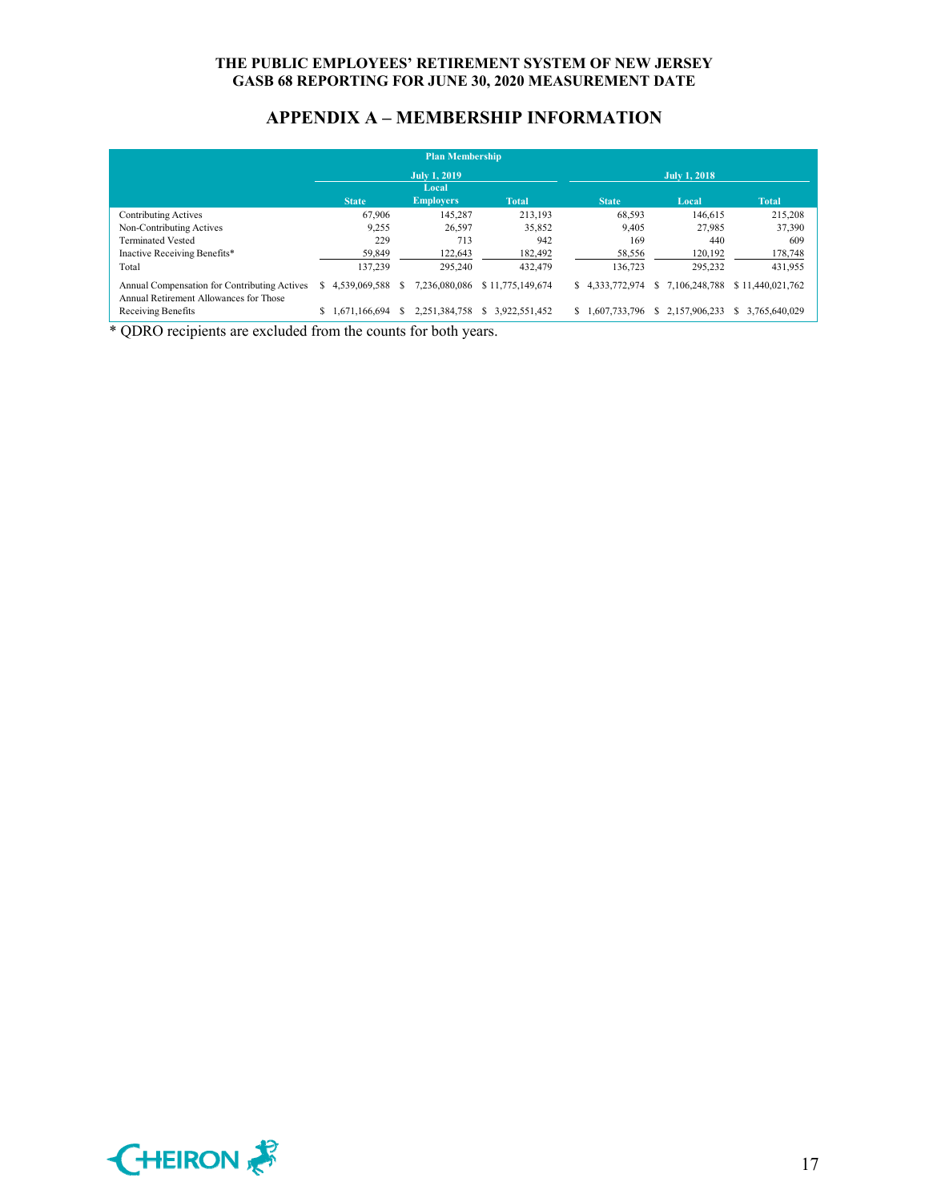THE PUBLIC EMPLOYEES' RETIREMENT SYSTEM OF NEW JERSEY
GASB 68 REPORTING FOR JUNE 30, 2020 MEASUREMENT DATE

## APPENDIX A – MEMBERSHIP INFORMATION

| Plan Membership | July 1, 2019 | | | July 1, 2018 | | |
|---|---|---|---|---|---|---|
| | State | Local Employers | Total | State | Local | Total |
| Contributing Actives | 67,906 | 145,287 | 213,193 | 68,593 | 146,615 | 215,208 |
| Non-Contributing Actives | 9,255 | 26,597 | 35,852 | 9,405 | 27,985 | 37,390 |
| Terminated Vested | 229 | 713 | 942 | 169 | 440 | 609 |
| Inactive Receiving Benefits* | 59,849 | 122,643 | 182,492 | 58,556 | 120,192 | 178,748 |
| Total | 137,239 | 295,240 | 432,479 | 136,723 | 295,232 | 431,955 |
| Annual Compensation for Contributing Actives | $ 4,539,069,588 | $ 7,236,080,086 | $ 11,775,149,674 | $ 4,333,772,974 | $ 7,106,248,788 | $ 11,440,021,762 |
| Annual Retirement Allowances for Those Receiving Benefits | $ 1,671,166,694 | $ 2,251,384,758 | $ 3,922,551,452 | $ 1,607,733,796 | $ 2,157,906,233 | $ 3,765,640,029 |

\* QDRO recipients are excluded from the counts for both years.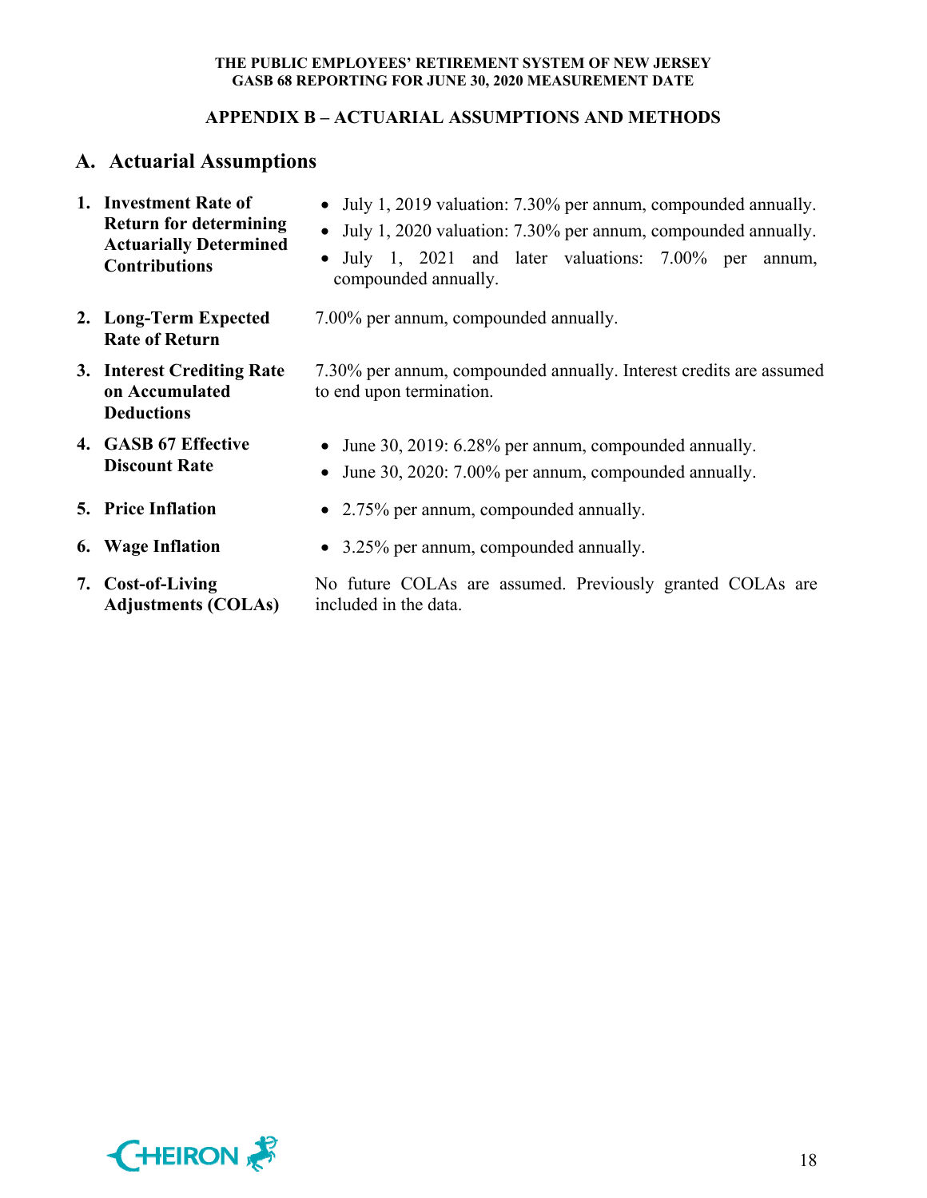## APPENDIX B – ACTUARIAL ASSUMPTIONS AND METHODS

### A. Actuarial Assumptions

1. **Investment Rate of Return for determining Actuarially Determined Contributions**
   - July 1, 2019 valuation: 7.30% per annum, compounded annually.
   - July 1, 2020 valuation: 7.30% per annum, compounded annually.
   - July 1, 2021 and later valuations: 7.00% per annum, compounded annually.

2. **Long-Term Expected Rate of Return**

   7.00% per annum, compounded annually.

3. **Interest Crediting Rate on Accumulated Deductions**

   7.30% per annum, compounded annually. Interest credits are assumed to end upon termination.

4. **GASB 67 Effective Discount Rate**
   - June 30, 2019: 6.28% per annum, compounded annually.
   - June 30, 2020: 7.00% per annum, compounded annually.

5. **Price Inflation**
   - 2.75% per annum, compounded annually.

6. **Wage Inflation**
   - 3.25% per annum, compounded annually.

7. **Cost-of-Living Adjustments (COLAs)**

   No future COLAs are assumed. Previously granted COLAs are included in the data.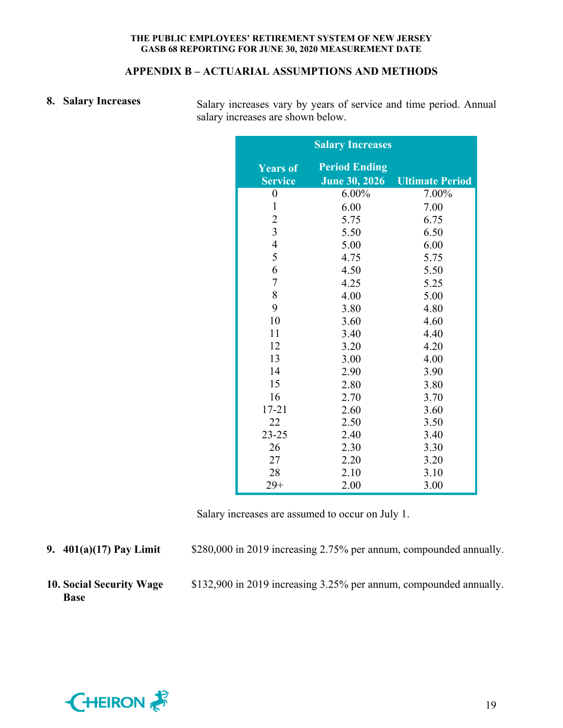## APPENDIX B – ACTUARIAL ASSUMPTIONS AND METHODS

**8. Salary Increases**

Salary increases vary by years of service and time period. Annual salary increases are shown below.

| Salary Increases | | |
|---|---|---|
| **Years of Service** | **Period Ending June 30, 2026** | **Ultimate Period** |
| 0 | 6.00% | 7.00% |
| 1 | 6.00 | 7.00 |
| 2 | 5.75 | 6.75 |
| 3 | 5.50 | 6.50 |
| 4 | 5.00 | 6.00 |
| 5 | 4.75 | 5.75 |
| 6 | 4.50 | 5.50 |
| 7 | 4.25 | 5.25 |
| 8 | 4.00 | 5.00 |
| 9 | 3.80 | 4.80 |
| 10 | 3.60 | 4.60 |
| 11 | 3.40 | 4.40 |
| 12 | 3.20 | 4.20 |
| 13 | 3.00 | 4.00 |
| 14 | 2.90 | 3.90 |
| 15 | 2.80 | 3.80 |
| 16 | 2.70 | 3.70 |
| 17-21 | 2.60 | 3.60 |
| 22 | 2.50 | 3.50 |
| 23-25 | 2.40 | 3.40 |
| 26 | 2.30 | 3.30 |
| 27 | 2.20 | 3.20 |
| 28 | 2.10 | 3.10 |
| 29+ | 2.00 | 3.00 |

Salary increases are assumed to occur on July 1.

**9. 401(a)(17) Pay Limit**

$280,000 in 2019 increasing 2.75% per annum, compounded annually.

**10. Social Security Wage Base**

$132,900 in 2019 increasing 3.25% per annum, compounded annually.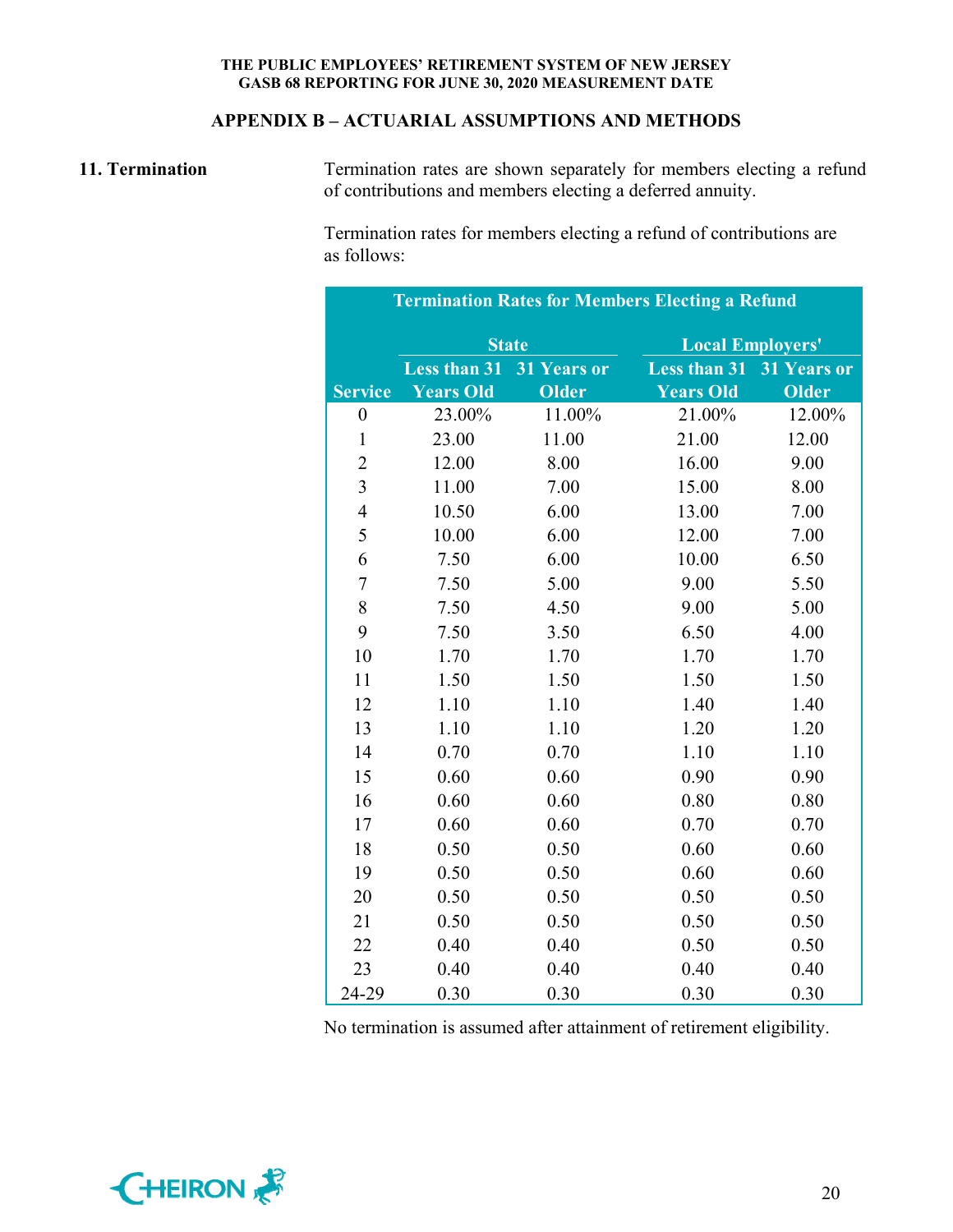## APPENDIX B – ACTUARIAL ASSUMPTIONS AND METHODS

**11. Termination**

Termination rates are shown separately for members electing a refund of contributions and members electing a deferred annuity.

Termination rates for members electing a refund of contributions are as follows:

| Termination Rates for Members Electing a Refund | | | | |
|---|---|---|---|---|
| | State | | Local Employers' | |
| Service | Less than 31 Years Old | 31 Years or Older | Less than 31 Years Old | 31 Years or Older |
| 0 | 23.00% | 11.00% | 21.00% | 12.00% |
| 1 | 23.00 | 11.00 | 21.00 | 12.00 |
| 2 | 12.00 | 8.00 | 16.00 | 9.00 |
| 3 | 11.00 | 7.00 | 15.00 | 8.00 |
| 4 | 10.50 | 6.00 | 13.00 | 7.00 |
| 5 | 10.00 | 6.00 | 12.00 | 7.00 |
| 6 | 7.50 | 6.00 | 10.00 | 6.50 |
| 7 | 7.50 | 5.00 | 9.00 | 5.50 |
| 8 | 7.50 | 4.50 | 9.00 | 5.00 |
| 9 | 7.50 | 3.50 | 6.50 | 4.00 |
| 10 | 1.70 | 1.70 | 1.70 | 1.70 |
| 11 | 1.50 | 1.50 | 1.50 | 1.50 |
| 12 | 1.10 | 1.10 | 1.40 | 1.40 |
| 13 | 1.10 | 1.10 | 1.20 | 1.20 |
| 14 | 0.70 | 0.70 | 1.10 | 1.10 |
| 15 | 0.60 | 0.60 | 0.90 | 0.90 |
| 16 | 0.60 | 0.60 | 0.80 | 0.80 |
| 17 | 0.60 | 0.60 | 0.70 | 0.70 |
| 18 | 0.50 | 0.50 | 0.60 | 0.60 |
| 19 | 0.50 | 0.50 | 0.60 | 0.60 |
| 20 | 0.50 | 0.50 | 0.50 | 0.50 |
| 21 | 0.50 | 0.50 | 0.50 | 0.50 |
| 22 | 0.40 | 0.40 | 0.50 | 0.50 |
| 23 | 0.40 | 0.40 | 0.40 | 0.40 |
| 24-29 | 0.30 | 0.30 | 0.30 | 0.30 |

No termination is assumed after attainment of retirement eligibility.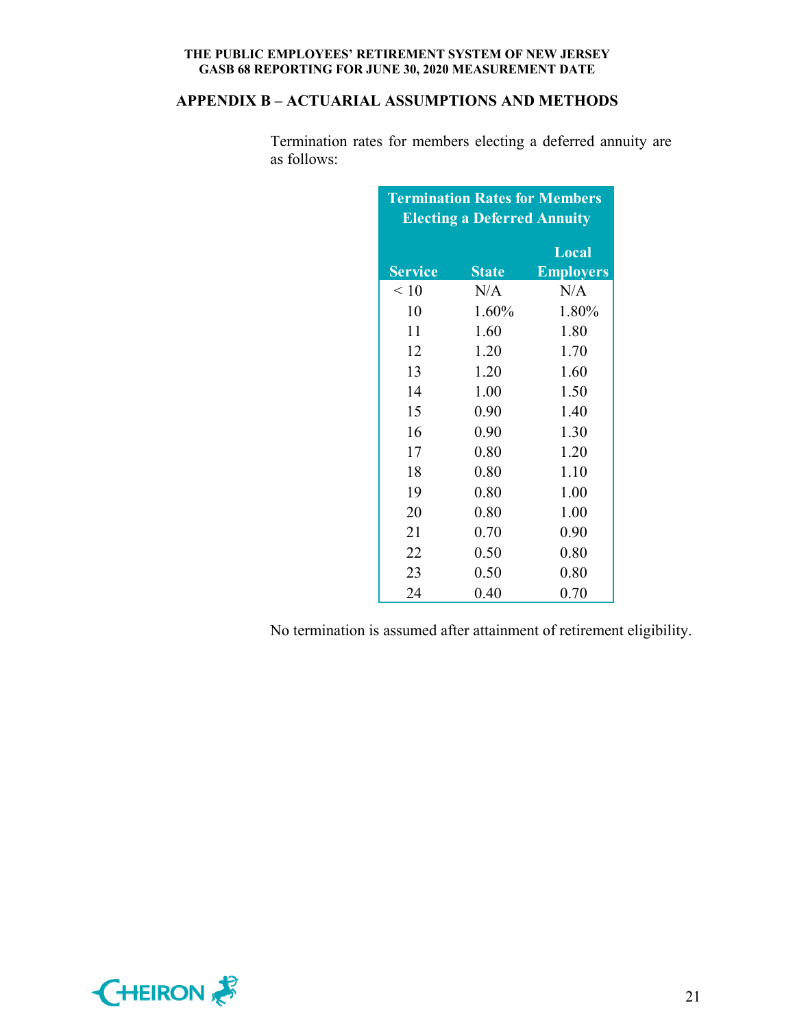## APPENDIX B – ACTUARIAL ASSUMPTIONS AND METHODS

Termination rates for members electing a deferred annuity are as follows:

| Termination Rates for Members Electing a Deferred Annuity | | |
|---|---|---|
| Service | State | Local Employers |
| < 10 | N/A | N/A |
| 10 | 1.60% | 1.80% |
| 11 | 1.60 | 1.80 |
| 12 | 1.20 | 1.70 |
| 13 | 1.20 | 1.60 |
| 14 | 1.00 | 1.50 |
| 15 | 0.90 | 1.40 |
| 16 | 0.90 | 1.30 |
| 17 | 0.80 | 1.20 |
| 18 | 0.80 | 1.10 |
| 19 | 0.80 | 1.00 |
| 20 | 0.80 | 1.00 |
| 21 | 0.70 | 0.90 |
| 22 | 0.50 | 0.80 |
| 23 | 0.50 | 0.80 |
| 24 | 0.40 | 0.70 |

No termination is assumed after attainment of retirement eligibility.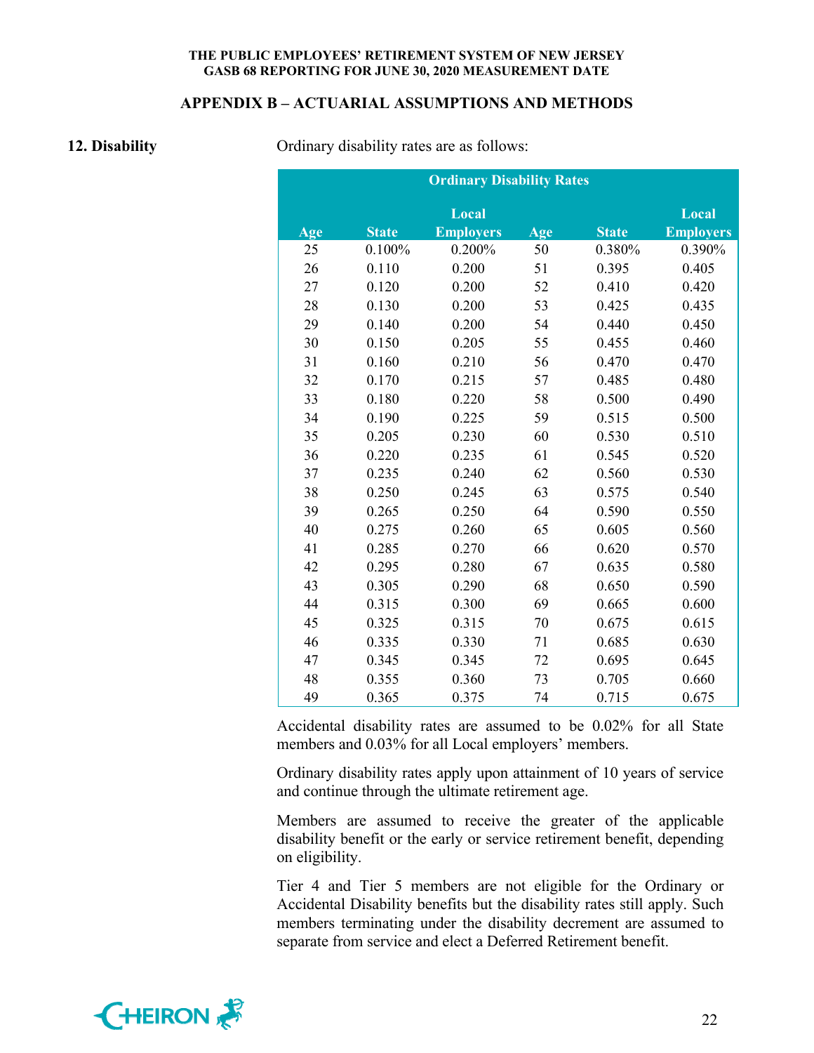## APPENDIX B – ACTUARIAL ASSUMPTIONS AND METHODS

**12. Disability**

Ordinary disability rates are as follows:

| Ordinary Disability Rates | | | | | |
|---|---|---|---|---|---|
| Age | State | Local Employers | Age | State | Local Employers |
| 25 | 0.100% | 0.200% | 50 | 0.380% | 0.390% |
| 26 | 0.110 | 0.200 | 51 | 0.395 | 0.405 |
| 27 | 0.120 | 0.200 | 52 | 0.410 | 0.420 |
| 28 | 0.130 | 0.200 | 53 | 0.425 | 0.435 |
| 29 | 0.140 | 0.200 | 54 | 0.440 | 0.450 |
| 30 | 0.150 | 0.205 | 55 | 0.455 | 0.460 |
| 31 | 0.160 | 0.210 | 56 | 0.470 | 0.470 |
| 32 | 0.170 | 0.215 | 57 | 0.485 | 0.480 |
| 33 | 0.180 | 0.220 | 58 | 0.500 | 0.490 |
| 34 | 0.190 | 0.225 | 59 | 0.515 | 0.500 |
| 35 | 0.205 | 0.230 | 60 | 0.530 | 0.510 |
| 36 | 0.220 | 0.235 | 61 | 0.545 | 0.520 |
| 37 | 0.235 | 0.240 | 62 | 0.560 | 0.530 |
| 38 | 0.250 | 0.245 | 63 | 0.575 | 0.540 |
| 39 | 0.265 | 0.250 | 64 | 0.590 | 0.550 |
| 40 | 0.275 | 0.260 | 65 | 0.605 | 0.560 |
| 41 | 0.285 | 0.270 | 66 | 0.620 | 0.570 |
| 42 | 0.295 | 0.280 | 67 | 0.635 | 0.580 |
| 43 | 0.305 | 0.290 | 68 | 0.650 | 0.590 |
| 44 | 0.315 | 0.300 | 69 | 0.665 | 0.600 |
| 45 | 0.325 | 0.315 | 70 | 0.675 | 0.615 |
| 46 | 0.335 | 0.330 | 71 | 0.685 | 0.630 |
| 47 | 0.345 | 0.345 | 72 | 0.695 | 0.645 |
| 48 | 0.355 | 0.360 | 73 | 0.705 | 0.660 |
| 49 | 0.365 | 0.375 | 74 | 0.715 | 0.675 |

Accidental disability rates are assumed to be 0.02% for all State members and 0.03% for all Local employers' members.

Ordinary disability rates apply upon attainment of 10 years of service and continue through the ultimate retirement age.

Members are assumed to receive the greater of the applicable disability benefit or the early or service retirement benefit, depending on eligibility.

Tier 4 and Tier 5 members are not eligible for the Ordinary or Accidental Disability benefits but the disability rates still apply. Such members terminating under the disability decrement are assumed to separate from service and elect a Deferred Retirement benefit.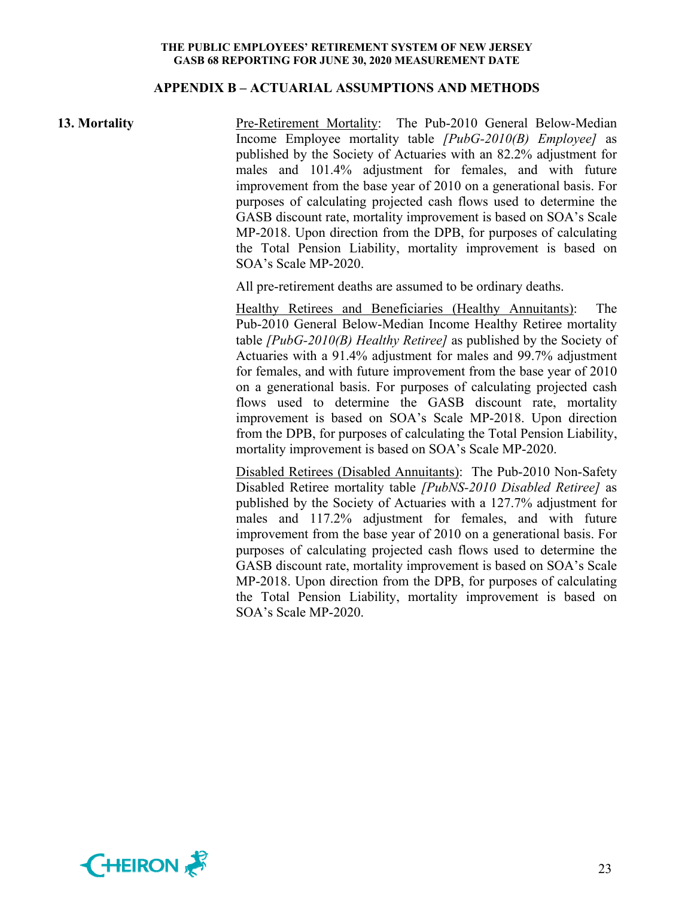## APPENDIX B – ACTUARIAL ASSUMPTIONS AND METHODS

**13. Mortality**

Pre-Retirement Mortality: The Pub-2010 General Below-Median Income Employee mortality table *[PubG-2010(B) Employee]* as published by the Society of Actuaries with an 82.2% adjustment for males and 101.4% adjustment for females, and with future improvement from the base year of 2010 on a generational basis. For purposes of calculating projected cash flows used to determine the GASB discount rate, mortality improvement is based on SOA's Scale MP-2018. Upon direction from the DPB, for purposes of calculating the Total Pension Liability, mortality improvement is based on SOA's Scale MP-2020.

All pre-retirement deaths are assumed to be ordinary deaths.

Healthy Retirees and Beneficiaries (Healthy Annuitants): The Pub-2010 General Below-Median Income Healthy Retiree mortality table *[PubG-2010(B) Healthy Retiree]* as published by the Society of Actuaries with a 91.4% adjustment for males and 99.7% adjustment for females, and with future improvement from the base year of 2010 on a generational basis. For purposes of calculating projected cash flows used to determine the GASB discount rate, mortality improvement is based on SOA's Scale MP-2018. Upon direction from the DPB, for purposes of calculating the Total Pension Liability, mortality improvement is based on SOA's Scale MP-2020.

Disabled Retirees (Disabled Annuitants): The Pub-2010 Non-Safety Disabled Retiree mortality table *[PubNS-2010 Disabled Retiree]* as published by the Society of Actuaries with a 127.7% adjustment for males and 117.2% adjustment for females, and with future improvement from the base year of 2010 on a generational basis. For purposes of calculating projected cash flows used to determine the GASB discount rate, mortality improvement is based on SOA's Scale MP-2018. Upon direction from the DPB, for purposes of calculating the Total Pension Liability, mortality improvement is based on SOA's Scale MP-2020.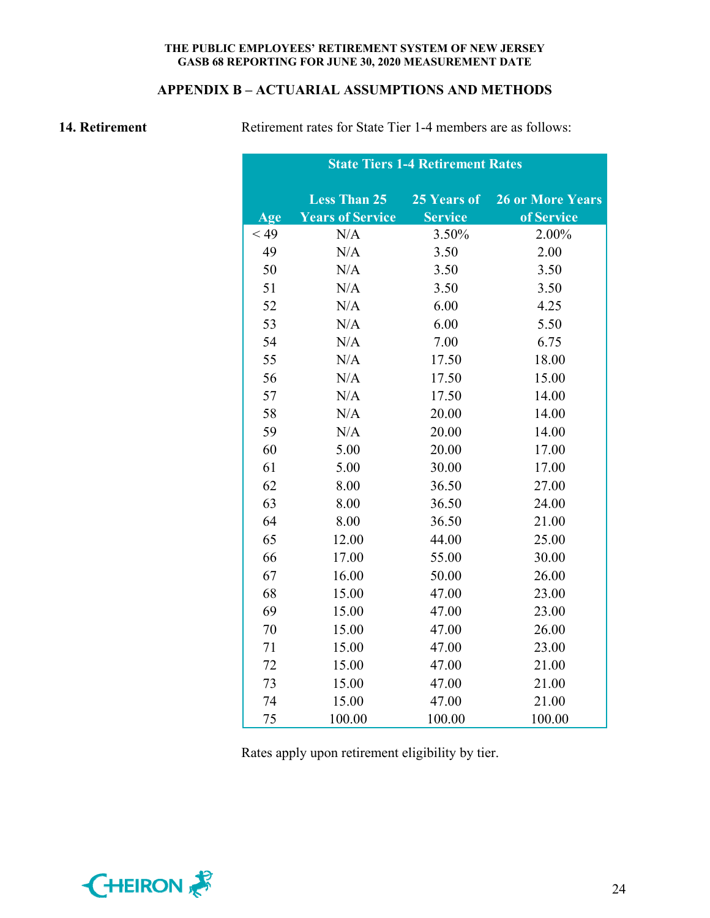## APPENDIX B – ACTUARIAL ASSUMPTIONS AND METHODS

**14. Retirement**

Retirement rates for State Tier 1-4 members are as follows:

| State Tiers 1-4 Retirement Rates | | | |
|---|---|---|---|
| Age | Less Than 25 Years of Service | 25 Years of Service | 26 or More Years of Service |
| < 49 | N/A | 3.50% | 2.00% |
| 49 | N/A | 3.50 | 2.00 |
| 50 | N/A | 3.50 | 3.50 |
| 51 | N/A | 3.50 | 3.50 |
| 52 | N/A | 6.00 | 4.25 |
| 53 | N/A | 6.00 | 5.50 |
| 54 | N/A | 7.00 | 6.75 |
| 55 | N/A | 17.50 | 18.00 |
| 56 | N/A | 17.50 | 15.00 |
| 57 | N/A | 17.50 | 14.00 |
| 58 | N/A | 20.00 | 14.00 |
| 59 | N/A | 20.00 | 14.00 |
| 60 | 5.00 | 20.00 | 17.00 |
| 61 | 5.00 | 30.00 | 17.00 |
| 62 | 8.00 | 36.50 | 27.00 |
| 63 | 8.00 | 36.50 | 24.00 |
| 64 | 8.00 | 36.50 | 21.00 |
| 65 | 12.00 | 44.00 | 25.00 |
| 66 | 17.00 | 55.00 | 30.00 |
| 67 | 16.00 | 50.00 | 26.00 |
| 68 | 15.00 | 47.00 | 23.00 |
| 69 | 15.00 | 47.00 | 23.00 |
| 70 | 15.00 | 47.00 | 26.00 |
| 71 | 15.00 | 47.00 | 23.00 |
| 72 | 15.00 | 47.00 | 21.00 |
| 73 | 15.00 | 47.00 | 21.00 |
| 74 | 15.00 | 47.00 | 21.00 |
| 75 | 100.00 | 100.00 | 100.00 |

Rates apply upon retirement eligibility by tier.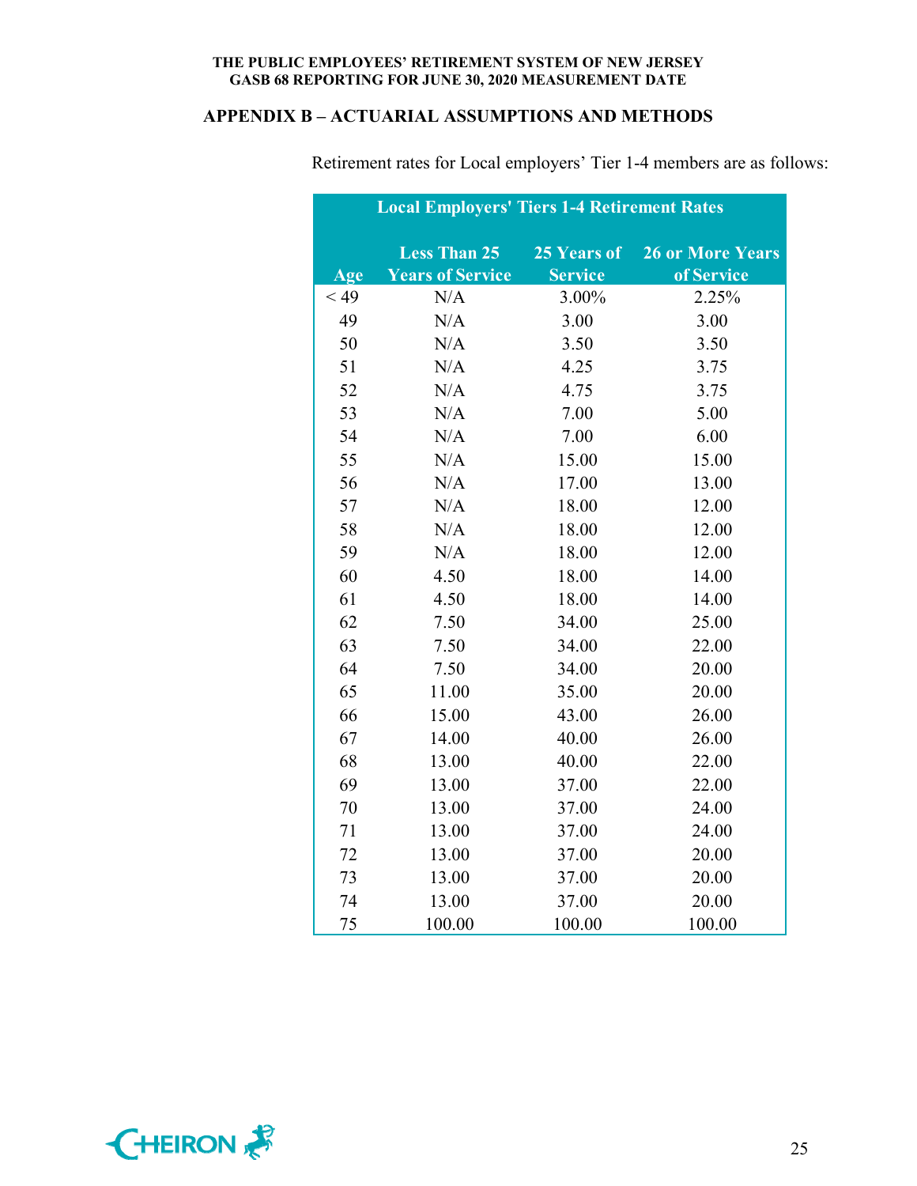## APPENDIX B – ACTUARIAL ASSUMPTIONS AND METHODS

Retirement rates for Local employers' Tier 1-4 members are as follows:

| Local Employers' Tiers 1-4 Retirement Rates | | | |
|---|---|---|---|
| Age | Less Than 25 Years of Service | 25 Years of Service | 26 or More Years of Service |
| < 49 | N/A | 3.00% | 2.25% |
| 49 | N/A | 3.00 | 3.00 |
| 50 | N/A | 3.50 | 3.50 |
| 51 | N/A | 4.25 | 3.75 |
| 52 | N/A | 4.75 | 3.75 |
| 53 | N/A | 7.00 | 5.00 |
| 54 | N/A | 7.00 | 6.00 |
| 55 | N/A | 15.00 | 15.00 |
| 56 | N/A | 17.00 | 13.00 |
| 57 | N/A | 18.00 | 12.00 |
| 58 | N/A | 18.00 | 12.00 |
| 59 | N/A | 18.00 | 12.00 |
| 60 | 4.50 | 18.00 | 14.00 |
| 61 | 4.50 | 18.00 | 14.00 |
| 62 | 7.50 | 34.00 | 25.00 |
| 63 | 7.50 | 34.00 | 22.00 |
| 64 | 7.50 | 34.00 | 20.00 |
| 65 | 11.00 | 35.00 | 20.00 |
| 66 | 15.00 | 43.00 | 26.00 |
| 67 | 14.00 | 40.00 | 26.00 |
| 68 | 13.00 | 40.00 | 22.00 |
| 69 | 13.00 | 37.00 | 22.00 |
| 70 | 13.00 | 37.00 | 24.00 |
| 71 | 13.00 | 37.00 | 24.00 |
| 72 | 13.00 | 37.00 | 20.00 |
| 73 | 13.00 | 37.00 | 20.00 |
| 74 | 13.00 | 37.00 | 20.00 |
| 75 | 100.00 | 100.00 | 100.00 |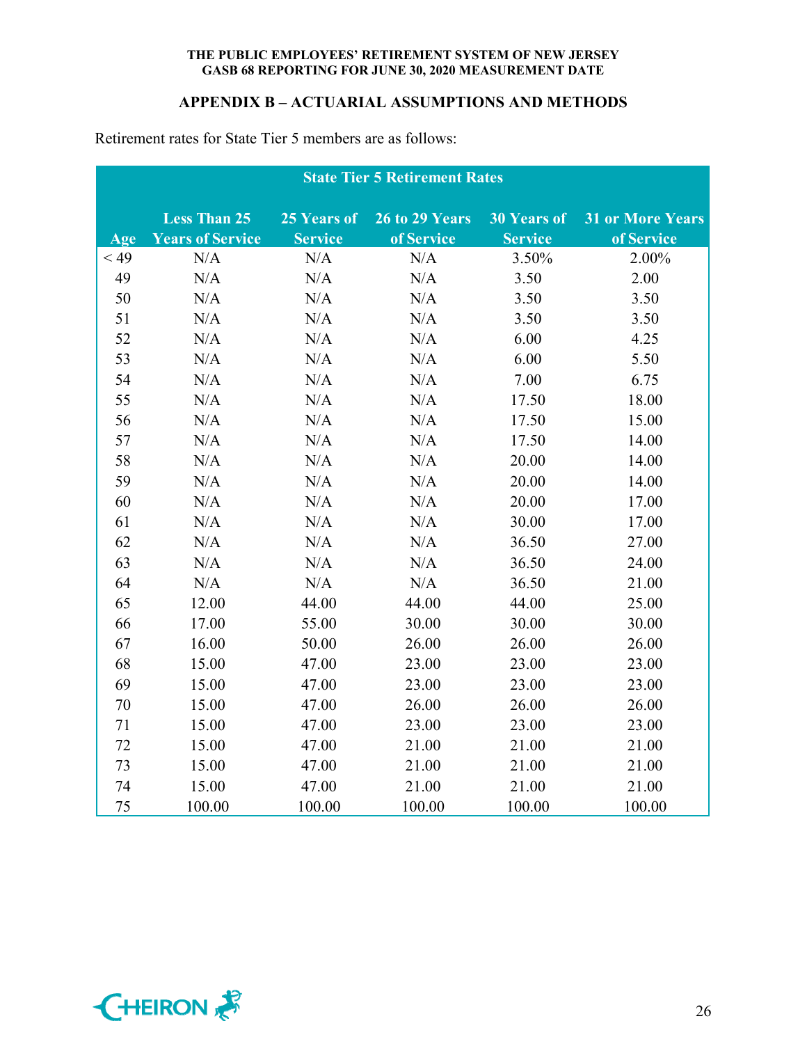## APPENDIX B – ACTUARIAL ASSUMPTIONS AND METHODS

Retirement rates for State Tier 5 members are as follows:

| State Tier 5 Retirement Rates | | | | | |
|---|---|---|---|---|---|
| Age | Less Than 25 Years of Service | 25 Years of Service | 26 to 29 Years of Service | 30 Years of Service | 31 or More Years of Service |
| < 49 | N/A | N/A | N/A | 3.50% | 2.00% |
| 49 | N/A | N/A | N/A | 3.50 | 2.00 |
| 50 | N/A | N/A | N/A | 3.50 | 3.50 |
| 51 | N/A | N/A | N/A | 3.50 | 3.50 |
| 52 | N/A | N/A | N/A | 6.00 | 4.25 |
| 53 | N/A | N/A | N/A | 6.00 | 5.50 |
| 54 | N/A | N/A | N/A | 7.00 | 6.75 |
| 55 | N/A | N/A | N/A | 17.50 | 18.00 |
| 56 | N/A | N/A | N/A | 17.50 | 15.00 |
| 57 | N/A | N/A | N/A | 17.50 | 14.00 |
| 58 | N/A | N/A | N/A | 20.00 | 14.00 |
| 59 | N/A | N/A | N/A | 20.00 | 14.00 |
| 60 | N/A | N/A | N/A | 20.00 | 17.00 |
| 61 | N/A | N/A | N/A | 30.00 | 17.00 |
| 62 | N/A | N/A | N/A | 36.50 | 27.00 |
| 63 | N/A | N/A | N/A | 36.50 | 24.00 |
| 64 | N/A | N/A | N/A | 36.50 | 21.00 |
| 65 | 12.00 | 44.00 | 44.00 | 44.00 | 25.00 |
| 66 | 17.00 | 55.00 | 30.00 | 30.00 | 30.00 |
| 67 | 16.00 | 50.00 | 26.00 | 26.00 | 26.00 |
| 68 | 15.00 | 47.00 | 23.00 | 23.00 | 23.00 |
| 69 | 15.00 | 47.00 | 23.00 | 23.00 | 23.00 |
| 70 | 15.00 | 47.00 | 26.00 | 26.00 | 26.00 |
| 71 | 15.00 | 47.00 | 23.00 | 23.00 | 23.00 |
| 72 | 15.00 | 47.00 | 21.00 | 21.00 | 21.00 |
| 73 | 15.00 | 47.00 | 21.00 | 21.00 | 21.00 |
| 74 | 15.00 | 47.00 | 21.00 | 21.00 | 21.00 |
| 75 | 100.00 | 100.00 | 100.00 | 100.00 | 100.00 |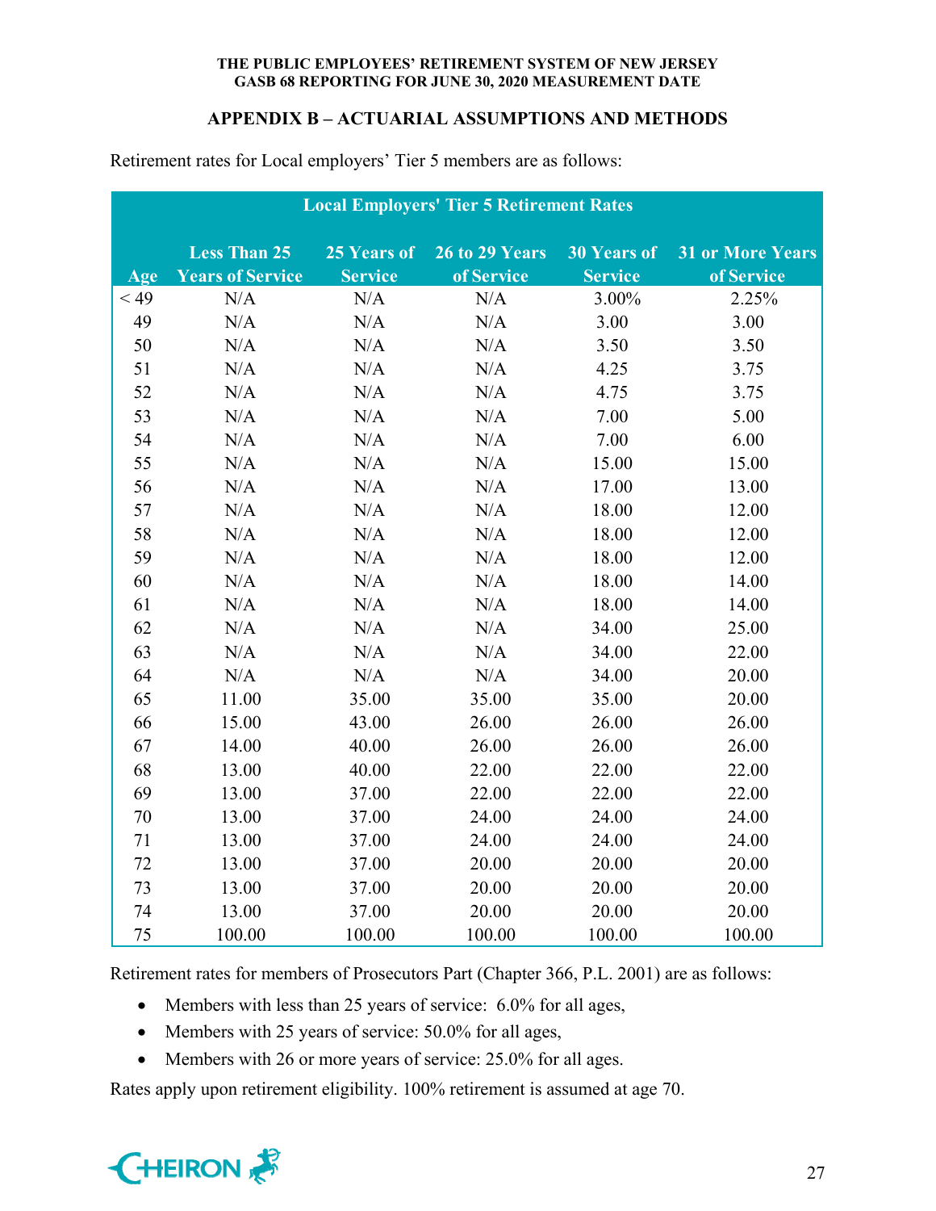## APPENDIX B – ACTUARIAL ASSUMPTIONS AND METHODS

Retirement rates for Local employers' Tier 5 members are as follows:

| Local Employers' Tier 5 Retirement Rates | | | | | |
|---|---|---|---|---|---|
| Age | Less Than 25 Years of Service | 25 Years of Service | 26 to 29 Years of Service | 30 Years of Service | 31 or More Years of Service |
| < 49 | N/A | N/A | N/A | 3.00% | 2.25% |
| 49 | N/A | N/A | N/A | 3.00 | 3.00 |
| 50 | N/A | N/A | N/A | 3.50 | 3.50 |
| 51 | N/A | N/A | N/A | 4.25 | 3.75 |
| 52 | N/A | N/A | N/A | 4.75 | 3.75 |
| 53 | N/A | N/A | N/A | 7.00 | 5.00 |
| 54 | N/A | N/A | N/A | 7.00 | 6.00 |
| 55 | N/A | N/A | N/A | 15.00 | 15.00 |
| 56 | N/A | N/A | N/A | 17.00 | 13.00 |
| 57 | N/A | N/A | N/A | 18.00 | 12.00 |
| 58 | N/A | N/A | N/A | 18.00 | 12.00 |
| 59 | N/A | N/A | N/A | 18.00 | 12.00 |
| 60 | N/A | N/A | N/A | 18.00 | 14.00 |
| 61 | N/A | N/A | N/A | 18.00 | 14.00 |
| 62 | N/A | N/A | N/A | 34.00 | 25.00 |
| 63 | N/A | N/A | N/A | 34.00 | 22.00 |
| 64 | N/A | N/A | N/A | 34.00 | 20.00 |
| 65 | 11.00 | 35.00 | 35.00 | 35.00 | 20.00 |
| 66 | 15.00 | 43.00 | 26.00 | 26.00 | 26.00 |
| 67 | 14.00 | 40.00 | 26.00 | 26.00 | 26.00 |
| 68 | 13.00 | 40.00 | 22.00 | 22.00 | 22.00 |
| 69 | 13.00 | 37.00 | 22.00 | 22.00 | 22.00 |
| 70 | 13.00 | 37.00 | 24.00 | 24.00 | 24.00 |
| 71 | 13.00 | 37.00 | 24.00 | 24.00 | 24.00 |
| 72 | 13.00 | 37.00 | 20.00 | 20.00 | 20.00 |
| 73 | 13.00 | 37.00 | 20.00 | 20.00 | 20.00 |
| 74 | 13.00 | 37.00 | 20.00 | 20.00 | 20.00 |
| 75 | 100.00 | 100.00 | 100.00 | 100.00 | 100.00 |

Retirement rates for members of Prosecutors Part (Chapter 366, P.L. 2001) are as follows:

- Members with less than 25 years of service: 6.0% for all ages,
- Members with 25 years of service: 50.0% for all ages,
- Members with 26 or more years of service: 25.0% for all ages.

Rates apply upon retirement eligibility. 100% retirement is assumed at age 70.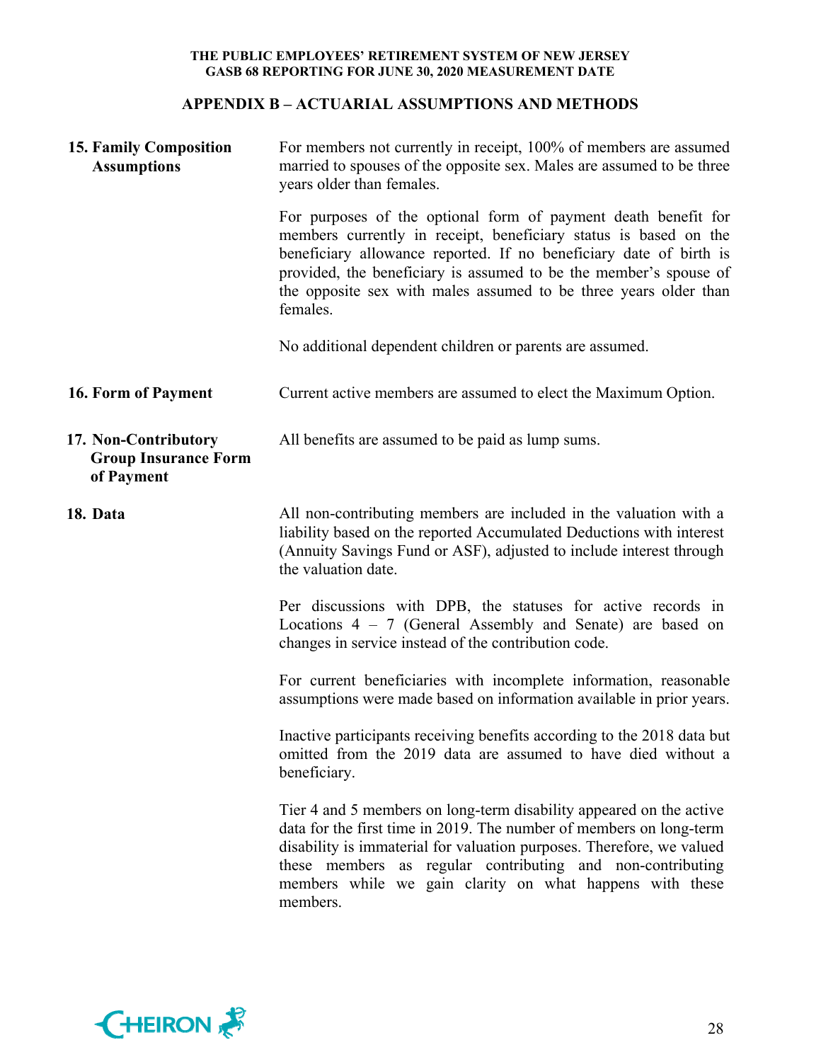## APPENDIX B – ACTUARIAL ASSUMPTIONS AND METHODS

**15. Family Composition Assumptions**

For members not currently in receipt, 100% of members are assumed married to spouses of the opposite sex. Males are assumed to be three years older than females.

For purposes of the optional form of payment death benefit for members currently in receipt, beneficiary status is based on the beneficiary allowance reported. If no beneficiary date of birth is provided, the beneficiary is assumed to be the member's spouse of the opposite sex with males assumed to be three years older than females.

No additional dependent children or parents are assumed.

**16. Form of Payment**

Current active members are assumed to elect the Maximum Option.

**17. Non-Contributory Group Insurance Form of Payment**

All benefits are assumed to be paid as lump sums.

**18. Data**

All non-contributing members are included in the valuation with a liability based on the reported Accumulated Deductions with interest (Annuity Savings Fund or ASF), adjusted to include interest through the valuation date.

Per discussions with DPB, the statuses for active records in Locations 4 – 7 (General Assembly and Senate) are based on changes in service instead of the contribution code.

For current beneficiaries with incomplete information, reasonable assumptions were made based on information available in prior years.

Inactive participants receiving benefits according to the 2018 data but omitted from the 2019 data are assumed to have died without a beneficiary.

Tier 4 and 5 members on long-term disability appeared on the active data for the first time in 2019. The number of members on long-term disability is immaterial for valuation purposes. Therefore, we valued these members as regular contributing and non-contributing members while we gain clarity on what happens with these members.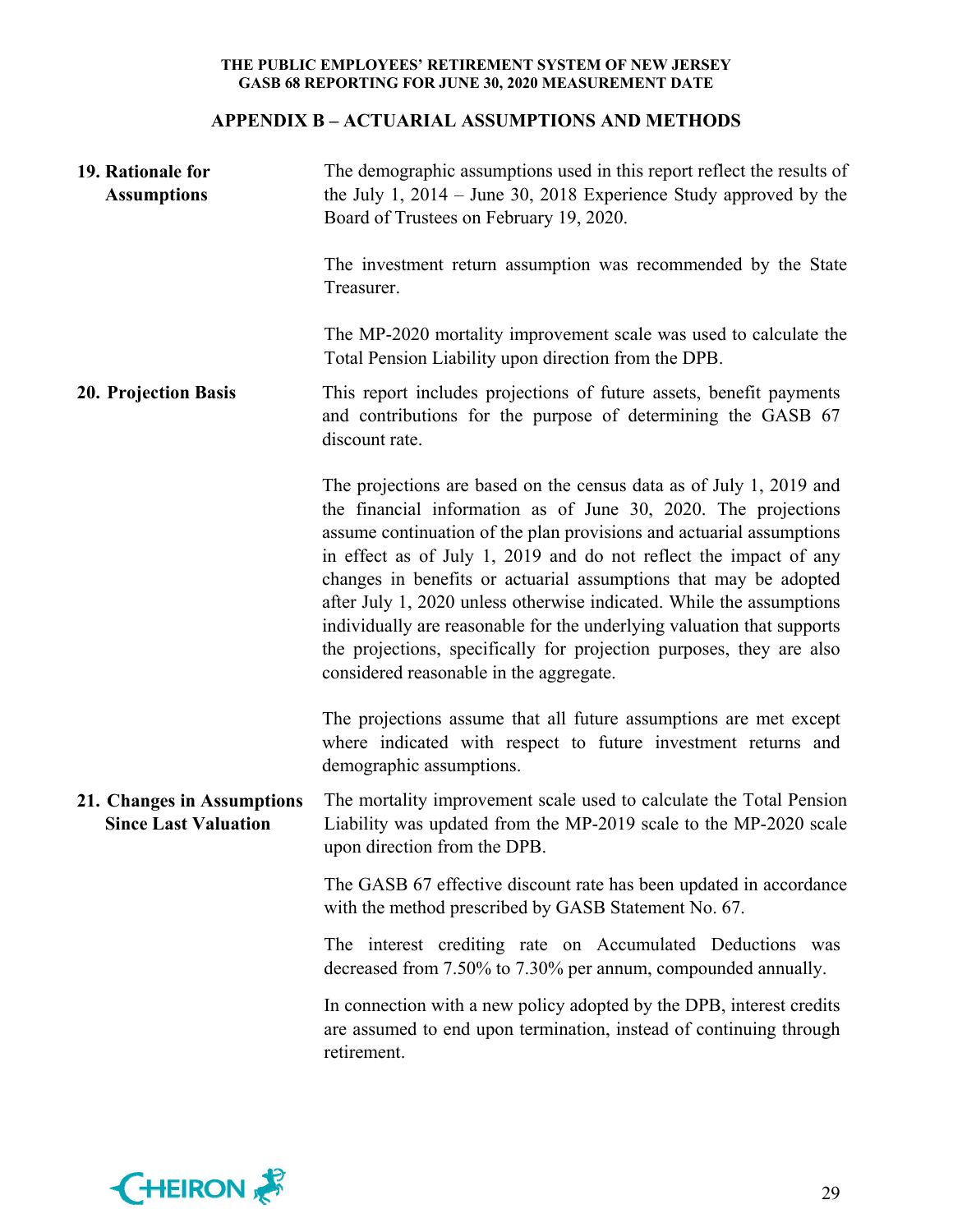## APPENDIX B – ACTUARIAL ASSUMPTIONS AND METHODS

**19. Rationale for Assumptions**

The demographic assumptions used in this report reflect the results of the July 1, 2014 – June 30, 2018 Experience Study approved by the Board of Trustees on February 19, 2020.

The investment return assumption was recommended by the State Treasurer.

The MP-2020 mortality improvement scale was used to calculate the Total Pension Liability upon direction from the DPB.

**20. Projection Basis**

This report includes projections of future assets, benefit payments and contributions for the purpose of determining the GASB 67 discount rate.

The projections are based on the census data as of July 1, 2019 and the financial information as of June 30, 2020. The projections assume continuation of the plan provisions and actuarial assumptions in effect as of July 1, 2019 and do not reflect the impact of any changes in benefits or actuarial assumptions that may be adopted after July 1, 2020 unless otherwise indicated. While the assumptions individually are reasonable for the underlying valuation that supports the projections, specifically for projection purposes, they are also considered reasonable in the aggregate.

The projections assume that all future assumptions are met except where indicated with respect to future investment returns and demographic assumptions.

**21. Changes in Assumptions Since Last Valuation**

The mortality improvement scale used to calculate the Total Pension Liability was updated from the MP-2019 scale to the MP-2020 scale upon direction from the DPB.

The GASB 67 effective discount rate has been updated in accordance with the method prescribed by GASB Statement No. 67.

The interest crediting rate on Accumulated Deductions was decreased from 7.50% to 7.30% per annum, compounded annually.

In connection with a new policy adopted by the DPB, interest credits are assumed to end upon termination, instead of continuing through retirement.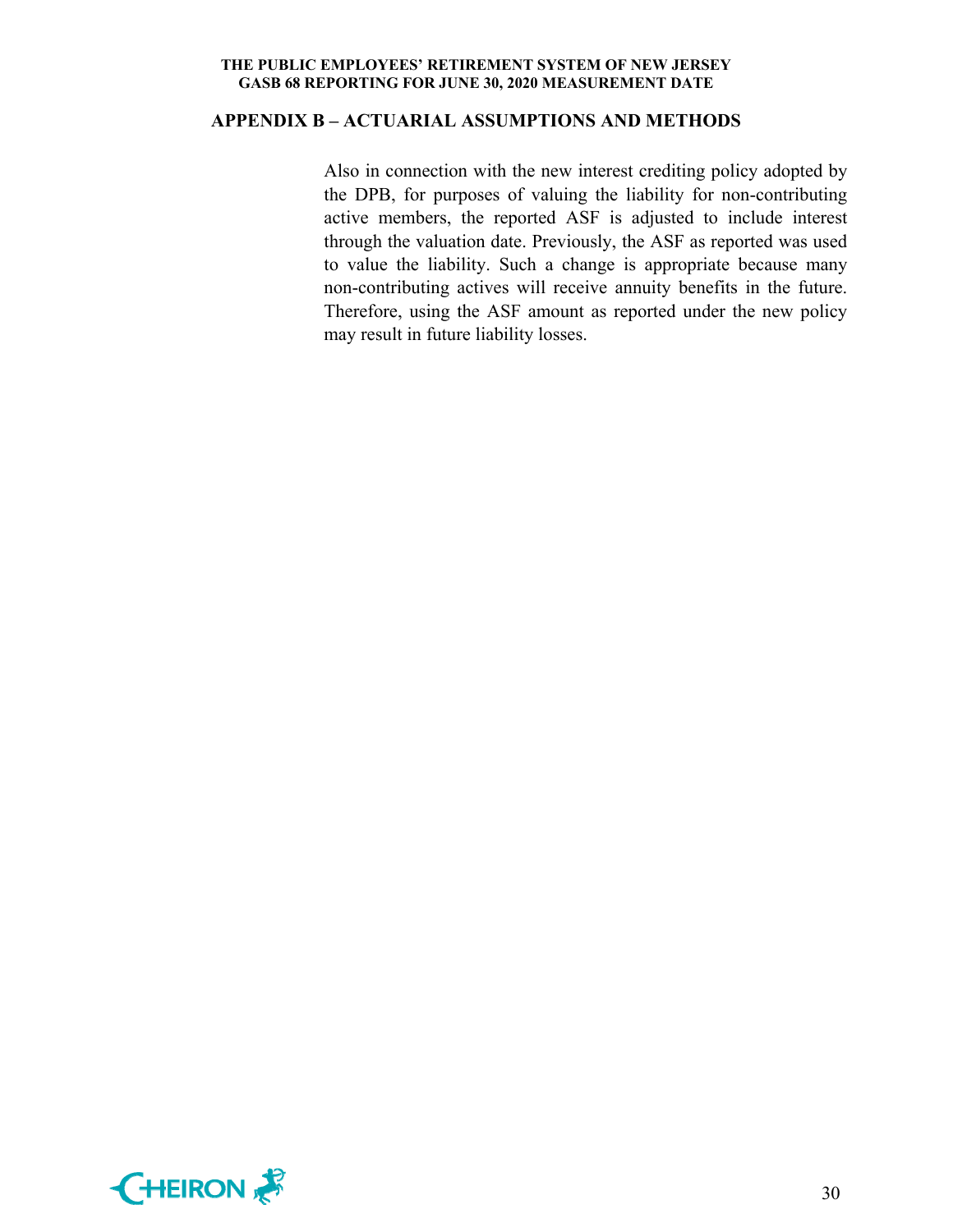## APPENDIX B – ACTUARIAL ASSUMPTIONS AND METHODS

Also in connection with the new interest crediting policy adopted by the DPB, for purposes of valuing the liability for non-contributing active members, the reported ASF is adjusted to include interest through the valuation date. Previously, the ASF as reported was used to value the liability. Such a change is appropriate because many non-contributing actives will receive annuity benefits in the future. Therefore, using the ASF amount as reported under the new policy may result in future liability losses.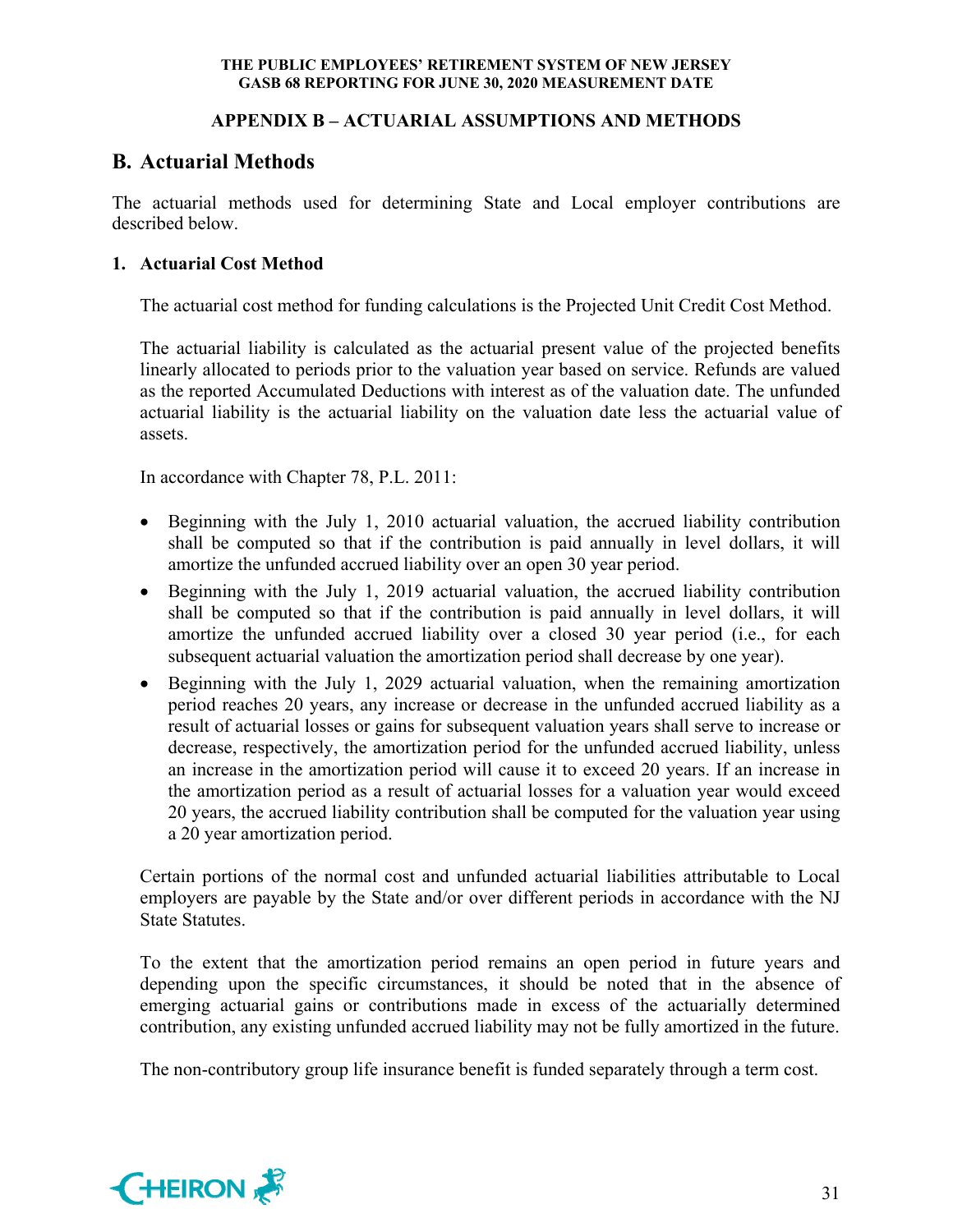## APPENDIX B – ACTUARIAL ASSUMPTIONS AND METHODS

## B. Actuarial Methods

The actuarial methods used for determining State and Local employer contributions are described below.

### 1. Actuarial Cost Method

The actuarial cost method for funding calculations is the Projected Unit Credit Cost Method.

The actuarial liability is calculated as the actuarial present value of the projected benefits linearly allocated to periods prior to the valuation year based on service. Refunds are valued as the reported Accumulated Deductions with interest as of the valuation date. The unfunded actuarial liability is the actuarial liability on the valuation date less the actuarial value of assets.

In accordance with Chapter 78, P.L. 2011:

- Beginning with the July 1, 2010 actuarial valuation, the accrued liability contribution shall be computed so that if the contribution is paid annually in level dollars, it will amortize the unfunded accrued liability over an open 30 year period.
- Beginning with the July 1, 2019 actuarial valuation, the accrued liability contribution shall be computed so that if the contribution is paid annually in level dollars, it will amortize the unfunded accrued liability over a closed 30 year period (i.e., for each subsequent actuarial valuation the amortization period shall decrease by one year).
- Beginning with the July 1, 2029 actuarial valuation, when the remaining amortization period reaches 20 years, any increase or decrease in the unfunded accrued liability as a result of actuarial losses or gains for subsequent valuation years shall serve to increase or decrease, respectively, the amortization period for the unfunded accrued liability, unless an increase in the amortization period will cause it to exceed 20 years. If an increase in the amortization period as a result of actuarial losses for a valuation year would exceed 20 years, the accrued liability contribution shall be computed for the valuation year using a 20 year amortization period.

Certain portions of the normal cost and unfunded actuarial liabilities attributable to Local employers are payable by the State and/or over different periods in accordance with the NJ State Statutes.

To the extent that the amortization period remains an open period in future years and depending upon the specific circumstances, it should be noted that in the absence of emerging actuarial gains or contributions made in excess of the actuarially determined contribution, any existing unfunded accrued liability may not be fully amortized in the future.

The non-contributory group life insurance benefit is funded separately through a term cost.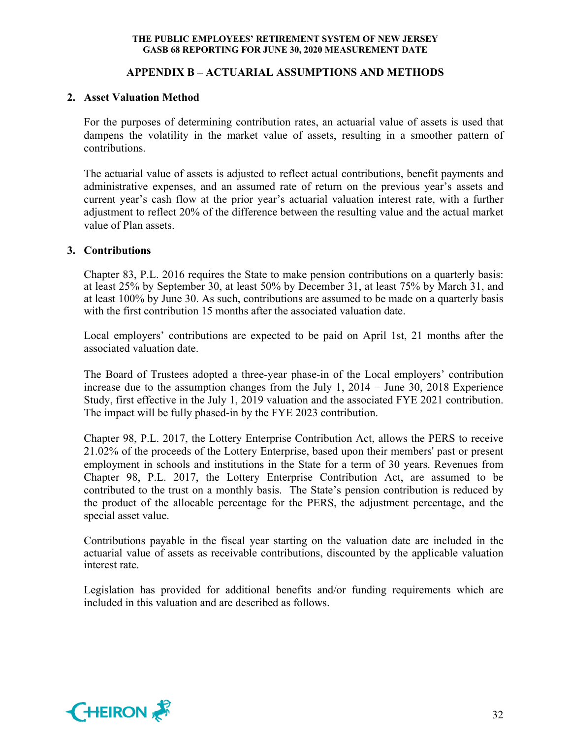## APPENDIX B – ACTUARIAL ASSUMPTIONS AND METHODS

### 2. Asset Valuation Method

For the purposes of determining contribution rates, an actuarial value of assets is used that dampens the volatility in the market value of assets, resulting in a smoother pattern of contributions.

The actuarial value of assets is adjusted to reflect actual contributions, benefit payments and administrative expenses, and an assumed rate of return on the previous year's assets and current year's cash flow at the prior year's actuarial valuation interest rate, with a further adjustment to reflect 20% of the difference between the resulting value and the actual market value of Plan assets.

### 3. Contributions

Chapter 83, P.L. 2016 requires the State to make pension contributions on a quarterly basis: at least 25% by September 30, at least 50% by December 31, at least 75% by March 31, and at least 100% by June 30. As such, contributions are assumed to be made on a quarterly basis with the first contribution 15 months after the associated valuation date.

Local employers' contributions are expected to be paid on April 1st, 21 months after the associated valuation date.

The Board of Trustees adopted a three-year phase-in of the Local employers' contribution increase due to the assumption changes from the July 1, 2014 – June 30, 2018 Experience Study, first effective in the July 1, 2019 valuation and the associated FYE 2021 contribution. The impact will be fully phased-in by the FYE 2023 contribution.

Chapter 98, P.L. 2017, the Lottery Enterprise Contribution Act, allows the PERS to receive 21.02% of the proceeds of the Lottery Enterprise, based upon their members' past or present employment in schools and institutions in the State for a term of 30 years. Revenues from Chapter 98, P.L. 2017, the Lottery Enterprise Contribution Act, are assumed to be contributed to the trust on a monthly basis. The State's pension contribution is reduced by the product of the allocable percentage for the PERS, the adjustment percentage, and the special asset value.

Contributions payable in the fiscal year starting on the valuation date are included in the actuarial value of assets as receivable contributions, discounted by the applicable valuation interest rate.

Legislation has provided for additional benefits and/or funding requirements which are included in this valuation and are described as follows.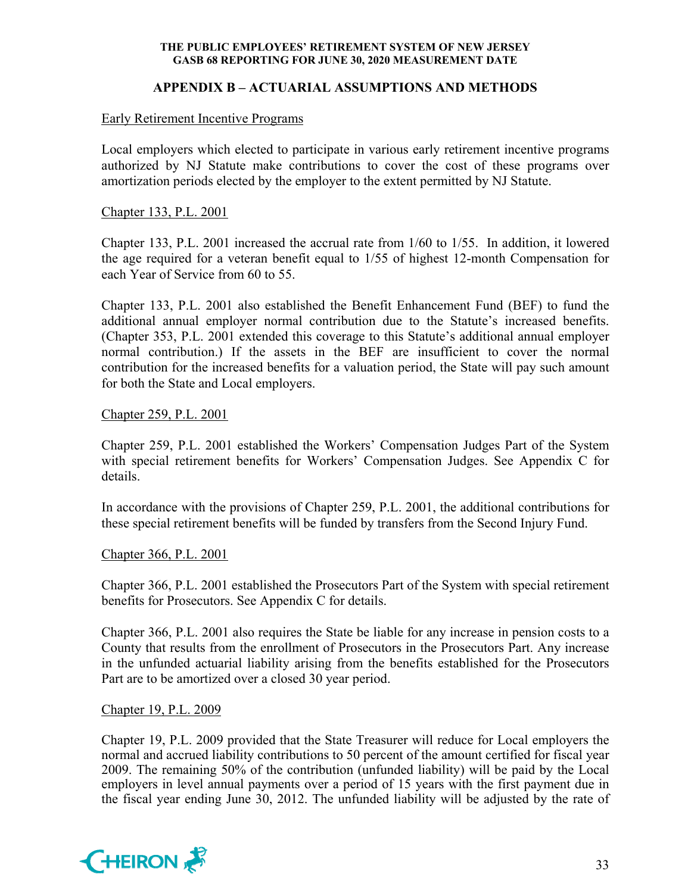## APPENDIX B – ACTUARIAL ASSUMPTIONS AND METHODS

Early Retirement Incentive Programs

Local employers which elected to participate in various early retirement incentive programs authorized by NJ Statute make contributions to cover the cost of these programs over amortization periods elected by the employer to the extent permitted by NJ Statute.

Chapter 133, P.L. 2001

Chapter 133, P.L. 2001 increased the accrual rate from 1/60 to 1/55. In addition, it lowered the age required for a veteran benefit equal to 1/55 of highest 12-month Compensation for each Year of Service from 60 to 55.

Chapter 133, P.L. 2001 also established the Benefit Enhancement Fund (BEF) to fund the additional annual employer normal contribution due to the Statute's increased benefits. (Chapter 353, P.L. 2001 extended this coverage to this Statute's additional annual employer normal contribution.) If the assets in the BEF are insufficient to cover the normal contribution for the increased benefits for a valuation period, the State will pay such amount for both the State and Local employers.

Chapter 259, P.L. 2001

Chapter 259, P.L. 2001 established the Workers' Compensation Judges Part of the System with special retirement benefits for Workers' Compensation Judges. See Appendix C for details.

In accordance with the provisions of Chapter 259, P.L. 2001, the additional contributions for these special retirement benefits will be funded by transfers from the Second Injury Fund.

Chapter 366, P.L. 2001

Chapter 366, P.L. 2001 established the Prosecutors Part of the System with special retirement benefits for Prosecutors. See Appendix C for details.

Chapter 366, P.L. 2001 also requires the State be liable for any increase in pension costs to a County that results from the enrollment of Prosecutors in the Prosecutors Part. Any increase in the unfunded actuarial liability arising from the benefits established for the Prosecutors Part are to be amortized over a closed 30 year period.

Chapter 19, P.L. 2009

Chapter 19, P.L. 2009 provided that the State Treasurer will reduce for Local employers the normal and accrued liability contributions to 50 percent of the amount certified for fiscal year 2009. The remaining 50% of the contribution (unfunded liability) will be paid by the Local employers in level annual payments over a period of 15 years with the first payment due in the fiscal year ending June 30, 2012. The unfunded liability will be adjusted by the rate of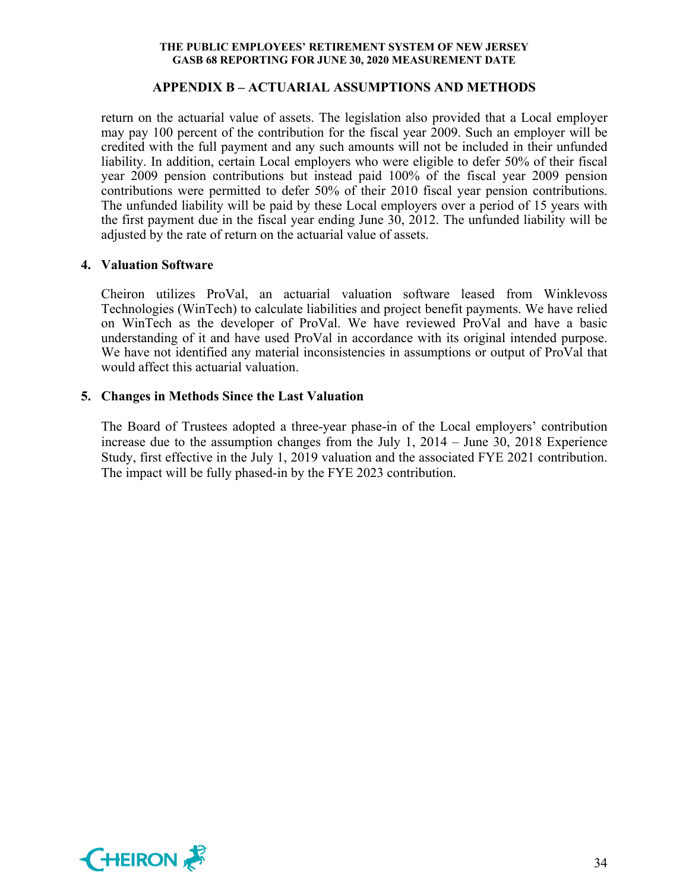return on the actuarial value of assets. The legislation also provided that a Local employer may pay 100 percent of the contribution for the fiscal year 2009. Such an employer will be credited with the full payment and any such amounts will not be included in their unfunded liability. In addition, certain Local employers who were eligible to defer 50% of their fiscal year 2009 pension contributions but instead paid 100% of the fiscal year 2009 pension contributions were permitted to defer 50% of their 2010 fiscal year pension contributions. The unfunded liability will be paid by these Local employers over a period of 15 years with the first payment due in the fiscal year ending June 30, 2012. The unfunded liability will be adjusted by the rate of return on the actuarial value of assets.

### 4. Valuation Software

Cheiron utilizes ProVal, an actuarial valuation software leased from Winklevoss Technologies (WinTech) to calculate liabilities and project benefit payments. We have relied on WinTech as the developer of ProVal. We have reviewed ProVal and have a basic understanding of it and have used ProVal in accordance with its original intended purpose. We have not identified any material inconsistencies in assumptions or output of ProVal that would affect this actuarial valuation.

### 5. Changes in Methods Since the Last Valuation

The Board of Trustees adopted a three-year phase-in of the Local employers' contribution increase due to the assumption changes from the July 1, 2014 – June 30, 2018 Experience Study, first effective in the July 1, 2019 valuation and the associated FYE 2021 contribution. The impact will be fully phased-in by the FYE 2023 contribution.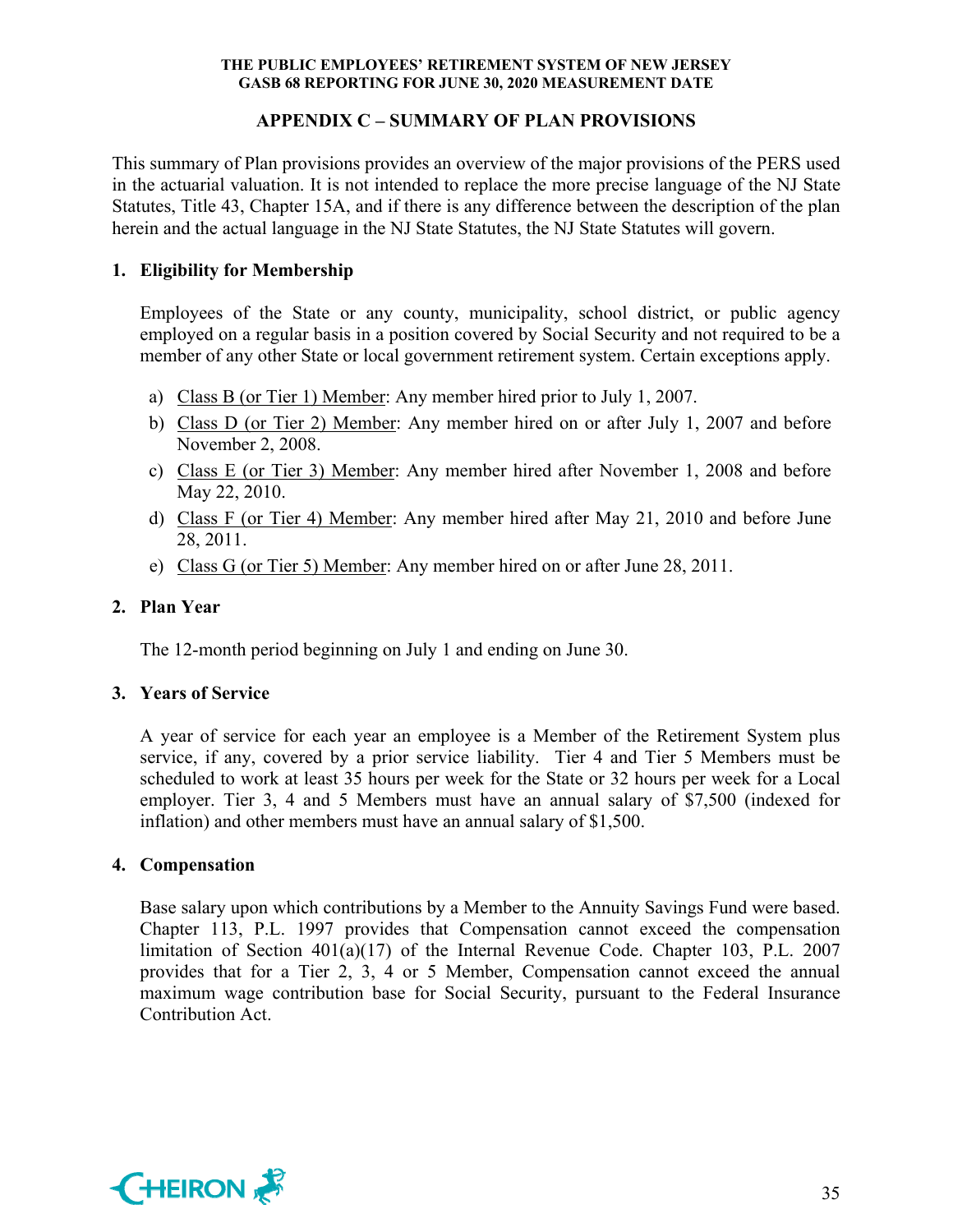# APPENDIX C – SUMMARY OF PLAN PROVISIONS

This summary of Plan provisions provides an overview of the major provisions of the PERS used in the actuarial valuation. It is not intended to replace the more precise language of the NJ State Statutes, Title 43, Chapter 15A, and if there is any difference between the description of the plan herein and the actual language in the NJ State Statutes, the NJ State Statutes will govern.

## 1. Eligibility for Membership

Employees of the State or any county, municipality, school district, or public agency employed on a regular basis in a position covered by Social Security and not required to be a member of any other State or local government retirement system. Certain exceptions apply.

a) Class B (or Tier 1) Member: Any member hired prior to July 1, 2007.

b) Class D (or Tier 2) Member: Any member hired on or after July 1, 2007 and before November 2, 2008.

c) Class E (or Tier 3) Member: Any member hired after November 1, 2008 and before May 22, 2010.

d) Class F (or Tier 4) Member: Any member hired after May 21, 2010 and before June 28, 2011.

e) Class G (or Tier 5) Member: Any member hired on or after June 28, 2011.

## 2. Plan Year

The 12-month period beginning on July 1 and ending on June 30.

## 3. Years of Service

A year of service for each year an employee is a Member of the Retirement System plus service, if any, covered by a prior service liability. Tier 4 and Tier 5 Members must be scheduled to work at least 35 hours per week for the State or 32 hours per week for a Local employer. Tier 3, 4 and 5 Members must have an annual salary of \$7,500 (indexed for inflation) and other members must have an annual salary of \$1,500.

## 4. Compensation

Base salary upon which contributions by a Member to the Annuity Savings Fund were based. Chapter 113, P.L. 1997 provides that Compensation cannot exceed the compensation limitation of Section 401(a)(17) of the Internal Revenue Code. Chapter 103, P.L. 2007 provides that for a Tier 2, 3, 4 or 5 Member, Compensation cannot exceed the annual maximum wage contribution base for Social Security, pursuant to the Federal Insurance Contribution Act.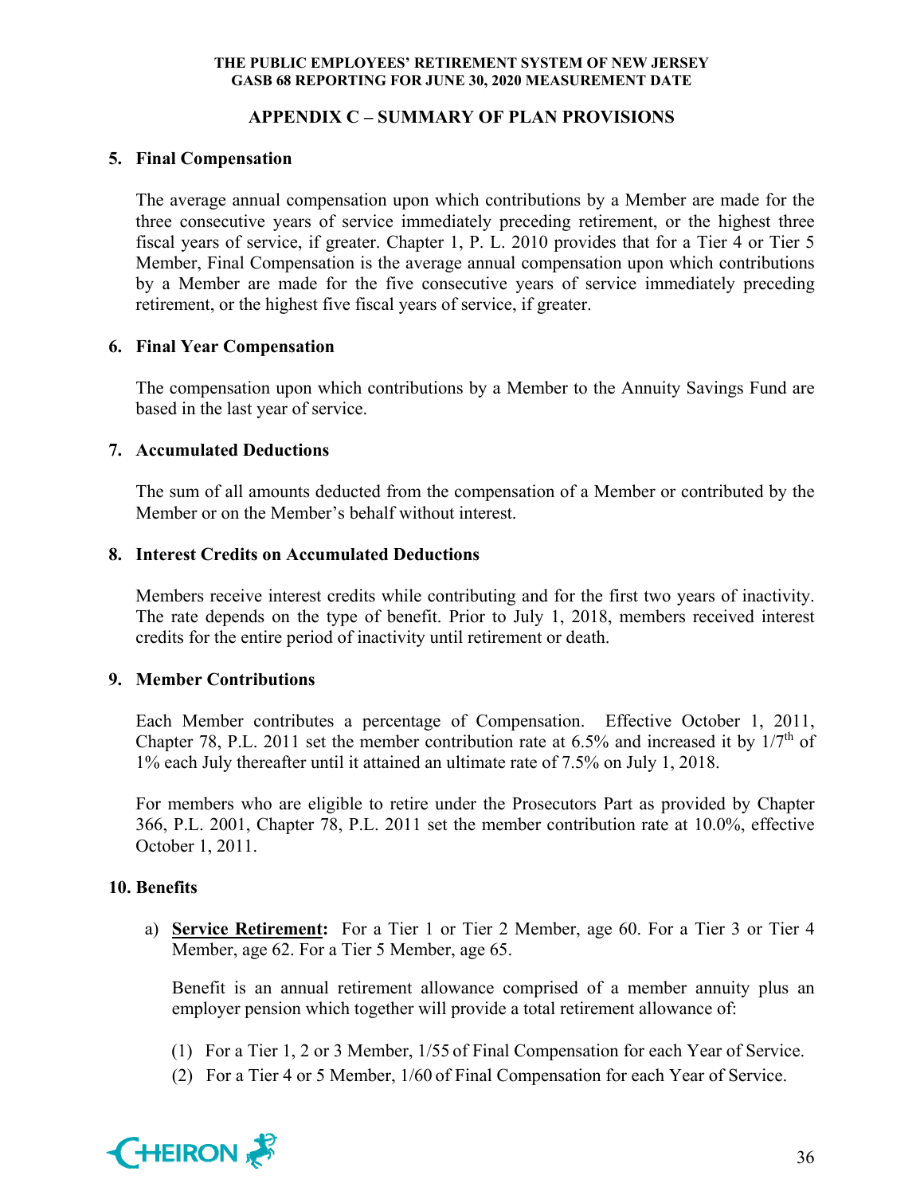## APPENDIX C – SUMMARY OF PLAN PROVISIONS

### 5. Final Compensation

The average annual compensation upon which contributions by a Member are made for the three consecutive years of service immediately preceding retirement, or the highest three fiscal years of service, if greater. Chapter 1, P. L. 2010 provides that for a Tier 4 or Tier 5 Member, Final Compensation is the average annual compensation upon which contributions by a Member are made for the five consecutive years of service immediately preceding retirement, or the highest five fiscal years of service, if greater.

### 6. Final Year Compensation

The compensation upon which contributions by a Member to the Annuity Savings Fund are based in the last year of service.

### 7. Accumulated Deductions

The sum of all amounts deducted from the compensation of a Member or contributed by the Member or on the Member's behalf without interest.

### 8. Interest Credits on Accumulated Deductions

Members receive interest credits while contributing and for the first two years of inactivity. The rate depends on the type of benefit. Prior to July 1, 2018, members received interest credits for the entire period of inactivity until retirement or death.

### 9. Member Contributions

Each Member contributes a percentage of Compensation. Effective October 1, 2011, Chapter 78, P.L. 2011 set the member contribution rate at 6.5% and increased it by 1/7th of 1% each July thereafter until it attained an ultimate rate of 7.5% on July 1, 2018.

For members who are eligible to retire under the Prosecutors Part as provided by Chapter 366, P.L. 2001, Chapter 78, P.L. 2011 set the member contribution rate at 10.0%, effective October 1, 2011.

### 10. Benefits

a) **Service Retirement:** For a Tier 1 or Tier 2 Member, age 60. For a Tier 3 or Tier 4 Member, age 62. For a Tier 5 Member, age 65.

   Benefit is an annual retirement allowance comprised of a member annuity plus an employer pension which together will provide a total retirement allowance of:

   (1) For a Tier 1, 2 or 3 Member, 1/55 of Final Compensation for each Year of Service.
   (2) For a Tier 4 or 5 Member, 1/60 of Final Compensation for each Year of Service.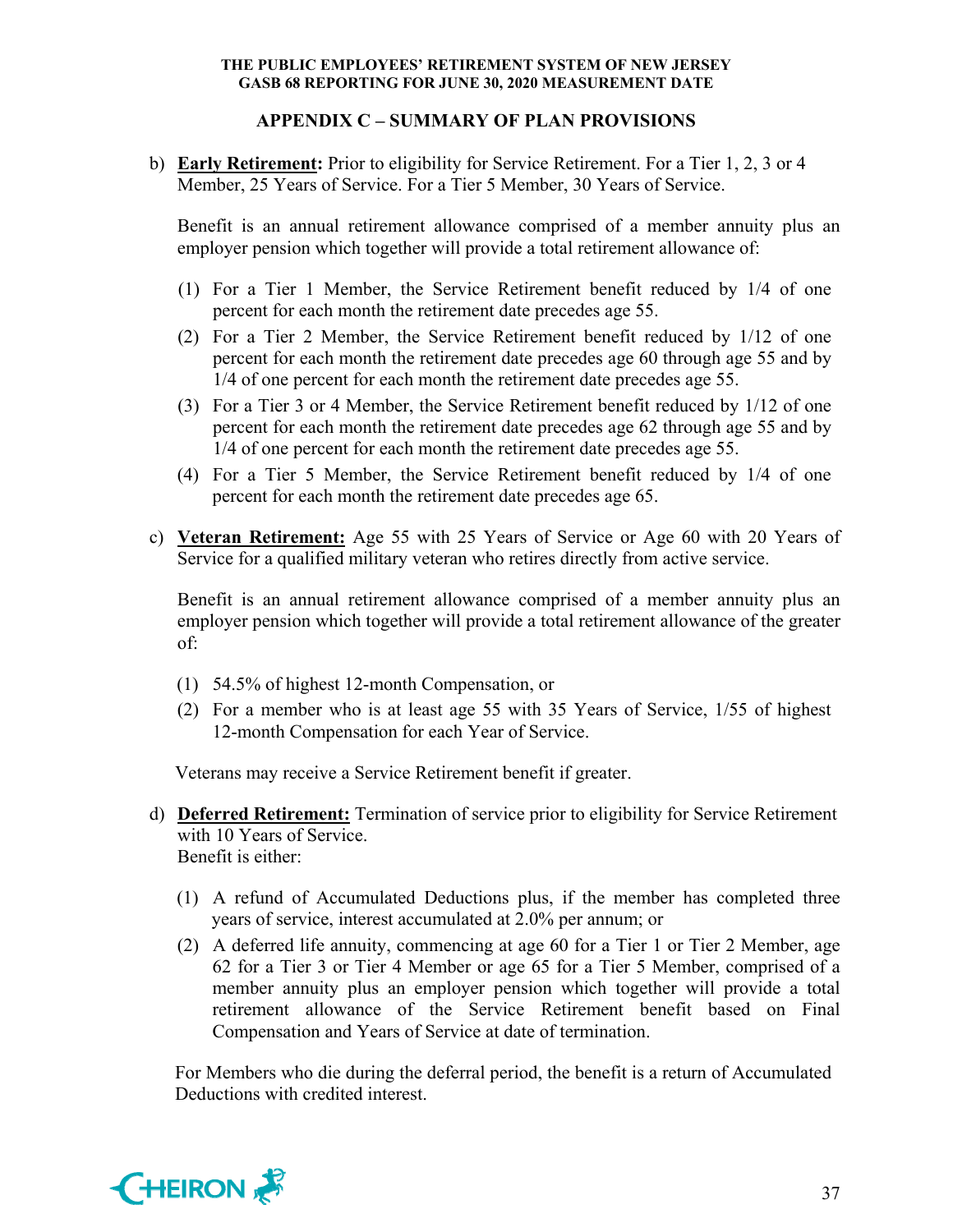## APPENDIX C – SUMMARY OF PLAN PROVISIONS

b) **Early Retirement:** Prior to eligibility for Service Retirement. For a Tier 1, 2, 3 or 4 Member, 25 Years of Service. For a Tier 5 Member, 30 Years of Service.

   Benefit is an annual retirement allowance comprised of a member annuity plus an employer pension which together will provide a total retirement allowance of:

   (1) For a Tier 1 Member, the Service Retirement benefit reduced by 1/4 of one percent for each month the retirement date precedes age 55.
   (2) For a Tier 2 Member, the Service Retirement benefit reduced by 1/12 of one percent for each month the retirement date precedes age 60 through age 55 and by 1/4 of one percent for each month the retirement date precedes age 55.
   (3) For a Tier 3 or 4 Member, the Service Retirement benefit reduced by 1/12 of one percent for each month the retirement date precedes age 62 through age 55 and by 1/4 of one percent for each month the retirement date precedes age 55.
   (4) For a Tier 5 Member, the Service Retirement benefit reduced by 1/4 of one percent for each month the retirement date precedes age 65.

c) **Veteran Retirement:** Age 55 with 25 Years of Service or Age 60 with 20 Years of Service for a qualified military veteran who retires directly from active service.

   Benefit is an annual retirement allowance comprised of a member annuity plus an employer pension which together will provide a total retirement allowance of the greater of:

   (1) 54.5% of highest 12-month Compensation, or
   (2) For a member who is at least age 55 with 35 Years of Service, 1/55 of highest 12-month Compensation for each Year of Service.

   Veterans may receive a Service Retirement benefit if greater.

d) **Deferred Retirement:** Termination of service prior to eligibility for Service Retirement with 10 Years of Service.
   Benefit is either:

   (1) A refund of Accumulated Deductions plus, if the member has completed three years of service, interest accumulated at 2.0% per annum; or
   (2) A deferred life annuity, commencing at age 60 for a Tier 1 or Tier 2 Member, age 62 for a Tier 3 or Tier 4 Member or age 65 for a Tier 5 Member, comprised of a member annuity plus an employer pension which together will provide a total retirement allowance of the Service Retirement benefit based on Final Compensation and Years of Service at date of termination.

   For Members who die during the deferral period, the benefit is a return of Accumulated Deductions with credited interest.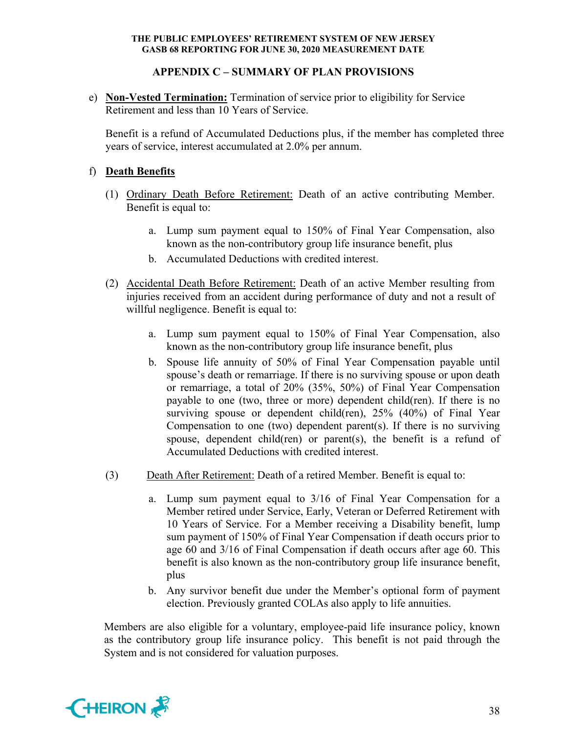## APPENDIX C – SUMMARY OF PLAN PROVISIONS

e) **Non-Vested Termination:** Termination of service prior to eligibility for Service Retirement and less than 10 Years of Service.

   Benefit is a refund of Accumulated Deductions plus, if the member has completed three years of service, interest accumulated at 2.0% per annum.

f) **Death Benefits**

   (1) Ordinary Death Before Retirement: Death of an active contributing Member. Benefit is equal to:

      a. Lump sum payment equal to 150% of Final Year Compensation, also known as the non-contributory group life insurance benefit, plus
      b. Accumulated Deductions with credited interest.

   (2) Accidental Death Before Retirement: Death of an active Member resulting from injuries received from an accident during performance of duty and not a result of willful negligence. Benefit is equal to:

      a. Lump sum payment equal to 150% of Final Year Compensation, also known as the non-contributory group life insurance benefit, plus
      b. Spouse life annuity of 50% of Final Year Compensation payable until spouse's death or remarriage. If there is no surviving spouse or upon death or remarriage, a total of 20% (35%, 50%) of Final Year Compensation payable to one (two, three or more) dependent child(ren). If there is no surviving spouse or dependent child(ren), 25% (40%) of Final Year Compensation to one (two) dependent parent(s). If there is no surviving spouse, dependent child(ren) or parent(s), the benefit is a refund of Accumulated Deductions with credited interest.

   (3) Death After Retirement: Death of a retired Member. Benefit is equal to:

      a. Lump sum payment equal to 3/16 of Final Year Compensation for a Member retired under Service, Early, Veteran or Deferred Retirement with 10 Years of Service. For a Member receiving a Disability benefit, lump sum payment of 150% of Final Year Compensation if death occurs prior to age 60 and 3/16 of Final Compensation if death occurs after age 60. This benefit is also known as the non-contributory group life insurance benefit, plus
      b. Any survivor benefit due under the Member's optional form of payment election. Previously granted COLAs also apply to life annuities.

   Members are also eligible for a voluntary, employee-paid life insurance policy, known as the contributory group life insurance policy. This benefit is not paid through the System and is not considered for valuation purposes.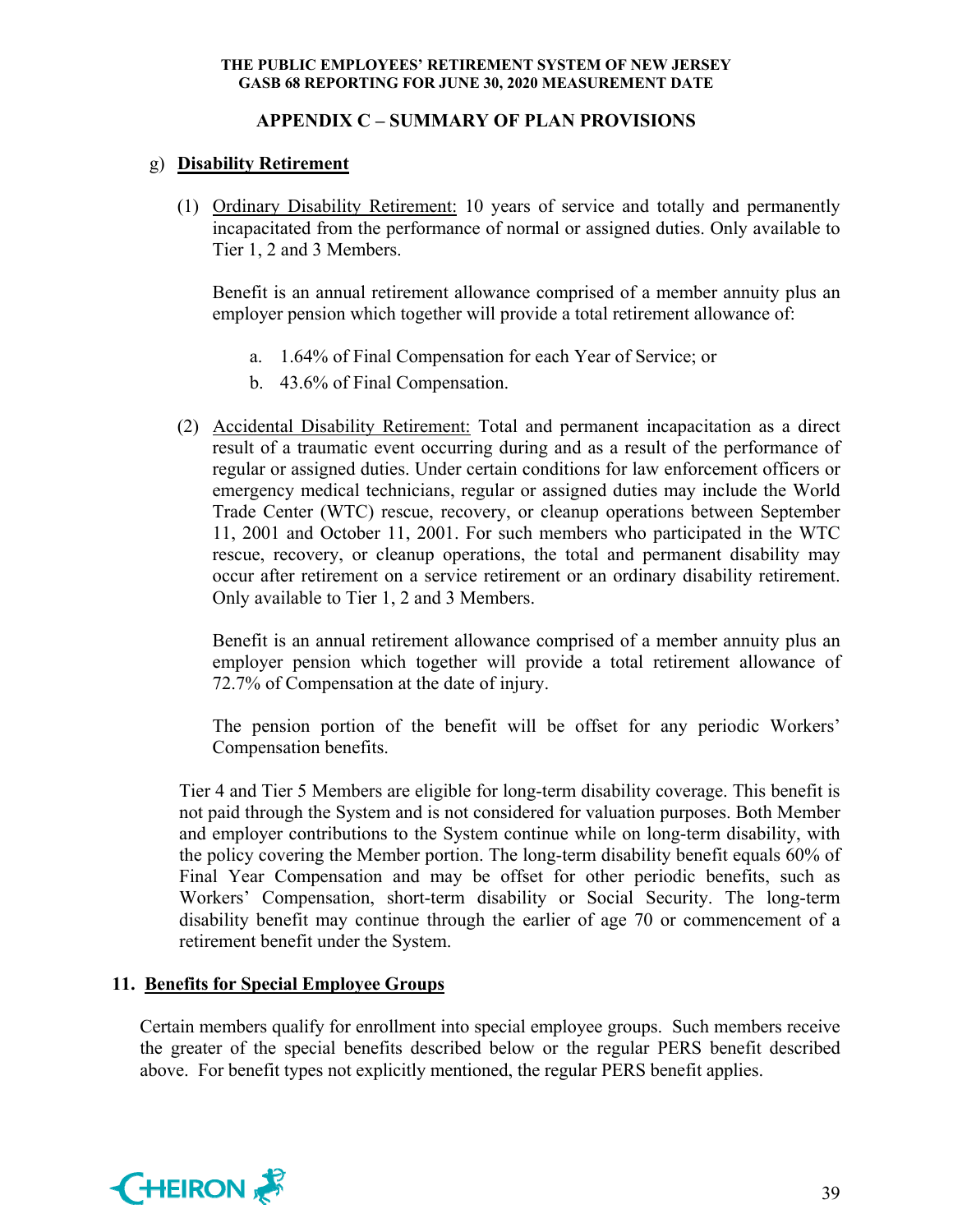## APPENDIX C – SUMMARY OF PLAN PROVISIONS

g) **Disability Retirement**

(1) Ordinary Disability Retirement: 10 years of service and totally and permanently incapacitated from the performance of normal or assigned duties. Only available to Tier 1, 2 and 3 Members.

Benefit is an annual retirement allowance comprised of a member annuity plus an employer pension which together will provide a total retirement allowance of:

a. 1.64% of Final Compensation for each Year of Service; or
b. 43.6% of Final Compensation.

(2) Accidental Disability Retirement: Total and permanent incapacitation as a direct result of a traumatic event occurring during and as a result of the performance of regular or assigned duties. Under certain conditions for law enforcement officers or emergency medical technicians, regular or assigned duties may include the World Trade Center (WTC) rescue, recovery, or cleanup operations between September 11, 2001 and October 11, 2001. For such members who participated in the WTC rescue, recovery, or cleanup operations, the total and permanent disability may occur after retirement on a service retirement or an ordinary disability retirement. Only available to Tier 1, 2 and 3 Members.

Benefit is an annual retirement allowance comprised of a member annuity plus an employer pension which together will provide a total retirement allowance of 72.7% of Compensation at the date of injury.

The pension portion of the benefit will be offset for any periodic Workers' Compensation benefits.

Tier 4 and Tier 5 Members are eligible for long-term disability coverage. This benefit is not paid through the System and is not considered for valuation purposes. Both Member and employer contributions to the System continue while on long-term disability, with the policy covering the Member portion. The long-term disability benefit equals 60% of Final Year Compensation and may be offset for other periodic benefits, such as Workers' Compensation, short-term disability or Social Security. The long-term disability benefit may continue through the earlier of age 70 or commencement of a retirement benefit under the System.

### 11. Benefits for Special Employee Groups

Certain members qualify for enrollment into special employee groups. Such members receive the greater of the special benefits described below or the regular PERS benefit described above. For benefit types not explicitly mentioned, the regular PERS benefit applies.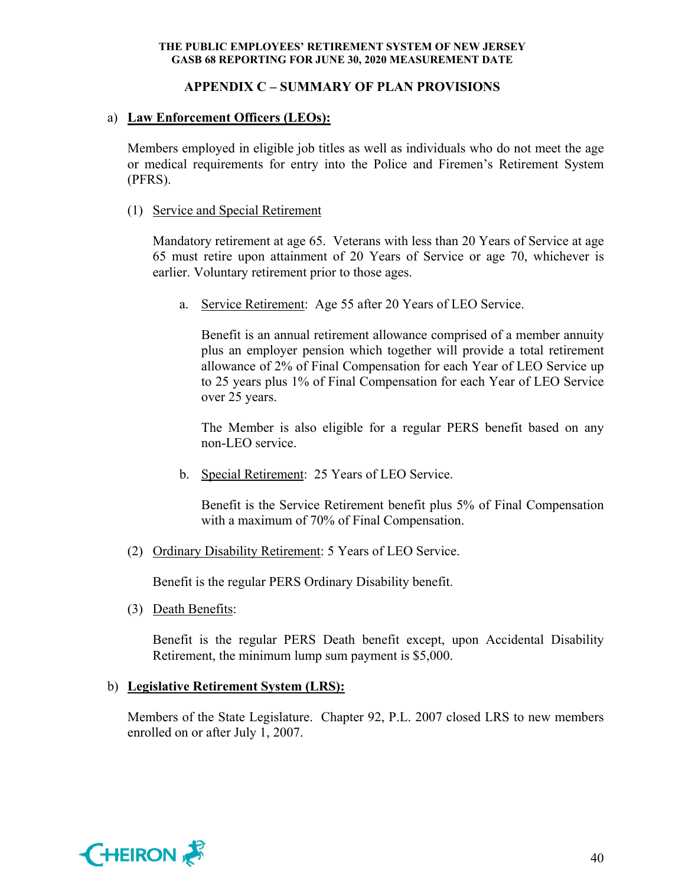## APPENDIX C – SUMMARY OF PLAN PROVISIONS

a) **Law Enforcement Officers (LEOs):**

Members employed in eligible job titles as well as individuals who do not meet the age or medical requirements for entry into the Police and Firemen's Retirement System (PFRS).

(1) Service and Special Retirement

Mandatory retirement at age 65. Veterans with less than 20 Years of Service at age 65 must retire upon attainment of 20 Years of Service or age 70, whichever is earlier. Voluntary retirement prior to those ages.

a. Service Retirement: Age 55 after 20 Years of LEO Service.

Benefit is an annual retirement allowance comprised of a member annuity plus an employer pension which together will provide a total retirement allowance of 2% of Final Compensation for each Year of LEO Service up to 25 years plus 1% of Final Compensation for each Year of LEO Service over 25 years.

The Member is also eligible for a regular PERS benefit based on any non-LEO service.

b. Special Retirement: 25 Years of LEO Service.

Benefit is the Service Retirement benefit plus 5% of Final Compensation with a maximum of 70% of Final Compensation.

(2) Ordinary Disability Retirement: 5 Years of LEO Service.

Benefit is the regular PERS Ordinary Disability benefit.

(3) Death Benefits:

Benefit is the regular PERS Death benefit except, upon Accidental Disability Retirement, the minimum lump sum payment is $5,000.

b) **Legislative Retirement System (LRS):**

Members of the State Legislature. Chapter 92, P.L. 2007 closed LRS to new members enrolled on or after July 1, 2007.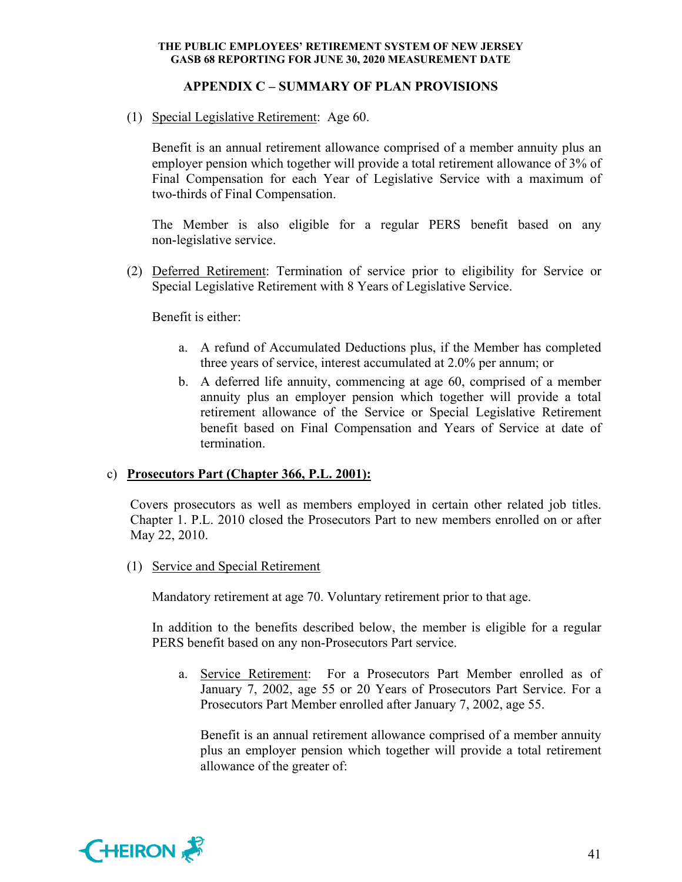## APPENDIX C – SUMMARY OF PLAN PROVISIONS

(1) Special Legislative Retirement: Age 60.

Benefit is an annual retirement allowance comprised of a member annuity plus an employer pension which together will provide a total retirement allowance of 3% of Final Compensation for each Year of Legislative Service with a maximum of two-thirds of Final Compensation.

The Member is also eligible for a regular PERS benefit based on any non-legislative service.

(2) Deferred Retirement: Termination of service prior to eligibility for Service or Special Legislative Retirement with 8 Years of Legislative Service.

Benefit is either:

a. A refund of Accumulated Deductions plus, if the Member has completed three years of service, interest accumulated at 2.0% per annum; or
b. A deferred life annuity, commencing at age 60, comprised of a member annuity plus an employer pension which together will provide a total retirement allowance of the Service or Special Legislative Retirement benefit based on Final Compensation and Years of Service at date of termination.

c) **Prosecutors Part (Chapter 366, P.L. 2001):**

Covers prosecutors as well as members employed in certain other related job titles. Chapter 1. P.L. 2010 closed the Prosecutors Part to new members enrolled on or after May 22, 2010.

(1) Service and Special Retirement

Mandatory retirement at age 70. Voluntary retirement prior to that age.

In addition to the benefits described below, the member is eligible for a regular PERS benefit based on any non-Prosecutors Part service.

a. Service Retirement: For a Prosecutors Part Member enrolled as of January 7, 2002, age 55 or 20 Years of Prosecutors Part Service. For a Prosecutors Part Member enrolled after January 7, 2002, age 55.

   Benefit is an annual retirement allowance comprised of a member annuity plus an employer pension which together will provide a total retirement allowance of the greater of: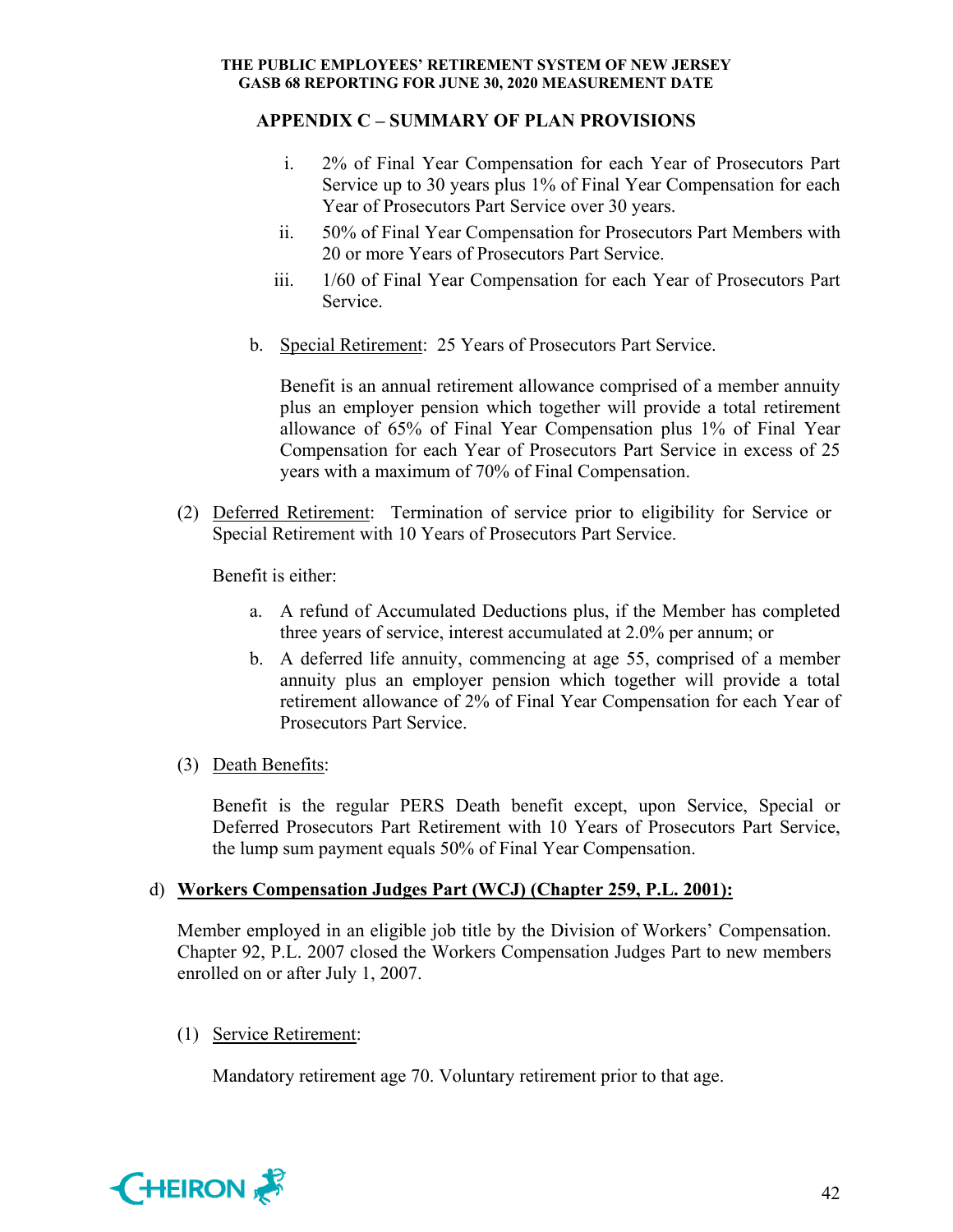## APPENDIX C – SUMMARY OF PLAN PROVISIONS

i. 2% of Final Year Compensation for each Year of Prosecutors Part Service up to 30 years plus 1% of Final Year Compensation for each Year of Prosecutors Part Service over 30 years.

ii. 50% of Final Year Compensation for Prosecutors Part Members with 20 or more Years of Prosecutors Part Service.

iii. 1/60 of Final Year Compensation for each Year of Prosecutors Part Service.

b. Special Retirement: 25 Years of Prosecutors Part Service.

Benefit is an annual retirement allowance comprised of a member annuity plus an employer pension which together will provide a total retirement allowance of 65% of Final Year Compensation plus 1% of Final Year Compensation for each Year of Prosecutors Part Service in excess of 25 years with a maximum of 70% of Final Compensation.

(2) Deferred Retirement: Termination of service prior to eligibility for Service or Special Retirement with 10 Years of Prosecutors Part Service.

Benefit is either:

a. A refund of Accumulated Deductions plus, if the Member has completed three years of service, interest accumulated at 2.0% per annum; or

b. A deferred life annuity, commencing at age 55, comprised of a member annuity plus an employer pension which together will provide a total retirement allowance of 2% of Final Year Compensation for each Year of Prosecutors Part Service.

(3) Death Benefits:

Benefit is the regular PERS Death benefit except, upon Service, Special or Deferred Prosecutors Part Retirement with 10 Years of Prosecutors Part Service, the lump sum payment equals 50% of Final Year Compensation.

d) **Workers Compensation Judges Part (WCJ) (Chapter 259, P.L. 2001):**

Member employed in an eligible job title by the Division of Workers' Compensation. Chapter 92, P.L. 2007 closed the Workers Compensation Judges Part to new members enrolled on or after July 1, 2007.

(1) Service Retirement:

Mandatory retirement age 70. Voluntary retirement prior to that age.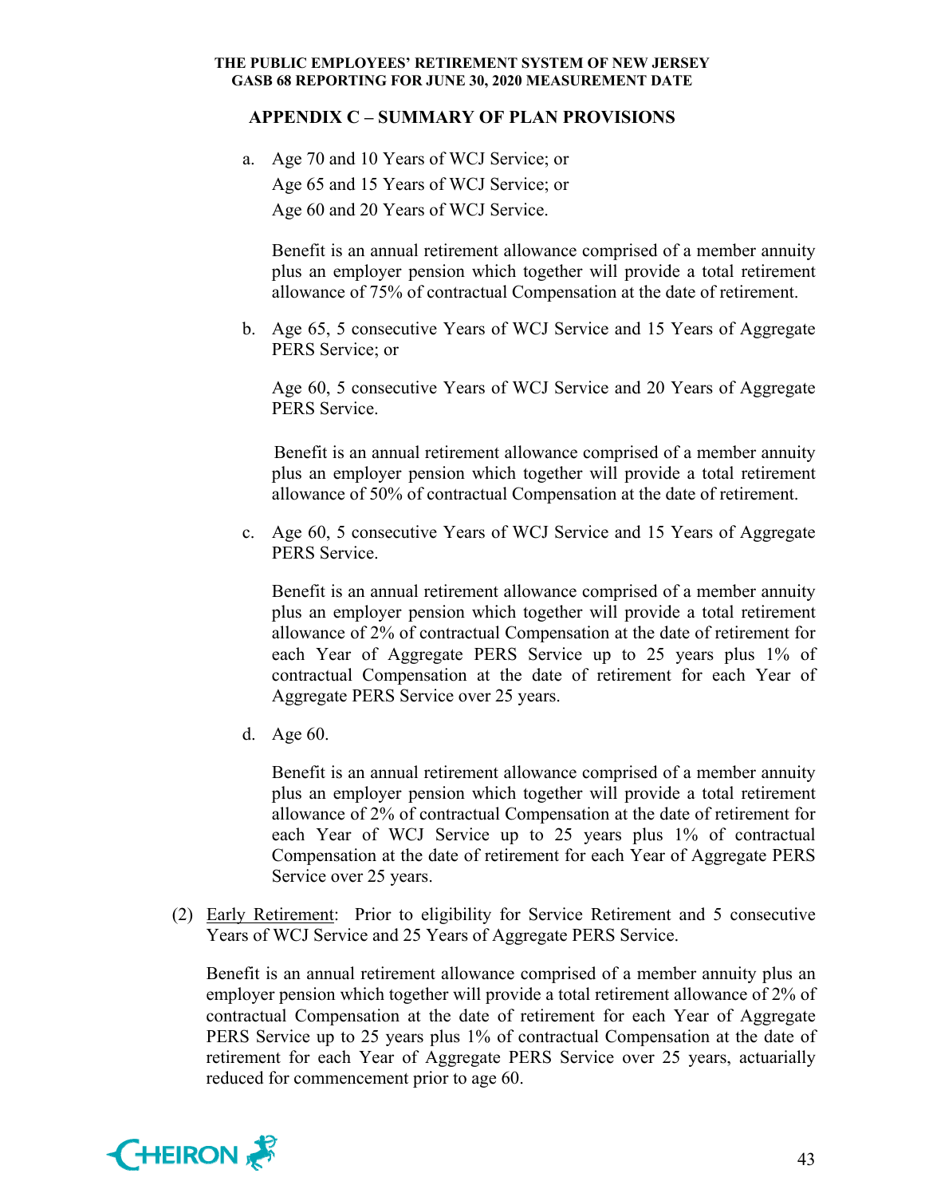## APPENDIX C – SUMMARY OF PLAN PROVISIONS

a. Age 70 and 10 Years of WCJ Service; or
   Age 65 and 15 Years of WCJ Service; or
   Age 60 and 20 Years of WCJ Service.

   Benefit is an annual retirement allowance comprised of a member annuity plus an employer pension which together will provide a total retirement allowance of 75% of contractual Compensation at the date of retirement.

b. Age 65, 5 consecutive Years of WCJ Service and 15 Years of Aggregate PERS Service; or

   Age 60, 5 consecutive Years of WCJ Service and 20 Years of Aggregate PERS Service.

   Benefit is an annual retirement allowance comprised of a member annuity plus an employer pension which together will provide a total retirement allowance of 50% of contractual Compensation at the date of retirement.

c. Age 60, 5 consecutive Years of WCJ Service and 15 Years of Aggregate PERS Service.

   Benefit is an annual retirement allowance comprised of a member annuity plus an employer pension which together will provide a total retirement allowance of 2% of contractual Compensation at the date of retirement for each Year of Aggregate PERS Service up to 25 years plus 1% of contractual Compensation at the date of retirement for each Year of Aggregate PERS Service over 25 years.

d. Age 60.

   Benefit is an annual retirement allowance comprised of a member annuity plus an employer pension which together will provide a total retirement allowance of 2% of contractual Compensation at the date of retirement for each Year of WCJ Service up to 25 years plus 1% of contractual Compensation at the date of retirement for each Year of Aggregate PERS Service over 25 years.

(2) Early Retirement: Prior to eligibility for Service Retirement and 5 consecutive Years of WCJ Service and 25 Years of Aggregate PERS Service.

   Benefit is an annual retirement allowance comprised of a member annuity plus an employer pension which together will provide a total retirement allowance of 2% of contractual Compensation at the date of retirement for each Year of Aggregate PERS Service up to 25 years plus 1% of contractual Compensation at the date of retirement for each Year of Aggregate PERS Service over 25 years, actuarially reduced for commencement prior to age 60.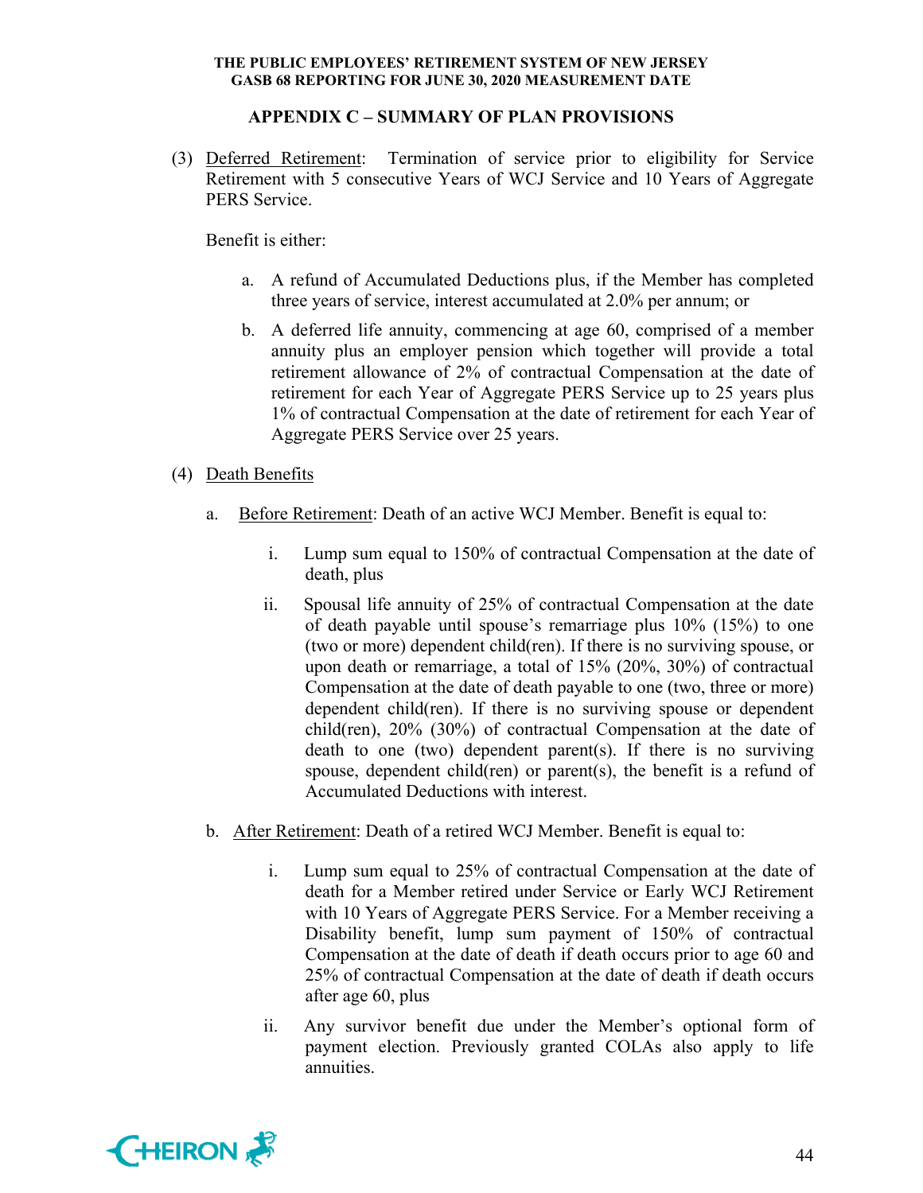## APPENDIX C – SUMMARY OF PLAN PROVISIONS

(3) Deferred Retirement: Termination of service prior to eligibility for Service Retirement with 5 consecutive Years of WCJ Service and 10 Years of Aggregate PERS Service.

Benefit is either:

a. A refund of Accumulated Deductions plus, if the Member has completed three years of service, interest accumulated at 2.0% per annum; or

b. A deferred life annuity, commencing at age 60, comprised of a member annuity plus an employer pension which together will provide a total retirement allowance of 2% of contractual Compensation at the date of retirement for each Year of Aggregate PERS Service up to 25 years plus 1% of contractual Compensation at the date of retirement for each Year of Aggregate PERS Service over 25 years.

(4) Death Benefits

a. Before Retirement: Death of an active WCJ Member. Benefit is equal to:

i. Lump sum equal to 150% of contractual Compensation at the date of death, plus

ii. Spousal life annuity of 25% of contractual Compensation at the date of death payable until spouse's remarriage plus 10% (15%) to one (two or more) dependent child(ren). If there is no surviving spouse, or upon death or remarriage, a total of 15% (20%, 30%) of contractual Compensation at the date of death payable to one (two, three or more) dependent child(ren). If there is no surviving spouse or dependent child(ren), 20% (30%) of contractual Compensation at the date of death to one (two) dependent parent(s). If there is no surviving spouse, dependent child(ren) or parent(s), the benefit is a refund of Accumulated Deductions with interest.

b. After Retirement: Death of a retired WCJ Member. Benefit is equal to:

i. Lump sum equal to 25% of contractual Compensation at the date of death for a Member retired under Service or Early WCJ Retirement with 10 Years of Aggregate PERS Service. For a Member receiving a Disability benefit, lump sum payment of 150% of contractual Compensation at the date of death if death occurs prior to age 60 and 25% of contractual Compensation at the date of death if death occurs after age 60, plus

ii. Any survivor benefit due under the Member's optional form of payment election. Previously granted COLAs also apply to life annuities.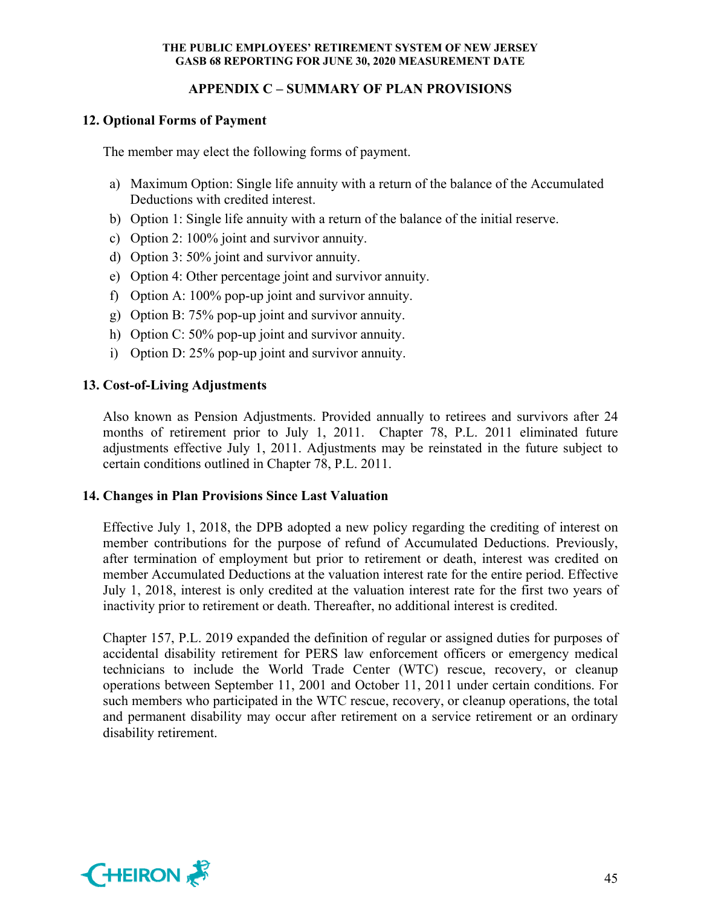## APPENDIX C – SUMMARY OF PLAN PROVISIONS

### 12. Optional Forms of Payment

The member may elect the following forms of payment.

a) Maximum Option: Single life annuity with a return of the balance of the Accumulated Deductions with credited interest.
b) Option 1: Single life annuity with a return of the balance of the initial reserve.
c) Option 2: 100% joint and survivor annuity.
d) Option 3: 50% joint and survivor annuity.
e) Option 4: Other percentage joint and survivor annuity.
f) Option A: 100% pop-up joint and survivor annuity.
g) Option B: 75% pop-up joint and survivor annuity.
h) Option C: 50% pop-up joint and survivor annuity.
i) Option D: 25% pop-up joint and survivor annuity.

### 13. Cost-of-Living Adjustments

Also known as Pension Adjustments. Provided annually to retirees and survivors after 24 months of retirement prior to July 1, 2011. Chapter 78, P.L. 2011 eliminated future adjustments effective July 1, 2011. Adjustments may be reinstated in the future subject to certain conditions outlined in Chapter 78, P.L. 2011.

### 14. Changes in Plan Provisions Since Last Valuation

Effective July 1, 2018, the DPB adopted a new policy regarding the crediting of interest on member contributions for the purpose of refund of Accumulated Deductions. Previously, after termination of employment but prior to retirement or death, interest was credited on member Accumulated Deductions at the valuation interest rate for the entire period. Effective July 1, 2018, interest is only credited at the valuation interest rate for the first two years of inactivity prior to retirement or death. Thereafter, no additional interest is credited.

Chapter 157, P.L. 2019 expanded the definition of regular or assigned duties for purposes of accidental disability retirement for PERS law enforcement officers or emergency medical technicians to include the World Trade Center (WTC) rescue, recovery, or cleanup operations between September 11, 2001 and October 11, 2011 under certain conditions. For such members who participated in the WTC rescue, recovery, or cleanup operations, the total and permanent disability may occur after retirement on a service retirement or an ordinary disability retirement.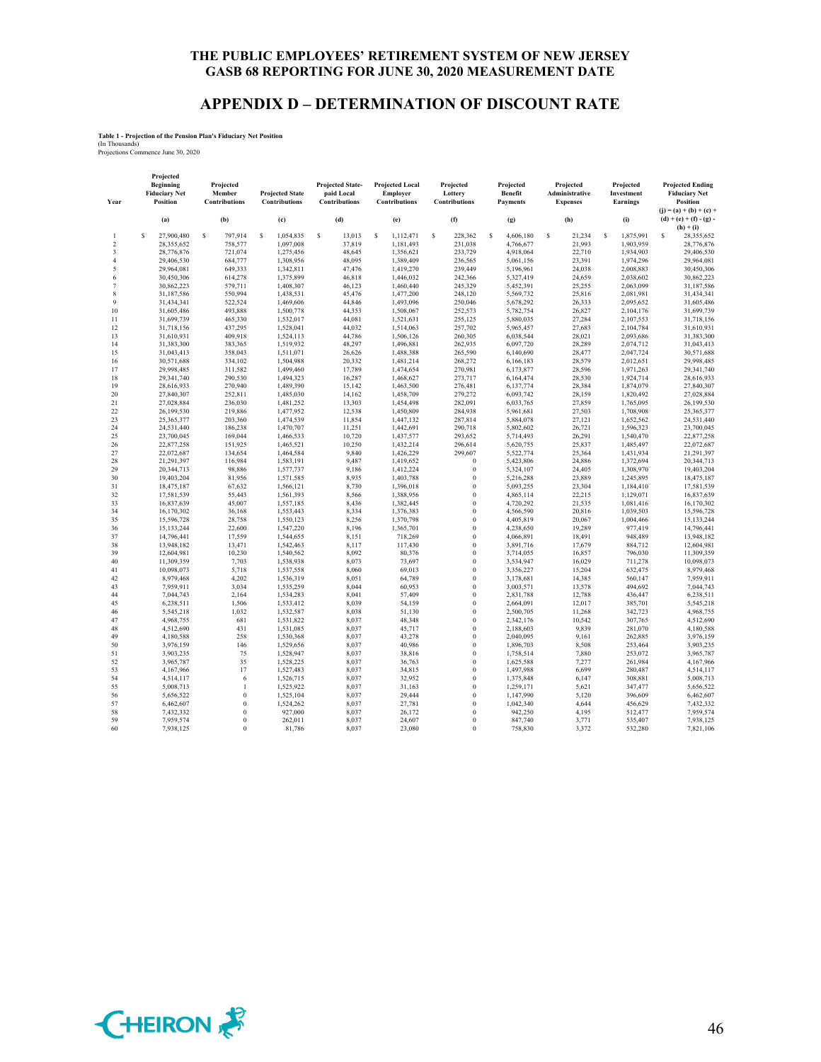## THE PUBLIC EMPLOYEES' RETIREMENT SYSTEM OF NEW JERSEY
## GASB 68 REPORTING FOR JUNE 30, 2020 MEASUREMENT DATE

# APPENDIX D – DETERMINATION OF DISCOUNT RATE

**Table 1 - Projection of the Pension Plan's Fiduciary Net Position**
(In Thousands)
Projections Commence June 30, 2020

| Year | Projected Beginning Fiduciary Net Position | Projected Member Contributions | Projected State Contributions | Projected State-paid Local Contributions | Projected Local Employer Contributions | Projected Lottery Contributions | Projected Benefit Payments | Projected Administrative Expenses | Projected Investment Earnings | Projected Ending Fiduciary Net Position |
|---|---|---|---|---|---|---|---|---|---|---|
| | (a) | (b) | (c) | (d) | (e) | (f) | (g) | (h) | (i) | (j) = (a) + (b) + (c) + (d) + (e) + (f) - (g) - (h) + (i) |
| 1 | $ 27,900,480 | $ 797,914 | $ 1,054,835 | $ 13,013 | $ 1,112,471 | $ 228,362 | $ 4,606,180 | $ 21,234 | $ 1,875,991 | $ 28,355,652 |
| 2 | 28,355,652 | 758,577 | 1,097,008 | 37,819 | 1,181,493 | 231,038 | 4,766,677 | 21,993 | 1,903,959 | 28,776,876 |
| 3 | 28,776,876 | 721,074 | 1,275,456 | 48,645 | 1,356,621 | 233,729 | 4,918,064 | 22,710 | 1,934,903 | 29,406,530 |
| 4 | 29,406,530 | 684,777 | 1,308,956 | 48,095 | 1,389,409 | 236,565 | 5,061,156 | 23,391 | 1,974,296 | 29,964,081 |
| 5 | 29,964,081 | 649,333 | 1,342,811 | 47,476 | 1,419,270 | 239,449 | 5,196,961 | 24,038 | 2,008,883 | 30,450,306 |
| 6 | 30,450,306 | 614,278 | 1,375,899 | 46,818 | 1,446,032 | 242,366 | 5,327,419 | 24,659 | 2,038,602 | 30,862,223 |
| 7 | 30,862,223 | 579,711 | 1,408,307 | 46,123 | 1,460,440 | 245,329 | 5,452,391 | 25,255 | 2,063,099 | 31,187,586 |
| 8 | 31,187,586 | 550,994 | 1,438,531 | 45,476 | 1,477,200 | 248,120 | 5,569,732 | 25,816 | 2,081,981 | 31,434,341 |
| 9 | 31,434,341 | 522,524 | 1,469,606 | 44,846 | 1,493,096 | 250,046 | 5,678,292 | 26,333 | 2,095,652 | 31,605,486 |
| 10 | 31,605,486 | 493,888 | 1,500,778 | 44,353 | 1,508,067 | 252,573 | 5,782,754 | 26,827 | 2,104,176 | 31,699,739 |
| 11 | 31,699,739 | 465,330 | 1,532,017 | 44,081 | 1,521,631 | 255,125 | 5,880,035 | 27,284 | 2,107,553 | 31,718,156 |
| 12 | 31,718,156 | 437,295 | 1,528,041 | 44,032 | 1,514,063 | 257,702 | 5,965,457 | 27,683 | 2,104,784 | 31,610,931 |
| 13 | 31,610,931 | 409,918 | 1,524,113 | 44,786 | 1,506,126 | 260,305 | 6,038,544 | 28,021 | 2,093,686 | 31,383,300 |
| 14 | 31,383,300 | 383,365 | 1,519,932 | 48,297 | 1,496,881 | 262,935 | 6,097,720 | 28,289 | 2,074,712 | 31,043,413 |
| 15 | 31,043,413 | 358,043 | 1,511,071 | 26,626 | 1,488,388 | 265,590 | 6,140,690 | 28,477 | 2,047,724 | 30,571,688 |
| 16 | 30,571,688 | 334,102 | 1,504,988 | 20,332 | 1,481,214 | 268,272 | 6,166,183 | 28,579 | 2,012,651 | 29,998,485 |
| 17 | 29,998,485 | 311,582 | 1,499,460 | 17,789 | 1,474,654 | 270,981 | 6,173,877 | 28,596 | 1,971,263 | 29,341,740 |
| 18 | 29,341,740 | 290,530 | 1,494,323 | 16,287 | 1,468,627 | 273,717 | 6,164,474 | 28,530 | 1,924,714 | 28,616,933 |
| 19 | 28,616,933 | 270,940 | 1,489,390 | 15,142 | 1,463,500 | 276,481 | 6,137,774 | 28,384 | 1,874,079 | 27,840,307 |
| 20 | 27,840,307 | 252,811 | 1,485,030 | 14,162 | 1,458,709 | 279,272 | 6,093,742 | 28,159 | 1,820,492 | 27,028,884 |
| 21 | 27,028,884 | 236,030 | 1,481,252 | 13,303 | 1,454,498 | 282,091 | 6,033,765 | 27,859 | 1,765,095 | 26,199,530 |
| 22 | 26,199,530 | 219,886 | 1,477,952 | 12,538 | 1,450,809 | 284,938 | 5,961,681 | 27,503 | 1,708,908 | 25,365,377 |
| 23 | 25,365,377 | 203,360 | 1,474,539 | 11,854 | 1,447,132 | 287,814 | 5,884,078 | 27,121 | 1,652,562 | 24,531,440 |
| 24 | 24,531,440 | 186,238 | 1,470,707 | 11,251 | 1,442,691 | 290,718 | 5,802,602 | 26,721 | 1,596,323 | 23,700,045 |
| 25 | 23,700,045 | 169,044 | 1,466,533 | 10,720 | 1,437,577 | 293,652 | 5,714,493 | 26,291 | 1,540,470 | 22,877,258 |
| 26 | 22,877,258 | 151,925 | 1,465,521 | 10,250 | 1,432,214 | 296,614 | 5,620,755 | 25,837 | 1,485,497 | 22,072,687 |
| 27 | 22,072,687 | 134,654 | 1,464,584 | 9,840 | 1,426,229 | 299,607 | 5,522,774 | 25,364 | 1,431,934 | 21,291,397 |
| 28 | 21,291,397 | 116,984 | 1,583,191 | 9,487 | 1,419,652 | 0 | 5,423,806 | 24,886 | 1,372,694 | 20,344,713 |
| 29 | 20,344,713 | 98,886 | 1,577,737 | 9,186 | 1,412,224 | 0 | 5,324,107 | 24,405 | 1,308,970 | 19,403,204 |
| 30 | 19,403,204 | 81,956 | 1,571,585 | 8,935 | 1,403,788 | 0 | 5,216,288 | 23,889 | 1,245,895 | 18,475,187 |
| 31 | 18,475,187 | 67,632 | 1,566,121 | 8,730 | 1,396,018 | 0 | 5,093,255 | 23,304 | 1,184,410 | 17,581,539 |
| 32 | 17,581,539 | 55,443 | 1,561,393 | 8,566 | 1,388,956 | 0 | 4,865,114 | 22,215 | 1,129,071 | 16,837,639 |
| 33 | 16,837,639 | 45,007 | 1,557,185 | 8,436 | 1,382,445 | 0 | 4,720,292 | 21,535 | 1,081,416 | 16,170,302 |
| 34 | 16,170,302 | 36,168 | 1,553,443 | 8,334 | 1,376,383 | 0 | 4,566,590 | 20,816 | 1,039,503 | 15,596,728 |
| 35 | 15,596,728 | 28,758 | 1,550,123 | 8,256 | 1,370,798 | 0 | 4,405,819 | 20,067 | 1,004,466 | 15,133,244 |
| 36 | 15,133,244 | 22,600 | 1,547,220 | 8,196 | 1,365,701 | 0 | 4,238,650 | 19,289 | 977,419 | 14,796,441 |
| 37 | 14,796,441 | 17,559 | 1,544,655 | 8,151 | 718,269 | 0 | 4,066,891 | 18,491 | 948,489 | 13,948,182 |
| 38 | 13,948,182 | 13,471 | 1,542,463 | 8,117 | 117,430 | 0 | 3,891,716 | 17,679 | 884,712 | 12,604,981 |
| 39 | 12,604,981 | 10,230 | 1,540,562 | 8,092 | 80,376 | 0 | 3,714,055 | 16,857 | 796,030 | 11,309,359 |
| 40 | 11,309,359 | 7,703 | 1,538,938 | 8,073 | 73,697 | 0 | 3,534,947 | 16,029 | 711,278 | 10,098,073 |
| 41 | 10,098,073 | 5,718 | 1,537,558 | 8,060 | 69,013 | 0 | 3,356,227 | 15,204 | 632,475 | 8,979,468 |
| 42 | 8,979,468 | 4,202 | 1,536,319 | 8,051 | 64,789 | 0 | 3,178,681 | 14,385 | 560,147 | 7,959,911 |
| 43 | 7,959,911 | 3,034 | 1,535,259 | 8,044 | 60,953 | 0 | 3,003,571 | 13,578 | 494,692 | 7,044,743 |
| 44 | 7,044,743 | 2,164 | 1,534,283 | 8,041 | 57,409 | 0 | 2,831,788 | 12,788 | 436,447 | 6,238,511 |
| 45 | 6,238,511 | 1,506 | 1,533,412 | 8,039 | 54,159 | 0 | 2,664,091 | 12,017 | 385,701 | 5,545,218 |
| 46 | 5,545,218 | 1,032 | 1,532,587 | 8,038 | 51,130 | 0 | 2,500,705 | 11,268 | 342,723 | 4,968,755 |
| 47 | 4,968,755 | 681 | 1,531,822 | 8,037 | 48,348 | 0 | 2,342,176 | 10,542 | 307,765 | 4,512,690 |
| 48 | 4,512,690 | 431 | 1,531,085 | 8,037 | 45,717 | 0 | 2,188,603 | 9,839 | 281,070 | 4,180,588 |
| 49 | 4,180,588 | 258 | 1,530,368 | 8,037 | 43,278 | 0 | 2,040,095 | 9,161 | 262,885 | 3,976,159 |
| 50 | 3,976,159 | 146 | 1,529,656 | 8,037 | 40,986 | 0 | 1,896,703 | 8,508 | 253,464 | 3,903,235 |
| 51 | 3,903,235 | 75 | 1,528,947 | 8,037 | 38,816 | 0 | 1,758,514 | 7,880 | 253,072 | 3,965,787 |
| 52 | 3,965,787 | 35 | 1,528,225 | 8,037 | 36,763 | 0 | 1,625,588 | 7,277 | 261,984 | 4,167,966 |
| 53 | 4,167,966 | 17 | 1,527,483 | 8,037 | 34,815 | 0 | 1,497,988 | 6,699 | 280,487 | 4,514,117 |
| 54 | 4,514,117 | 6 | 1,526,715 | 8,037 | 32,952 | 0 | 1,375,848 | 6,147 | 308,881 | 5,008,713 |
| 55 | 5,008,713 | 1 | 1,525,922 | 8,037 | 31,163 | 0 | 1,259,171 | 5,621 | 347,477 | 5,656,522 |
| 56 | 5,656,522 | 0 | 1,525,104 | 8,037 | 29,444 | 0 | 1,147,990 | 5,120 | 396,609 | 6,462,607 |
| 57 | 6,462,607 | 0 | 1,524,262 | 8,037 | 27,781 | 0 | 1,042,340 | 4,644 | 456,629 | 7,432,332 |
| 58 | 7,432,332 | 0 | 927,000 | 8,037 | 26,172 | 0 | 942,250 | 4,195 | 512,477 | 7,959,574 |
| 59 | 7,959,574 | 0 | 262,011 | 8,037 | 24,607 | 0 | 847,740 | 3,771 | 535,407 | 7,938,125 |
| 60 | 7,938,125 | 0 | 81,786 | 8,037 | 23,080 | 0 | 758,830 | 3,372 | 532,280 | 7,821,106 |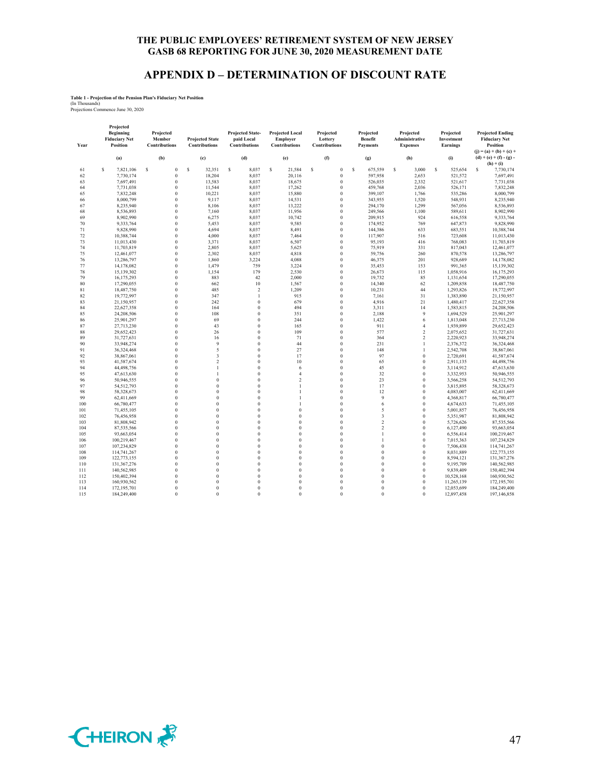# APPENDIX D – DETERMINATION OF DISCOUNT RATE

**Table 1 - Projection of the Pension Plan's Fiduciary Net Position**
(In Thousands)
Projections Commence June 30, 2020

| Year | Projected Beginning Fiduciary Net Position | Projected Member Contributions | Projected State Contributions | Projected State-paid Local Contributions | Projected Local Employer Contributions | Projected Lottery Contributions | Projected Benefit Payments | Projected Administrative Expenses | Projected Investment Earnings | Projected Ending Fiduciary Net Position |
|---|---|---|---|---|---|---|---|---|---|---|
| | (a) | (b) | (c) | (d) | (e) | (f) | (g) | (h) | (i) | (j) = (a) + (b) + (c) + (d) + (e) + (f) - (g) - (h) + (i) |
| 61 | $ 7,821,106 | $ 0 | $ 32,351 | $ 8,037 | $ 21,584 | $ 0 | $ 675,559 | $ 3,000 | $ 525,654 | $ 7,730,174 |
| 62 | 7,730,174 | 0 | 18,204 | 8,037 | 20,116 | 0 | 597,958 | 2,653 | 521,572 | 7,697,491 |
| 63 | 7,697,491 | 0 | 13,583 | 8,037 | 18,675 | 0 | 526,035 | 2,332 | 521,617 | 7,731,038 |
| 64 | 7,731,038 | 0 | 11,544 | 8,037 | 17,262 | 0 | 459,768 | 2,036 | 526,171 | 7,832,248 |
| 65 | 7,832,248 | 0 | 10,221 | 8,037 | 15,880 | 0 | 399,107 | 1,766 | 535,286 | 8,000,799 |
| 66 | 8,000,799 | 0 | 9,117 | 8,037 | 14,531 | 0 | 343,955 | 1,520 | 548,931 | 8,235,940 |
| 67 | 8,235,940 | 0 | 8,106 | 8,037 | 13,222 | 0 | 294,170 | 1,299 | 567,056 | 8,536,893 |
| 68 | 8,536,893 | 0 | 7,160 | 8,037 | 11,956 | 0 | 249,566 | 1,100 | 589,611 | 8,902,990 |
| 69 | 8,902,990 | 0 | 6,275 | 8,037 | 10,742 | 0 | 209,915 | 924 | 616,558 | 9,333,764 |
| 70 | 9,333,764 | 0 | 5,453 | 8,037 | 9,585 | 0 | 174,952 | 769 | 647,873 | 9,828,990 |
| 71 | 9,828,990 | 0 | 4,694 | 8,037 | 8,491 | 0 | 144,386 | 633 | 683,551 | 10,388,744 |
| 72 | 10,388,744 | 0 | 4,000 | 8,037 | 7,464 | 0 | 117,907 | 516 | 723,608 | 11,013,430 |
| 73 | 11,013,430 | 0 | 3,371 | 8,037 | 6,507 | 0 | 95,193 | 416 | 768,083 | 11,703,819 |
| 74 | 11,703,819 | 0 | 2,805 | 8,037 | 5,625 | 0 | 75,919 | 331 | 817,043 | 12,461,077 |
| 75 | 12,461,077 | 0 | 2,302 | 8,037 | 4,818 | 0 | 59,756 | 260 | 870,578 | 13,286,797 |
| 76 | 13,286,797 | 0 | 1,860 | 3,224 | 4,088 | 0 | 46,375 | 201 | 928,689 | 14,178,082 |
| 77 | 14,178,082 | 0 | 1,479 | 759 | 3,224 | 0 | 35,453 | 153 | 991,365 | 15,139,302 |
| 78 | 15,139,302 | 0 | 1,154 | 179 | 2,530 | 0 | 26,673 | 115 | 1,058,916 | 16,175,293 |
| 79 | 16,175,293 | 0 | 883 | 42 | 2,000 | 0 | 19,732 | 85 | 1,131,654 | 17,290,055 |
| 80 | 17,290,055 | 0 | 662 | 10 | 1,567 | 0 | 14,340 | 62 | 1,209,858 | 18,487,750 |
| 81 | 18,487,750 | 0 | 485 | 2 | 1,209 | 0 | 10,231 | 44 | 1,293,826 | 19,772,997 |
| 82 | 19,772,997 | 0 | 347 | 1 | 915 | 0 | 7,161 | 31 | 1,383,890 | 21,150,957 |
| 83 | 21,150,957 | 0 | 242 | 0 | 679 | 0 | 4,916 | 21 | 1,480,417 | 22,627,358 |
| 84 | 22,627,358 | 0 | 164 | 0 | 494 | 0 | 3,311 | 14 | 1,583,815 | 24,208,506 |
| 85 | 24,208,506 | 0 | 108 | 0 | 351 | 0 | 2,188 | 9 | 1,694,529 | 25,901,297 |
| 86 | 25,901,297 | 0 | 69 | 0 | 244 | 0 | 1,422 | 6 | 1,813,048 | 27,713,230 |
| 87 | 27,713,230 | 0 | 43 | 0 | 165 | 0 | 911 | 4 | 1,939,899 | 29,652,423 |
| 88 | 29,652,423 | 0 | 26 | 0 | 109 | 0 | 577 | 2 | 2,075,652 | 31,727,631 |
| 89 | 31,727,631 | 0 | 16 | 0 | 71 | 0 | 364 | 2 | 2,220,923 | 33,948,274 |
| 90 | 33,948,274 | 0 | 9 | 0 | 44 | 0 | 231 | 1 | 2,376,372 | 36,324,468 |
| 91 | 36,324,468 | 0 | 5 | 0 | 27 | 0 | 148 | 1 | 2,542,708 | 38,867,061 |
| 92 | 38,867,061 | 0 | 3 | 0 | 17 | 0 | 97 | 0 | 2,720,691 | 41,587,674 |
| 93 | 41,587,674 | 0 | 2 | 0 | 10 | 0 | 65 | 0 | 2,911,135 | 44,498,756 |
| 94 | 44,498,756 | 0 | 1 | 0 | 6 | 0 | 45 | 0 | 3,114,912 | 47,613,630 |
| 95 | 47,613,630 | 0 | 1 | 0 | 4 | 0 | 32 | 0 | 3,332,953 | 50,946,555 |
| 96 | 50,946,555 | 0 | 0 | 0 | 2 | 0 | 23 | 0 | 3,566,258 | 54,512,793 |
| 97 | 54,512,793 | 0 | 0 | 0 | 1 | 0 | 17 | 0 | 3,815,895 | 58,328,673 |
| 98 | 58,328,673 | 0 | 0 | 0 | 1 | 0 | 12 | 0 | 4,083,007 | 62,411,669 |
| 99 | 62,411,669 | 0 | 0 | 0 | 1 | 0 | 9 | 0 | 4,368,817 | 66,780,477 |
| 100 | 66,780,477 | 0 | 0 | 0 | 1 | 0 | 6 | 0 | 4,674,633 | 71,455,105 |
| 101 | 71,455,105 | 0 | 0 | 0 | 0 | 0 | 5 | 0 | 5,001,857 | 76,456,958 |
| 102 | 76,456,958 | 0 | 0 | 0 | 0 | 0 | 3 | 0 | 5,351,987 | 81,808,942 |
| 103 | 81,808,942 | 0 | 0 | 0 | 0 | 0 | 2 | 0 | 5,726,626 | 87,535,566 |
| 104 | 87,535,566 | 0 | 0 | 0 | 0 | 0 | 2 | 0 | 6,127,490 | 93,663,054 |
| 105 | 93,663,054 | 0 | 0 | 0 | 0 | 0 | 1 | 0 | 6,556,414 | 100,219,467 |
| 106 | 100,219,467 | 0 | 0 | 0 | 0 | 0 | 1 | 0 | 7,015,363 | 107,234,829 |
| 107 | 107,234,829 | 0 | 0 | 0 | 0 | 0 | 0 | 0 | 7,506,438 | 114,741,267 |
| 108 | 114,741,267 | 0 | 0 | 0 | 0 | 0 | 0 | 0 | 8,031,889 | 122,773,155 |
| 109 | 122,773,155 | 0 | 0 | 0 | 0 | 0 | 0 | 0 | 8,594,121 | 131,367,276 |
| 110 | 131,367,276 | 0 | 0 | 0 | 0 | 0 | 0 | 0 | 9,195,709 | 140,562,985 |
| 111 | 140,562,985 | 0 | 0 | 0 | 0 | 0 | 0 | 0 | 9,839,409 | 150,402,394 |
| 112 | 150,402,394 | 0 | 0 | 0 | 0 | 0 | 0 | 0 | 10,528,168 | 160,930,562 |
| 113 | 160,930,562 | 0 | 0 | 0 | 0 | 0 | 0 | 0 | 11,265,139 | 172,195,701 |
| 114 | 172,195,701 | 0 | 0 | 0 | 0 | 0 | 0 | 0 | 12,053,699 | 184,249,400 |
| 115 | 184,249,400 | 0 | 0 | 0 | 0 | 0 | 0 | 0 | 12,897,458 | 197,146,858 |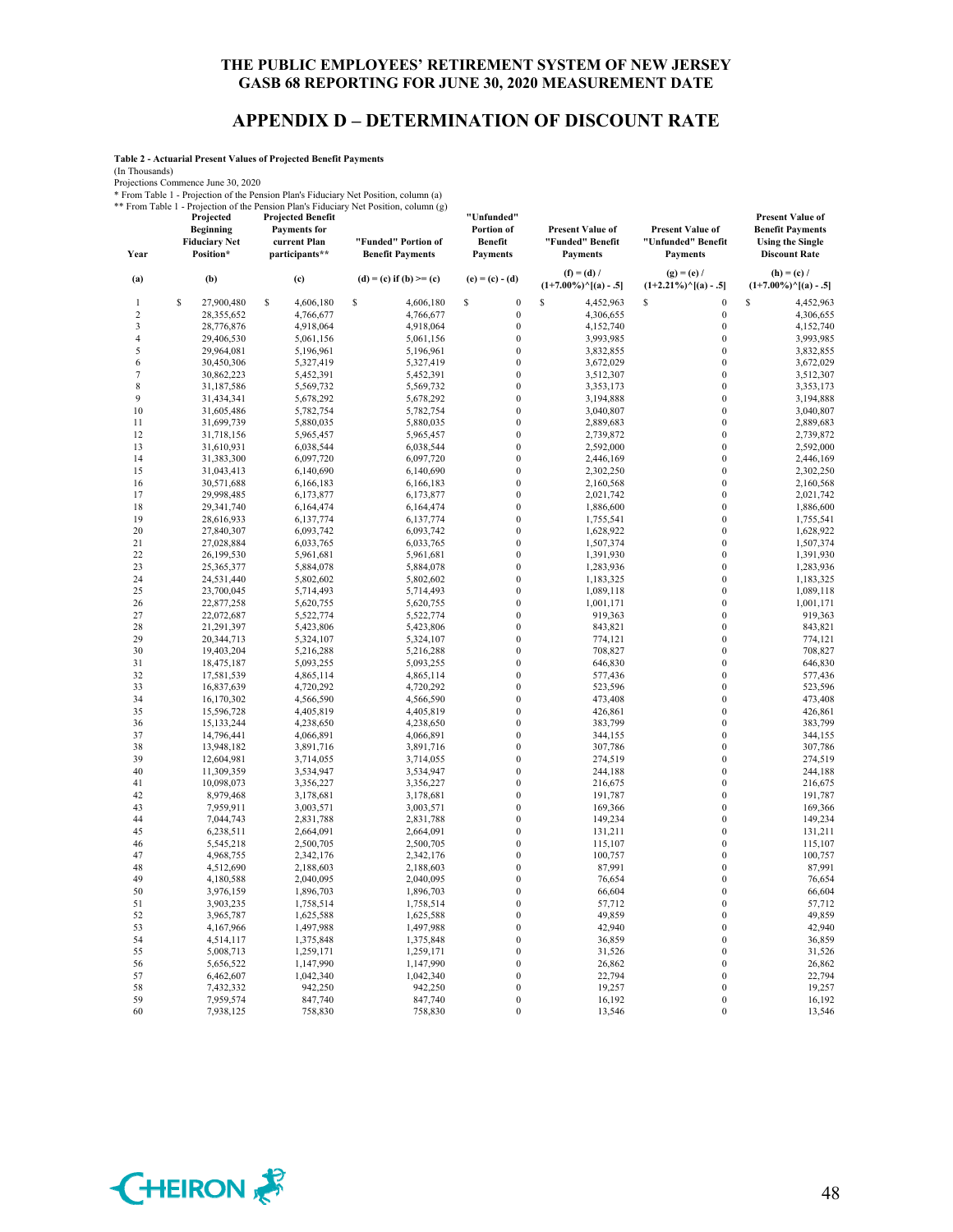# THE PUBLIC EMPLOYEES' RETIREMENT SYSTEM OF NEW JERSEY
## GASB 68 REPORTING FOR JUNE 30, 2020 MEASUREMENT DATE

## APPENDIX D – DETERMINATION OF DISCOUNT RATE

**Table 2 - Actuarial Present Values of Projected Benefit Payments**

(In Thousands)

Projections Commence June 30, 2020

\* From Table 1 - Projection of the Pension Plan's Fiduciary Net Position, column (a)

\*\* From Table 1 - Projection of the Pension Plan's Fiduciary Net Position, column (g)

| Year | Projected Beginning Fiduciary Net Position* | Projected Benefit Payments for current Plan participants** | "Funded" Portion of Benefit Payments | "Unfunded" Portion of Benefit Payments | Present Value of "Funded" Benefit Payments | Present Value of "Unfunded" Benefit Payments | Present Value of Benefit Payments Using the Single Discount Rate |
|---|---|---|---|---|---|---|---|
| (a) | (b) | (c) | (d) = (c) if (b) >= (c) | (e) = (c) - (d) | (f) = (d) / (1+7.00%)^[(a) - .5] | (g) = (e) / (1+2.21%)^[(a) - .5] | (h) = (c) / (1+7.00%)^[(a) - .5] |
| 1 | $ 27,900,480 | $ 4,606,180 | $ 4,606,180 | $ 0 | $ 4,452,963 | $ 0 | $ 4,452,963 |
| 2 | 28,355,652 | 4,766,677 | 4,766,677 | 0 | 4,306,655 | 0 | 4,306,655 |
| 3 | 28,776,876 | 4,918,064 | 4,918,064 | 0 | 4,152,740 | 0 | 4,152,740 |
| 4 | 29,406,530 | 5,061,156 | 5,061,156 | 0 | 3,993,985 | 0 | 3,993,985 |
| 5 | 29,964,081 | 5,196,961 | 5,196,961 | 0 | 3,832,855 | 0 | 3,832,855 |
| 6 | 30,450,306 | 5,327,419 | 5,327,419 | 0 | 3,672,029 | 0 | 3,672,029 |
| 7 | 30,862,223 | 5,452,391 | 5,452,391 | 0 | 3,512,307 | 0 | 3,512,307 |
| 8 | 31,187,586 | 5,569,732 | 5,569,732 | 0 | 3,353,173 | 0 | 3,353,173 |
| 9 | 31,434,341 | 5,678,292 | 5,678,292 | 0 | 3,194,888 | 0 | 3,194,888 |
| 10 | 31,605,486 | 5,782,754 | 5,782,754 | 0 | 3,040,807 | 0 | 3,040,807 |
| 11 | 31,699,739 | 5,880,035 | 5,880,035 | 0 | 2,889,683 | 0 | 2,889,683 |
| 12 | 31,718,156 | 5,965,457 | 5,965,457 | 0 | 2,739,872 | 0 | 2,739,872 |
| 13 | 31,610,931 | 6,038,544 | 6,038,544 | 0 | 2,592,000 | 0 | 2,592,000 |
| 14 | 31,383,300 | 6,097,720 | 6,097,720 | 0 | 2,446,169 | 0 | 2,446,169 |
| 15 | 31,043,413 | 6,140,690 | 6,140,690 | 0 | 2,302,250 | 0 | 2,302,250 |
| 16 | 30,571,688 | 6,166,183 | 6,166,183 | 0 | 2,160,568 | 0 | 2,160,568 |
| 17 | 29,998,485 | 6,173,877 | 6,173,877 | 0 | 2,021,742 | 0 | 2,021,742 |
| 18 | 29,341,740 | 6,164,474 | 6,164,474 | 0 | 1,886,600 | 0 | 1,886,600 |
| 19 | 28,616,933 | 6,137,774 | 6,137,774 | 0 | 1,755,541 | 0 | 1,755,541 |
| 20 | 27,840,307 | 6,093,742 | 6,093,742 | 0 | 1,628,922 | 0 | 1,628,922 |
| 21 | 27,028,884 | 6,033,765 | 6,033,765 | 0 | 1,507,374 | 0 | 1,507,374 |
| 22 | 26,199,530 | 5,961,681 | 5,961,681 | 0 | 1,391,930 | 0 | 1,391,930 |
| 23 | 25,365,377 | 5,884,078 | 5,884,078 | 0 | 1,283,936 | 0 | 1,283,936 |
| 24 | 24,531,440 | 5,802,602 | 5,802,602 | 0 | 1,183,325 | 0 | 1,183,325 |
| 25 | 23,700,045 | 5,714,493 | 5,714,493 | 0 | 1,089,118 | 0 | 1,089,118 |
| 26 | 22,877,258 | 5,620,755 | 5,620,755 | 0 | 1,001,171 | 0 | 1,001,171 |
| 27 | 22,072,687 | 5,522,774 | 5,522,774 | 0 | 919,363 | 0 | 919,363 |
| 28 | 21,291,397 | 5,423,806 | 5,423,806 | 0 | 843,821 | 0 | 843,821 |
| 29 | 20,344,713 | 5,324,107 | 5,324,107 | 0 | 774,121 | 0 | 774,121 |
| 30 | 19,403,204 | 5,216,288 | 5,216,288 | 0 | 708,827 | 0 | 708,827 |
| 31 | 18,475,187 | 5,093,255 | 5,093,255 | 0 | 646,830 | 0 | 646,830 |
| 32 | 17,581,539 | 4,865,114 | 4,865,114 | 0 | 577,436 | 0 | 577,436 |
| 33 | 16,837,639 | 4,720,292 | 4,720,292 | 0 | 523,596 | 0 | 523,596 |
| 34 | 16,170,302 | 4,566,590 | 4,566,590 | 0 | 473,408 | 0 | 473,408 |
| 35 | 15,596,728 | 4,405,819 | 4,405,819 | 0 | 426,861 | 0 | 426,861 |
| 36 | 15,133,244 | 4,238,650 | 4,238,650 | 0 | 383,799 | 0 | 383,799 |
| 37 | 14,796,441 | 4,066,891 | 4,066,891 | 0 | 344,155 | 0 | 344,155 |
| 38 | 13,948,182 | 3,891,716 | 3,891,716 | 0 | 307,786 | 0 | 307,786 |
| 39 | 12,604,981 | 3,714,055 | 3,714,055 | 0 | 274,519 | 0 | 274,519 |
| 40 | 11,309,359 | 3,534,947 | 3,534,947 | 0 | 244,188 | 0 | 244,188 |
| 41 | 10,098,073 | 3,356,227 | 3,356,227 | 0 | 216,675 | 0 | 216,675 |
| 42 | 8,979,468 | 3,178,681 | 3,178,681 | 0 | 191,787 | 0 | 191,787 |
| 43 | 7,959,911 | 3,003,571 | 3,003,571 | 0 | 169,366 | 0 | 169,366 |
| 44 | 7,044,743 | 2,831,788 | 2,831,788 | 0 | 149,234 | 0 | 149,234 |
| 45 | 6,238,511 | 2,664,091 | 2,664,091 | 0 | 131,211 | 0 | 131,211 |
| 46 | 5,545,218 | 2,500,705 | 2,500,705 | 0 | 115,107 | 0 | 115,107 |
| 47 | 4,968,755 | 2,342,176 | 2,342,176 | 0 | 100,757 | 0 | 100,757 |
| 48 | 4,512,690 | 2,188,603 | 2,188,603 | 0 | 87,991 | 0 | 87,991 |
| 49 | 4,180,588 | 2,040,095 | 2,040,095 | 0 | 76,654 | 0 | 76,654 |
| 50 | 3,976,159 | 1,896,703 | 1,896,703 | 0 | 66,604 | 0 | 66,604 |
| 51 | 3,903,235 | 1,758,514 | 1,758,514 | 0 | 57,712 | 0 | 57,712 |
| 52 | 3,965,787 | 1,625,588 | 1,625,588 | 0 | 49,859 | 0 | 49,859 |
| 53 | 4,167,966 | 1,497,988 | 1,497,988 | 0 | 42,940 | 0 | 42,940 |
| 54 | 4,514,117 | 1,375,848 | 1,375,848 | 0 | 36,859 | 0 | 36,859 |
| 55 | 5,008,713 | 1,259,171 | 1,259,171 | 0 | 31,526 | 0 | 31,526 |
| 56 | 5,656,522 | 1,147,990 | 1,147,990 | 0 | 26,862 | 0 | 26,862 |
| 57 | 6,462,607 | 1,042,340 | 1,042,340 | 0 | 22,794 | 0 | 22,794 |
| 58 | 7,432,332 | 942,250 | 942,250 | 0 | 19,257 | 0 | 19,257 |
| 59 | 7,959,574 | 847,740 | 847,740 | 0 | 16,192 | 0 | 16,192 |
| 60 | 7,938,125 | 758,830 | 758,830 | 0 | 13,546 | 0 | 13,546 |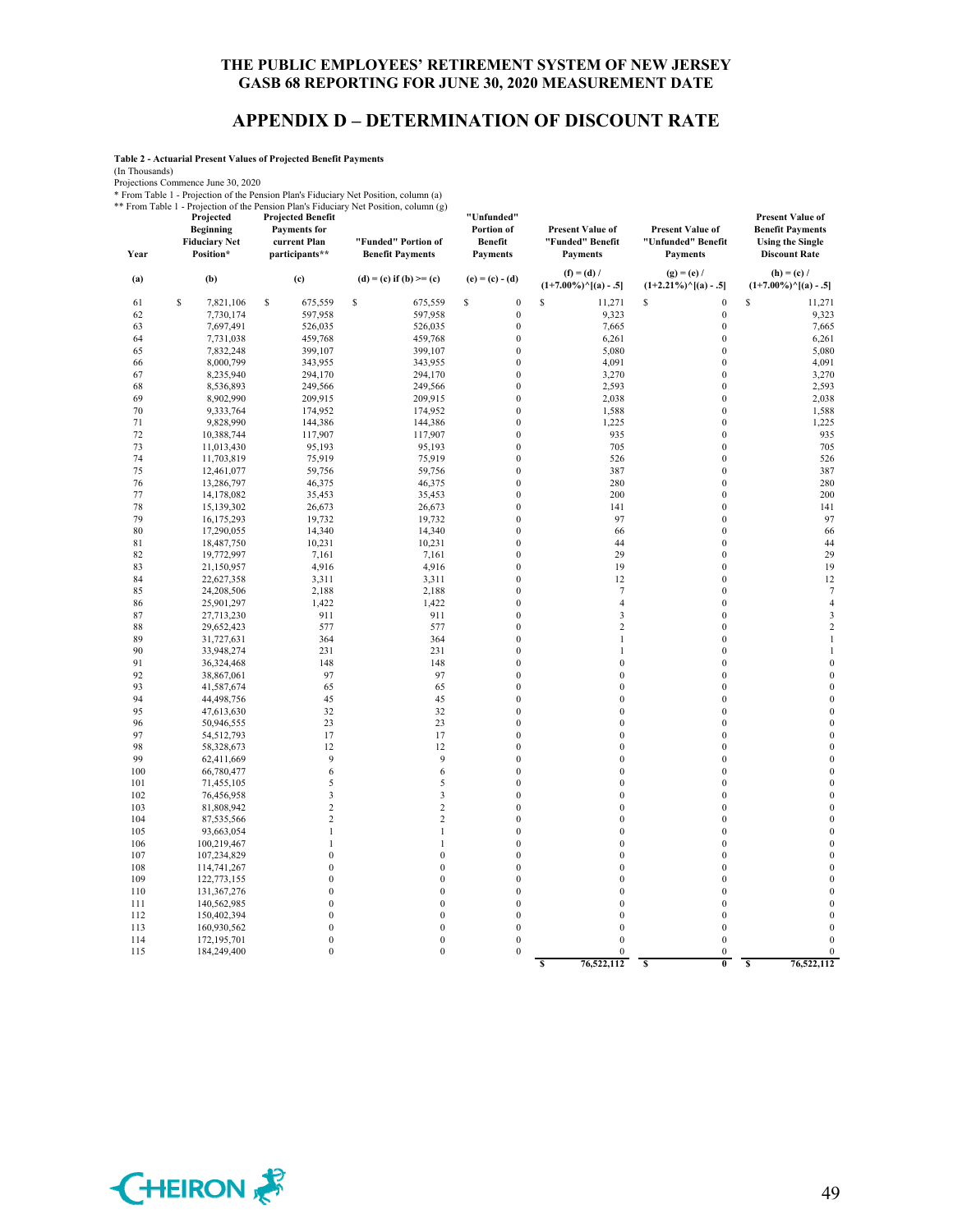## THE PUBLIC EMPLOYEES' RETIREMENT SYSTEM OF NEW JERSEY
## GASB 68 REPORTING FOR JUNE 30, 2020 MEASUREMENT DATE

# APPENDIX D – DETERMINATION OF DISCOUNT RATE

**Table 2 - Actuarial Present Values of Projected Benefit Payments**
(In Thousands)
Projections Commence June 30, 2020
\* From Table 1 - Projection of the Pension Plan's Fiduciary Net Position, column (a)
\*\* From Table 1 - Projection of the Pension Plan's Fiduciary Net Position, column (g)

| Year | Projected Beginning Fiduciary Net Position* | Projected Benefit Payments for current Plan participants** | "Funded" Portion of Benefit Payments | "Unfunded" Portion of Benefit Payments | Present Value of "Funded" Benefit Payments | Present Value of "Unfunded" Benefit Payments | Present Value of Benefit Payments Using the Single Discount Rate |
|---|---|---|---|---|---|---|---|
| (a) | (b) | (c) | (d) = (c) if (b) >= (c) | (e) = (c) - (d) | (f) = (d) / (1+7.00%)^[(a) - .5] | (g) = (e) / (1+2.21%)^[(a) - .5] | (h) = (c) / (1+7.00%)^[(a) - .5] |
| 61 | $ 7,821,106 | $ 675,559 | $ 675,559 | $ 0 | $ 11,271 | $ 0 | $ 11,271 |
| 62 | 7,730,174 | 597,958 | 597,958 | 0 | 9,323 | 0 | 9,323 |
| 63 | 7,697,491 | 526,035 | 526,035 | 0 | 7,665 | 0 | 7,665 |
| 64 | 7,731,038 | 459,768 | 459,768 | 0 | 6,261 | 0 | 6,261 |
| 65 | 7,832,248 | 399,107 | 399,107 | 0 | 5,080 | 0 | 5,080 |
| 66 | 8,000,799 | 343,955 | 343,955 | 0 | 4,091 | 0 | 4,091 |
| 67 | 8,235,940 | 294,170 | 294,170 | 0 | 3,270 | 0 | 3,270 |
| 68 | 8,536,893 | 249,566 | 249,566 | 0 | 2,593 | 0 | 2,593 |
| 69 | 8,902,990 | 209,915 | 209,915 | 0 | 2,038 | 0 | 2,038 |
| 70 | 9,333,764 | 174,952 | 174,952 | 0 | 1,588 | 0 | 1,588 |
| 71 | 9,828,990 | 144,386 | 144,386 | 0 | 1,225 | 0 | 1,225 |
| 72 | 10,388,744 | 117,907 | 117,907 | 0 | 935 | 0 | 935 |
| 73 | 11,013,430 | 95,193 | 95,193 | 0 | 705 | 0 | 705 |
| 74 | 11,703,819 | 75,919 | 75,919 | 0 | 526 | 0 | 526 |
| 75 | 12,461,077 | 59,756 | 59,756 | 0 | 387 | 0 | 387 |
| 76 | 13,286,797 | 46,375 | 46,375 | 0 | 280 | 0 | 280 |
| 77 | 14,178,082 | 35,453 | 35,453 | 0 | 200 | 0 | 200 |
| 78 | 15,139,302 | 26,673 | 26,673 | 0 | 141 | 0 | 141 |
| 79 | 16,175,293 | 19,732 | 19,732 | 0 | 97 | 0 | 97 |
| 80 | 17,290,055 | 14,340 | 14,340 | 0 | 66 | 0 | 66 |
| 81 | 18,487,750 | 10,231 | 10,231 | 0 | 44 | 0 | 44 |
| 82 | 19,772,997 | 7,161 | 7,161 | 0 | 29 | 0 | 29 |
| 83 | 21,150,957 | 4,916 | 4,916 | 0 | 19 | 0 | 19 |
| 84 | 22,627,358 | 3,311 | 3,311 | 0 | 12 | 0 | 12 |
| 85 | 24,208,506 | 2,188 | 2,188 | 0 | 7 | 0 | 7 |
| 86 | 25,901,297 | 1,422 | 1,422 | 0 | 4 | 0 | 4 |
| 87 | 27,713,230 | 911 | 911 | 0 | 3 | 0 | 3 |
| 88 | 29,652,423 | 577 | 577 | 0 | 2 | 0 | 2 |
| 89 | 31,727,631 | 364 | 364 | 0 | 1 | 0 | 1 |
| 90 | 33,948,274 | 231 | 231 | 0 | 1 | 0 | 1 |
| 91 | 36,324,468 | 148 | 148 | 0 | 0 | 0 | 0 |
| 92 | 38,867,061 | 97 | 97 | 0 | 0 | 0 | 0 |
| 93 | 41,587,674 | 65 | 65 | 0 | 0 | 0 | 0 |
| 94 | 44,498,756 | 45 | 45 | 0 | 0 | 0 | 0 |
| 95 | 47,613,630 | 32 | 32 | 0 | 0 | 0 | 0 |
| 96 | 50,946,555 | 23 | 23 | 0 | 0 | 0 | 0 |
| 97 | 54,512,793 | 17 | 17 | 0 | 0 | 0 | 0 |
| 98 | 58,328,673 | 12 | 12 | 0 | 0 | 0 | 0 |
| 99 | 62,411,669 | 9 | 9 | 0 | 0 | 0 | 0 |
| 100 | 66,780,477 | 6 | 6 | 0 | 0 | 0 | 0 |
| 101 | 71,455,105 | 5 | 5 | 0 | 0 | 0 | 0 |
| 102 | 76,456,958 | 3 | 3 | 0 | 0 | 0 | 0 |
| 103 | 81,808,942 | 2 | 2 | 0 | 0 | 0 | 0 |
| 104 | 87,535,566 | 2 | 2 | 0 | 0 | 0 | 0 |
| 105 | 93,663,054 | 1 | 1 | 0 | 0 | 0 | 0 |
| 106 | 100,219,467 | 1 | 1 | 0 | 0 | 0 | 0 |
| 107 | 107,234,829 | 0 | 0 | 0 | 0 | 0 | 0 |
| 108 | 114,741,267 | 0 | 0 | 0 | 0 | 0 | 0 |
| 109 | 122,773,155 | 0 | 0 | 0 | 0 | 0 | 0 |
| 110 | 131,367,276 | 0 | 0 | 0 | 0 | 0 | 0 |
| 111 | 140,562,985 | 0 | 0 | 0 | 0 | 0 | 0 |
| 112 | 150,402,394 | 0 | 0 | 0 | 0 | 0 | 0 |
| 113 | 160,930,562 | 0 | 0 | 0 | 0 | 0 | 0 |
| 114 | 172,195,701 | 0 | 0 | 0 | 0 | 0 | 0 |
| 115 | 184,249,400 | 0 | 0 | 0 | 0 | 0 | 0 |
| | | | | | **$ 76,522,112** | **$ 0** | **$ 76,522,112** |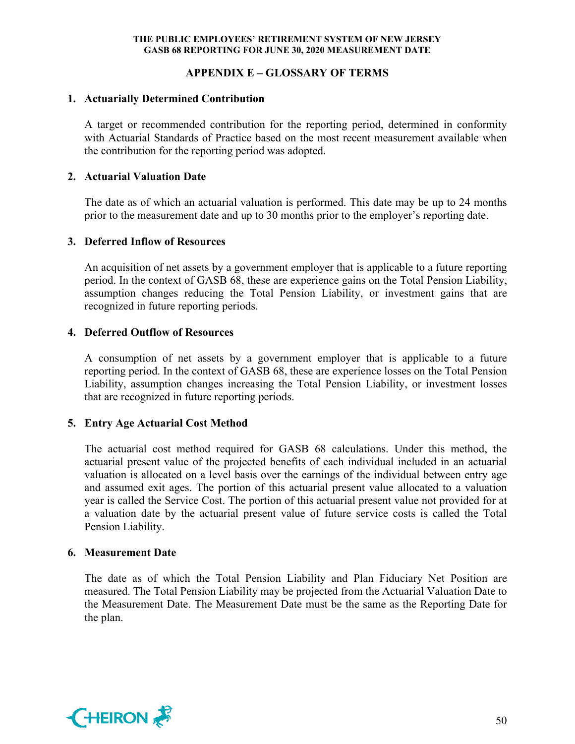## APPENDIX E – GLOSSARY OF TERMS

1. **Actuarially Determined Contribution**

   A target or recommended contribution for the reporting period, determined in conformity with Actuarial Standards of Practice based on the most recent measurement available when the contribution for the reporting period was adopted.

2. **Actuarial Valuation Date**

   The date as of which an actuarial valuation is performed. This date may be up to 24 months prior to the measurement date and up to 30 months prior to the employer's reporting date.

3. **Deferred Inflow of Resources**

   An acquisition of net assets by a government employer that is applicable to a future reporting period. In the context of GASB 68, these are experience gains on the Total Pension Liability, assumption changes reducing the Total Pension Liability, or investment gains that are recognized in future reporting periods.

4. **Deferred Outflow of Resources**

   A consumption of net assets by a government employer that is applicable to a future reporting period. In the context of GASB 68, these are experience losses on the Total Pension Liability, assumption changes increasing the Total Pension Liability, or investment losses that are recognized in future reporting periods.

5. **Entry Age Actuarial Cost Method**

   The actuarial cost method required for GASB 68 calculations. Under this method, the actuarial present value of the projected benefits of each individual included in an actuarial valuation is allocated on a level basis over the earnings of the individual between entry age and assumed exit ages. The portion of this actuarial present value allocated to a valuation year is called the Service Cost. The portion of this actuarial present value not provided for at a valuation date by the actuarial present value of future service costs is called the Total Pension Liability.

6. **Measurement Date**

   The date as of which the Total Pension Liability and Plan Fiduciary Net Position are measured. The Total Pension Liability may be projected from the Actuarial Valuation Date to the Measurement Date. The Measurement Date must be the same as the Reporting Date for the plan.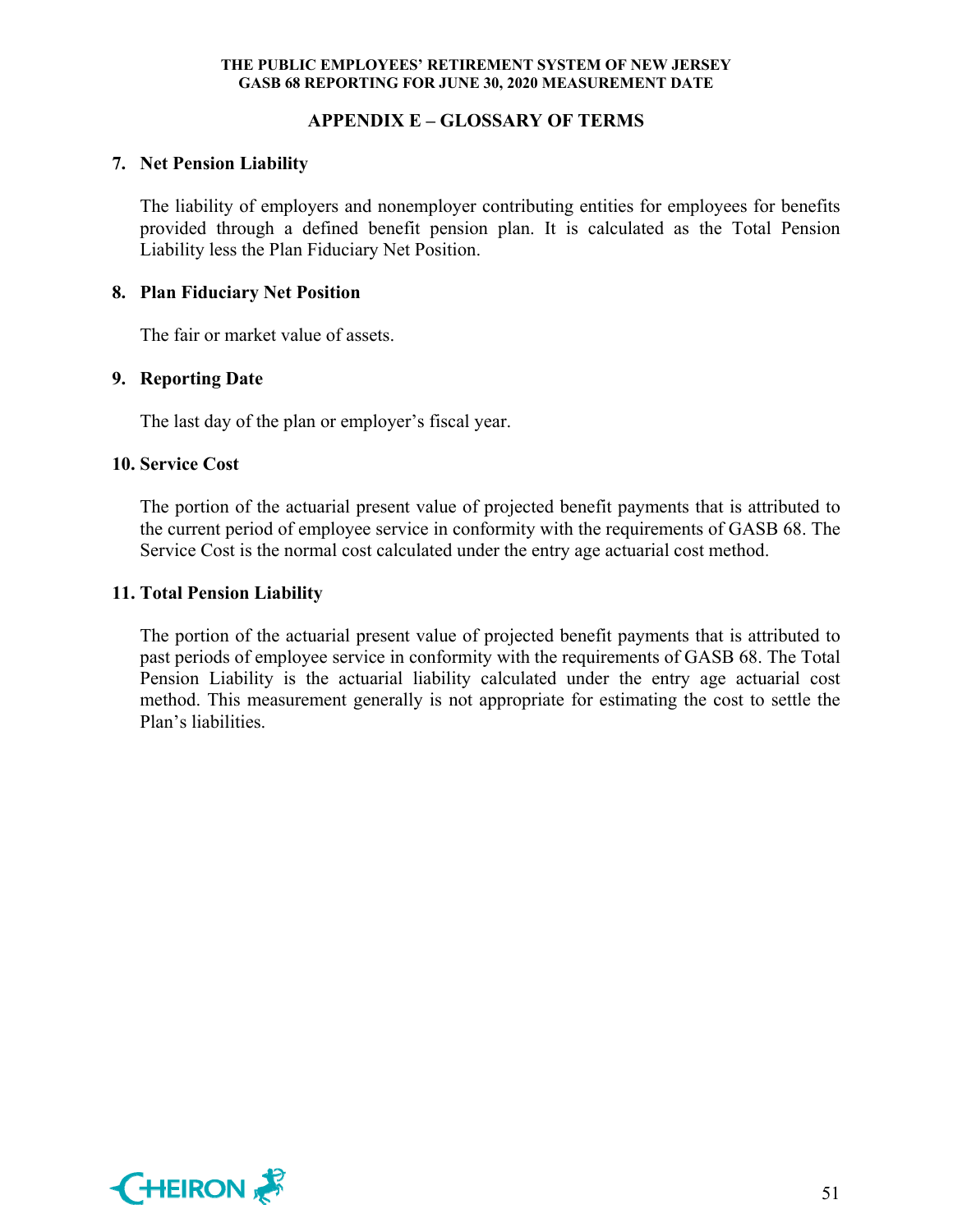## APPENDIX E – GLOSSARY OF TERMS

**7. Net Pension Liability**

The liability of employers and nonemployer contributing entities for employees for benefits provided through a defined benefit pension plan. It is calculated as the Total Pension Liability less the Plan Fiduciary Net Position.

**8. Plan Fiduciary Net Position**

The fair or market value of assets.

**9. Reporting Date**

The last day of the plan or employer's fiscal year.

**10. Service Cost**

The portion of the actuarial present value of projected benefit payments that is attributed to the current period of employee service in conformity with the requirements of GASB 68. The Service Cost is the normal cost calculated under the entry age actuarial cost method.

**11. Total Pension Liability**

The portion of the actuarial present value of projected benefit payments that is attributed to past periods of employee service in conformity with the requirements of GASB 68. The Total Pension Liability is the actuarial liability calculated under the entry age actuarial cost method. This measurement generally is not appropriate for estimating the cost to settle the Plan's liabilities.